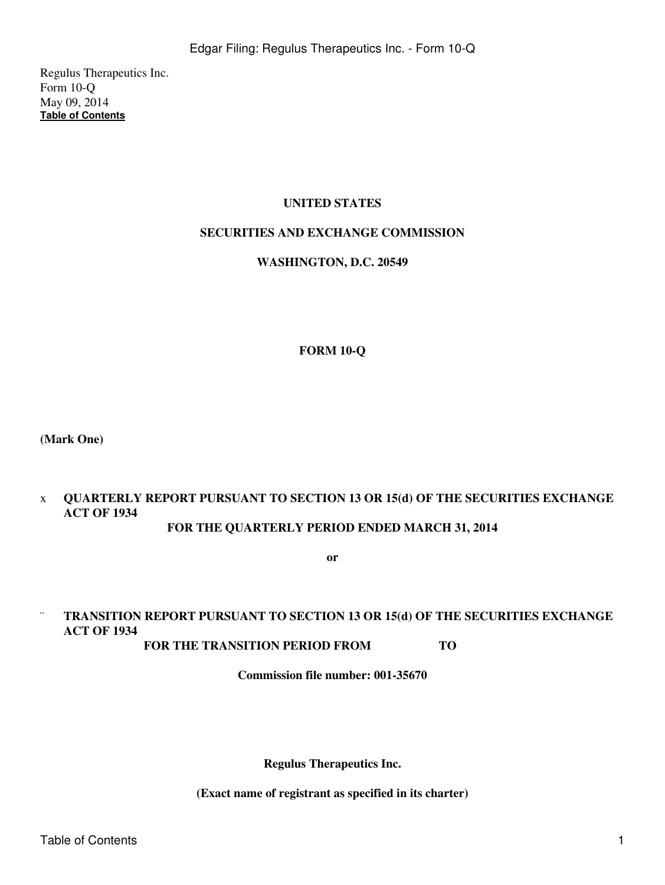Regulus Therapeutics Inc.
Form 10-Q
May 09, 2014
**Table of Contents**

**UNITED STATES**

**SECURITIES AND EXCHANGE COMMISSION**

**WASHINGTON, D.C. 20549**

**FORM 10-Q**

**(Mark One)**

x **QUARTERLY REPORT PURSUANT TO SECTION 13 OR 15(d) OF THE SECURITIES EXCHANGE ACT OF 1934**
**FOR THE QUARTERLY PERIOD ENDED MARCH 31, 2014**

**or**

¨ **TRANSITION REPORT PURSUANT TO SECTION 13 OR 15(d) OF THE SECURITIES EXCHANGE ACT OF 1934**
**FOR THE TRANSITION PERIOD FROM TO**

**Commission file number: 001-35670**

**Regulus Therapeutics Inc.**

**(Exact name of registrant as specified in its charter)**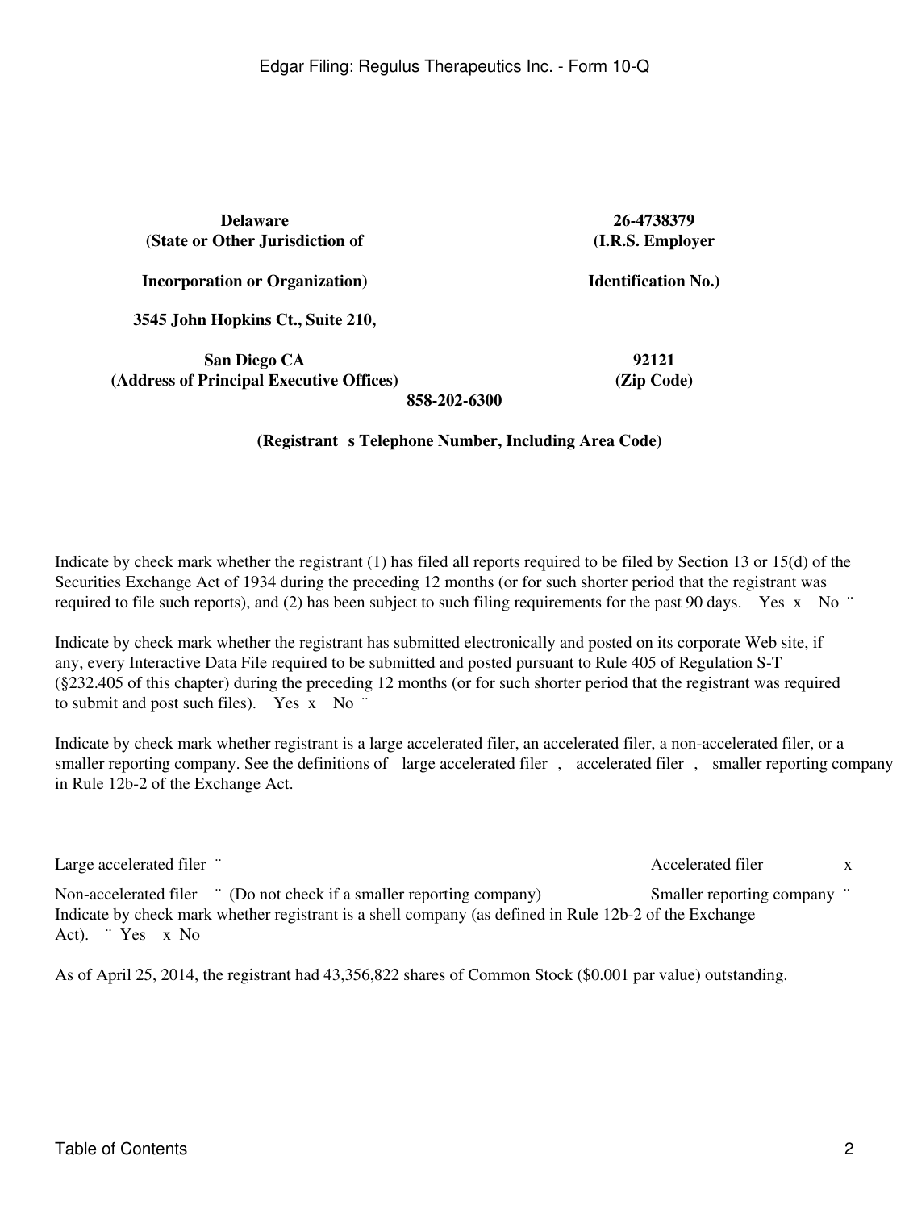| | |
|---|---|
| **Delaware** | **26-4738379** |
| **(State or Other Jurisdiction of** | **(I.R.S. Employer** |
| **Incorporation or Organization)** | **Identification No.)** |
| **3545 John Hopkins Ct., Suite 210,** | |
| **San Diego CA** | **92121** |
| **(Address of Principal Executive Offices)** | **(Zip Code)** |

**858-202-6300**

**(Registrant s Telephone Number, Including Area Code)**

Indicate by check mark whether the registrant (1) has filed all reports required to be filed by Section 13 or 15(d) of the Securities Exchange Act of 1934 during the preceding 12 months (or for such shorter period that the registrant was required to file such reports), and (2) has been subject to such filing requirements for the past 90 days. Yes x No ¨

Indicate by check mark whether the registrant has submitted electronically and posted on its corporate Web site, if any, every Interactive Data File required to be submitted and posted pursuant to Rule 405 of Regulation S-T (§232.405 of this chapter) during the preceding 12 months (or for such shorter period that the registrant was required to submit and post such files). Yes x No ¨

Indicate by check mark whether registrant is a large accelerated filer, an accelerated filer, a non-accelerated filer, or a smaller reporting company. See the definitions of large accelerated filer , accelerated filer , smaller reporting company in Rule 12b-2 of the Exchange Act.

| | |
|---|---|
| Large accelerated filer ¨ | Accelerated filer x |
| Non-accelerated filer ¨ (Do not check if a smaller reporting company) | Smaller reporting company ¨ |

Indicate by check mark whether registrant is a shell company (as defined in Rule 12b-2 of the Exchange Act). ¨ Yes x No

As of April 25, 2014, the registrant had 43,356,822 shares of Common Stock ($0.001 par value) outstanding.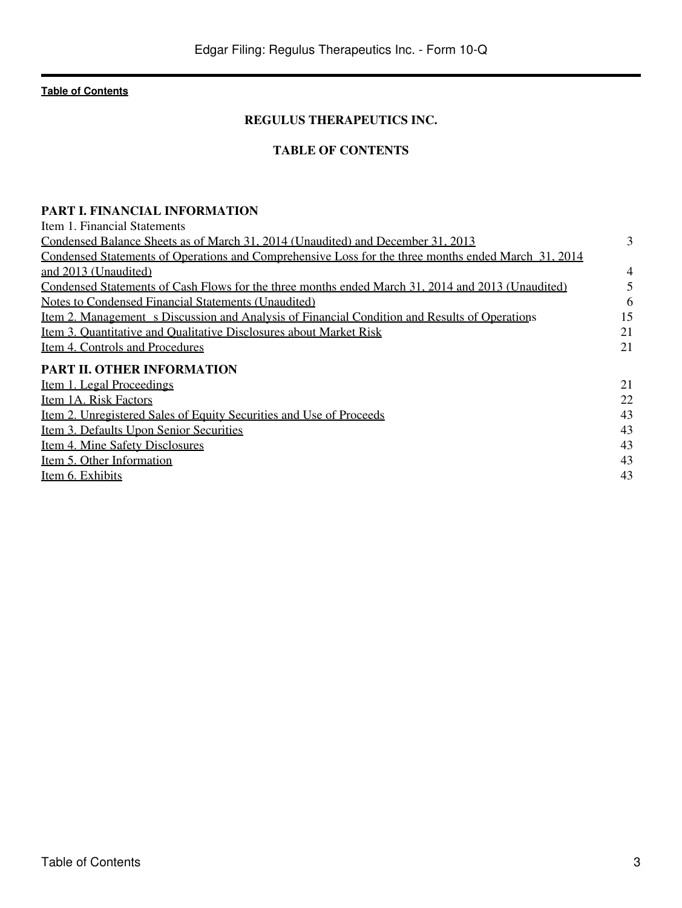Table of Contents

# REGULUS THERAPEUTICS INC.

## TABLE OF CONTENTS

| | |
|---|---|
| **PART I. FINANCIAL INFORMATION** | |
| Item 1. Financial Statements | |
| Condensed Balance Sheets as of March 31, 2014 (Unaudited) and December 31, 2013 | 3 |
| Condensed Statements of Operations and Comprehensive Loss for the three months ended March 31, 2014 and 2013 (Unaudited) | 4 |
| Condensed Statements of Cash Flows for the three months ended March 31, 2014 and 2013 (Unaudited) | 5 |
| Notes to Condensed Financial Statements (Unaudited) | 6 |
| Item 2. Management s Discussion and Analysis of Financial Condition and Results of Operations | 15 |
| Item 3. Quantitative and Qualitative Disclosures about Market Risk | 21 |
| Item 4. Controls and Procedures | 21 |
| **PART II. OTHER INFORMATION** | |
| Item 1. Legal Proceedings | 21 |
| Item 1A. Risk Factors | 22 |
| Item 2. Unregistered Sales of Equity Securities and Use of Proceeds | 43 |
| Item 3. Defaults Upon Senior Securities | 43 |
| Item 4. Mine Safety Disclosures | 43 |
| Item 5. Other Information | 43 |
| Item 6. Exhibits | 43 |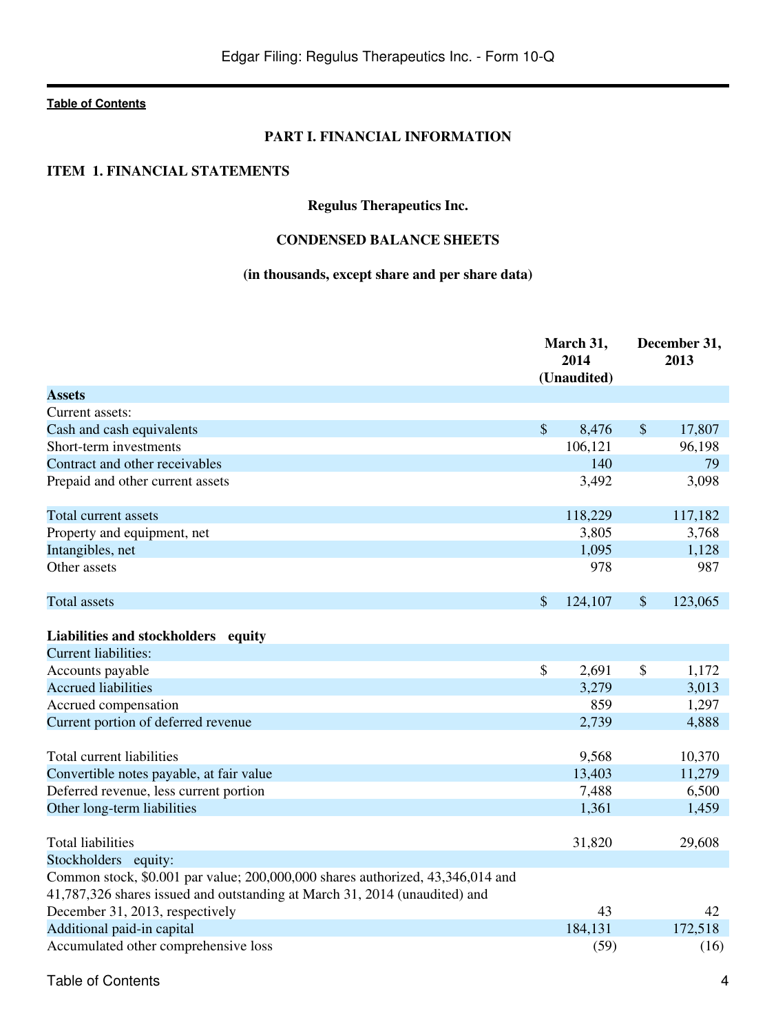## PART I. FINANCIAL INFORMATION

### ITEM 1. FINANCIAL STATEMENTS

**Regulus Therapeutics Inc.**

**CONDENSED BALANCE SHEETS**

**(in thousands, except share and per share data)**

| | March 31, 2014 (Unaudited) | December 31, 2013 |
|---|---|---|
| **Assets** | | |
| Current assets: | | |
| Cash and cash equivalents | $ 8,476 | $ 17,807 |
| Short-term investments | 106,121 | 96,198 |
| Contract and other receivables | 140 | 79 |
| Prepaid and other current assets | 3,492 | 3,098 |
| Total current assets | 118,229 | 117,182 |
| Property and equipment, net | 3,805 | 3,768 |
| Intangibles, net | 1,095 | 1,128 |
| Other assets | 978 | 987 |
| Total assets | $ 124,107 | $ 123,065 |
| **Liabilities and stockholders equity** | | |
| Current liabilities: | | |
| Accounts payable | $ 2,691 | $ 1,172 |
| Accrued liabilities | 3,279 | 3,013 |
| Accrued compensation | 859 | 1,297 |
| Current portion of deferred revenue | 2,739 | 4,888 |
| Total current liabilities | 9,568 | 10,370 |
| Convertible notes payable, at fair value | 13,403 | 11,279 |
| Deferred revenue, less current portion | 7,488 | 6,500 |
| Other long-term liabilities | 1,361 | 1,459 |
| Total liabilities | 31,820 | 29,608 |
| Stockholders equity: | | |
| Common stock, $0.001 par value; 200,000,000 shares authorized, 43,346,014 and 41,787,326 shares issued and outstanding at March 31, 2014 (unaudited) and December 31, 2013, respectively | 43 | 42 |
| Additional paid-in capital | 184,131 | 172,518 |
| Accumulated other comprehensive loss | (59) | (16) |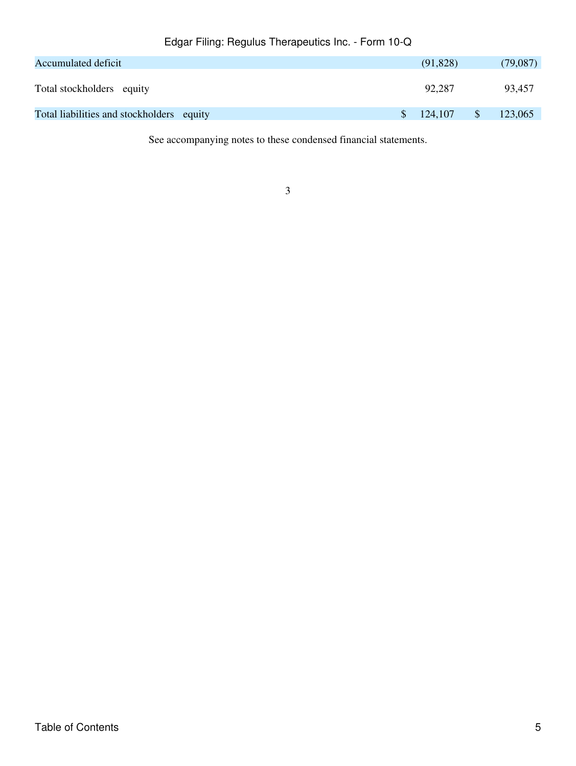| | | |
|---|---|---|
| Accumulated deficit | (91,828) | (79,087) |
| Total stockholders equity | 92,287 | 93,457 |
| Total liabilities and stockholders equity | $ 124,107 | $ 123,065 |

See accompanying notes to these condensed financial statements.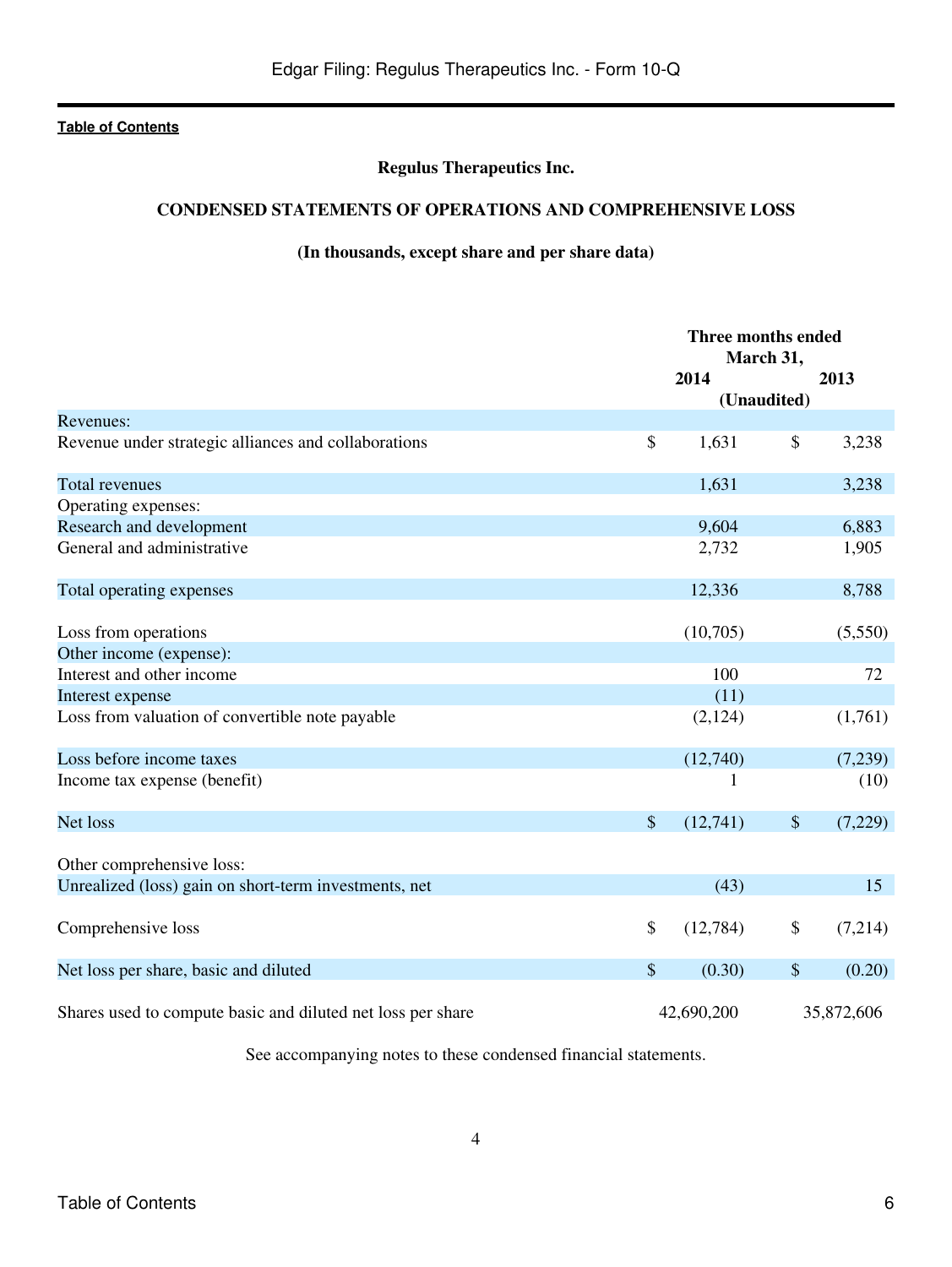**Table of Contents**

**Regulus Therapeutics Inc.**

**CONDENSED STATEMENTS OF OPERATIONS AND COMPREHENSIVE LOSS**

**(In thousands, except share and per share data)**

| | Three months ended March 31, | |
|---|---|---|
| | 2014 | 2013 |
| | (Unaudited) | |
| Revenues: | | |
| Revenue under strategic alliances and collaborations | $ 1,631 | $ 3,238 |
| Total revenues | 1,631 | 3,238 |
| Operating expenses: | | |
| Research and development | 9,604 | 6,883 |
| General and administrative | 2,732 | 1,905 |
| Total operating expenses | 12,336 | 8,788 |
| Loss from operations | (10,705) | (5,550) |
| Other income (expense): | | |
| Interest and other income | 100 | 72 |
| Interest expense | (11) | |
| Loss from valuation of convertible note payable | (2,124) | (1,761) |
| Loss before income taxes | (12,740) | (7,239) |
| Income tax expense (benefit) | 1 | (10) |
| Net loss | $ (12,741) | $ (7,229) |
| Other comprehensive loss: | | |
| Unrealized (loss) gain on short-term investments, net | (43) | 15 |
| Comprehensive loss | $ (12,784) | $ (7,214) |
| Net loss per share, basic and diluted | $ (0.30) | $ (0.20) |
| Shares used to compute basic and diluted net loss per share | 42,690,200 | 35,872,606 |

See accompanying notes to these condensed financial statements.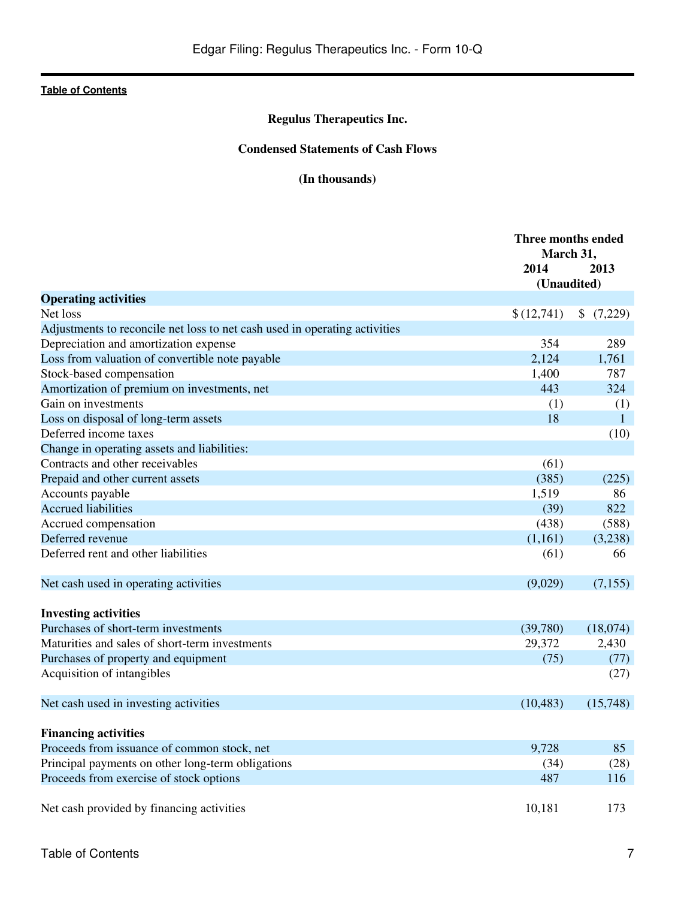**Regulus Therapeutics Inc.**

**Condensed Statements of Cash Flows**

**(In thousands)**

| | Three months ended March 31, | |
|---|---|---|
| | 2014 | 2013 |
| | (Unaudited) | |
| **Operating activities** | | |
| Net loss | $ (12,741) | $ (7,229) |
| Adjustments to reconcile net loss to net cash used in operating activities | | |
| Depreciation and amortization expense | 354 | 289 |
| Loss from valuation of convertible note payable | 2,124 | 1,761 |
| Stock-based compensation | 1,400 | 787 |
| Amortization of premium on investments, net | 443 | 324 |
| Gain on investments | (1) | (1) |
| Loss on disposal of long-term assets | 18 | 1 |
| Deferred income taxes | | (10) |
| Change in operating assets and liabilities: | | |
| Contracts and other receivables | (61) | |
| Prepaid and other current assets | (385) | (225) |
| Accounts payable | 1,519 | 86 |
| Accrued liabilities | (39) | 822 |
| Accrued compensation | (438) | (588) |
| Deferred revenue | (1,161) | (3,238) |
| Deferred rent and other liabilities | (61) | 66 |
| Net cash used in operating activities | (9,029) | (7,155) |
| **Investing activities** | | |
| Purchases of short-term investments | (39,780) | (18,074) |
| Maturities and sales of short-term investments | 29,372 | 2,430 |
| Purchases of property and equipment | (75) | (77) |
| Acquisition of intangibles | | (27) |
| Net cash used in investing activities | (10,483) | (15,748) |
| **Financing activities** | | |
| Proceeds from issuance of common stock, net | 9,728 | 85 |
| Principal payments on other long-term obligations | (34) | (28) |
| Proceeds from exercise of stock options | 487 | 116 |
| Net cash provided by financing activities | 10,181 | 173 |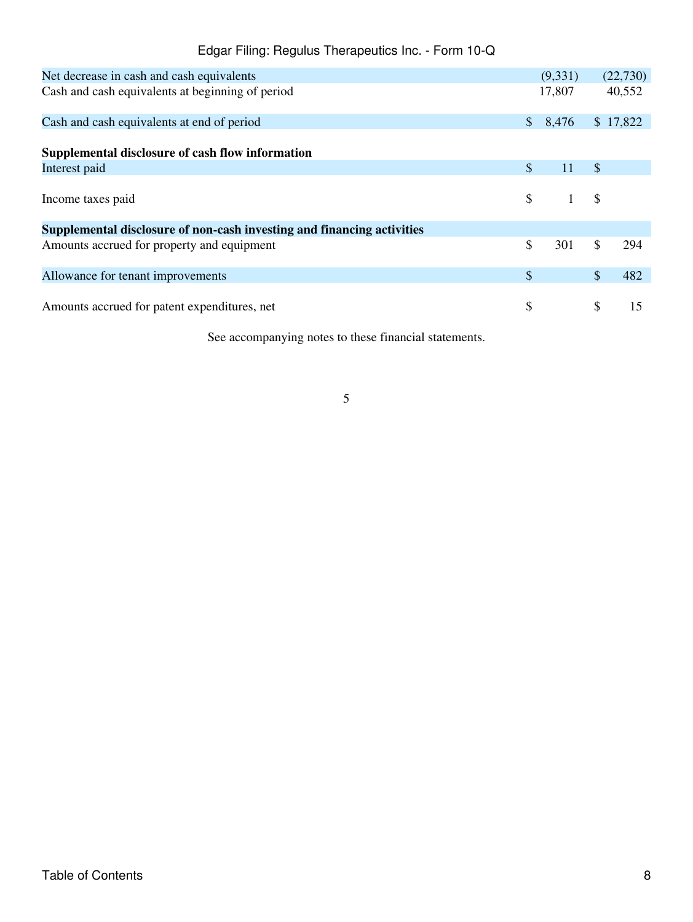| | | |
|---|---|---|
| Net decrease in cash and cash equivalents | (9,331) | (22,730) |
| Cash and cash equivalents at beginning of period | 17,807 | 40,552 |
| Cash and cash equivalents at end of period | $ 8,476 | $ 17,822 |
| **Supplemental disclosure of cash flow information** | | |
| Interest paid | $ 11 | $ |
| Income taxes paid | $ 1 | $ |
| **Supplemental disclosure of non-cash investing and financing activities** | | |
| Amounts accrued for property and equipment | $ 301 | $ 294 |
| Allowance for tenant improvements | $ | $ 482 |
| Amounts accrued for patent expenditures, net | $ | $ 15 |

See accompanying notes to these financial statements.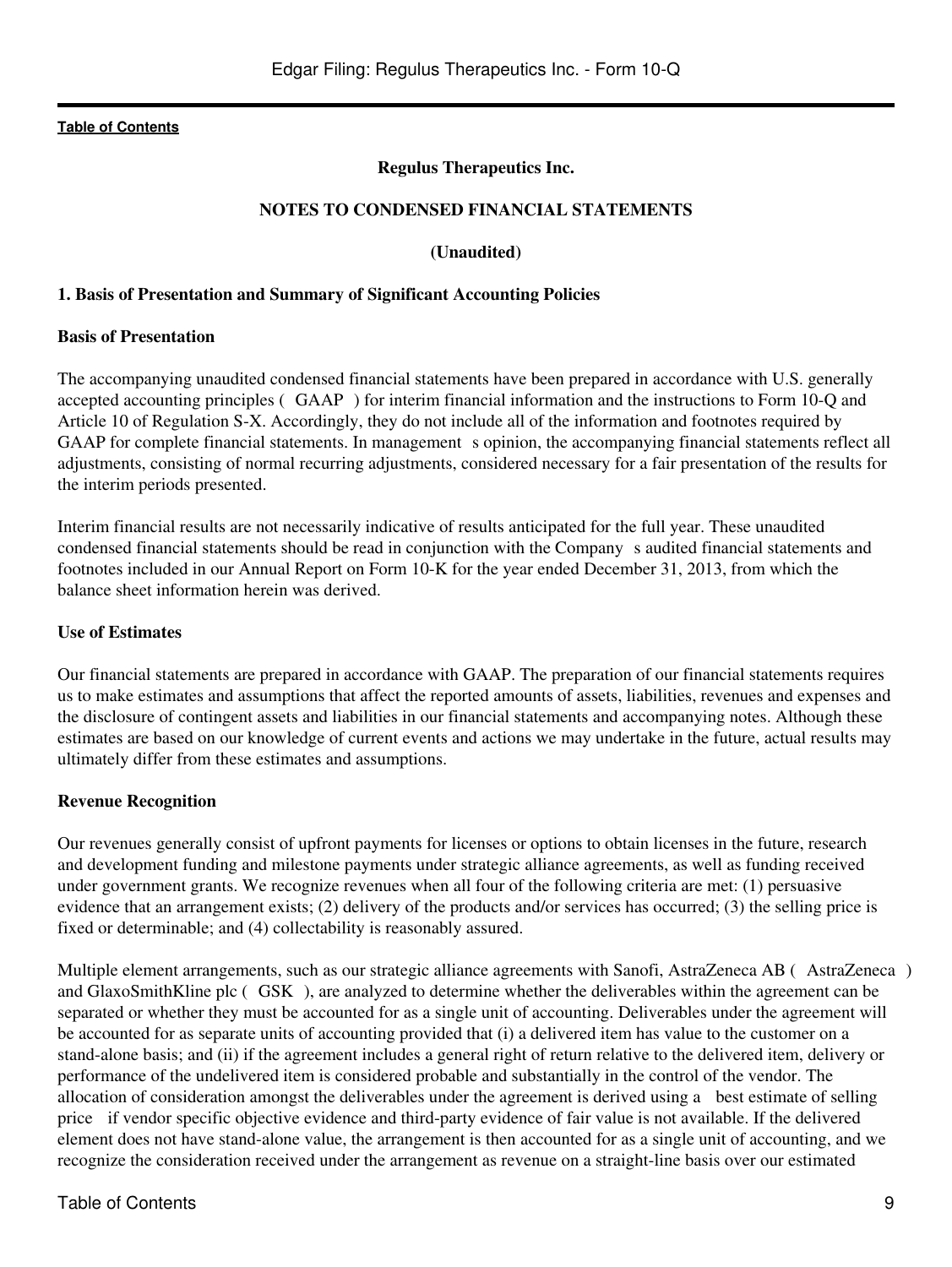[Table of Contents](#)

**Regulus Therapeutics Inc.**

**NOTES TO CONDENSED FINANCIAL STATEMENTS**

**(Unaudited)**

### 1. Basis of Presentation and Summary of Significant Accounting Policies

#### Basis of Presentation

The accompanying unaudited condensed financial statements have been prepared in accordance with U.S. generally accepted accounting principles ( GAAP ) for interim financial information and the instructions to Form 10-Q and Article 10 of Regulation S-X. Accordingly, they do not include all of the information and footnotes required by GAAP for complete financial statements. In management s opinion, the accompanying financial statements reflect all adjustments, consisting of normal recurring adjustments, considered necessary for a fair presentation of the results for the interim periods presented.

Interim financial results are not necessarily indicative of results anticipated for the full year. These unaudited condensed financial statements should be read in conjunction with the Company s audited financial statements and footnotes included in our Annual Report on Form 10-K for the year ended December 31, 2013, from which the balance sheet information herein was derived.

#### Use of Estimates

Our financial statements are prepared in accordance with GAAP. The preparation of our financial statements requires us to make estimates and assumptions that affect the reported amounts of assets, liabilities, revenues and expenses and the disclosure of contingent assets and liabilities in our financial statements and accompanying notes. Although these estimates are based on our knowledge of current events and actions we may undertake in the future, actual results may ultimately differ from these estimates and assumptions.

#### Revenue Recognition

Our revenues generally consist of upfront payments for licenses or options to obtain licenses in the future, research and development funding and milestone payments under strategic alliance agreements, as well as funding received under government grants. We recognize revenues when all four of the following criteria are met: (1) persuasive evidence that an arrangement exists; (2) delivery of the products and/or services has occurred; (3) the selling price is fixed or determinable; and (4) collectability is reasonably assured.

Multiple element arrangements, such as our strategic alliance agreements with Sanofi, AstraZeneca AB ( AstraZeneca ) and GlaxoSmithKline plc ( GSK ), are analyzed to determine whether the deliverables within the agreement can be separated or whether they must be accounted for as a single unit of accounting. Deliverables under the agreement will be accounted for as separate units of accounting provided that (i) a delivered item has value to the customer on a stand-alone basis; and (ii) if the agreement includes a general right of return relative to the delivered item, delivery or performance of the undelivered item is considered probable and substantially in the control of the vendor. The allocation of consideration amongst the deliverables under the agreement is derived using a best estimate of selling price if vendor specific objective evidence and third-party evidence of fair value is not available. If the delivered element does not have stand-alone value, the arrangement is then accounted for as a single unit of accounting, and we recognize the consideration received under the arrangement as revenue on a straight-line basis over our estimated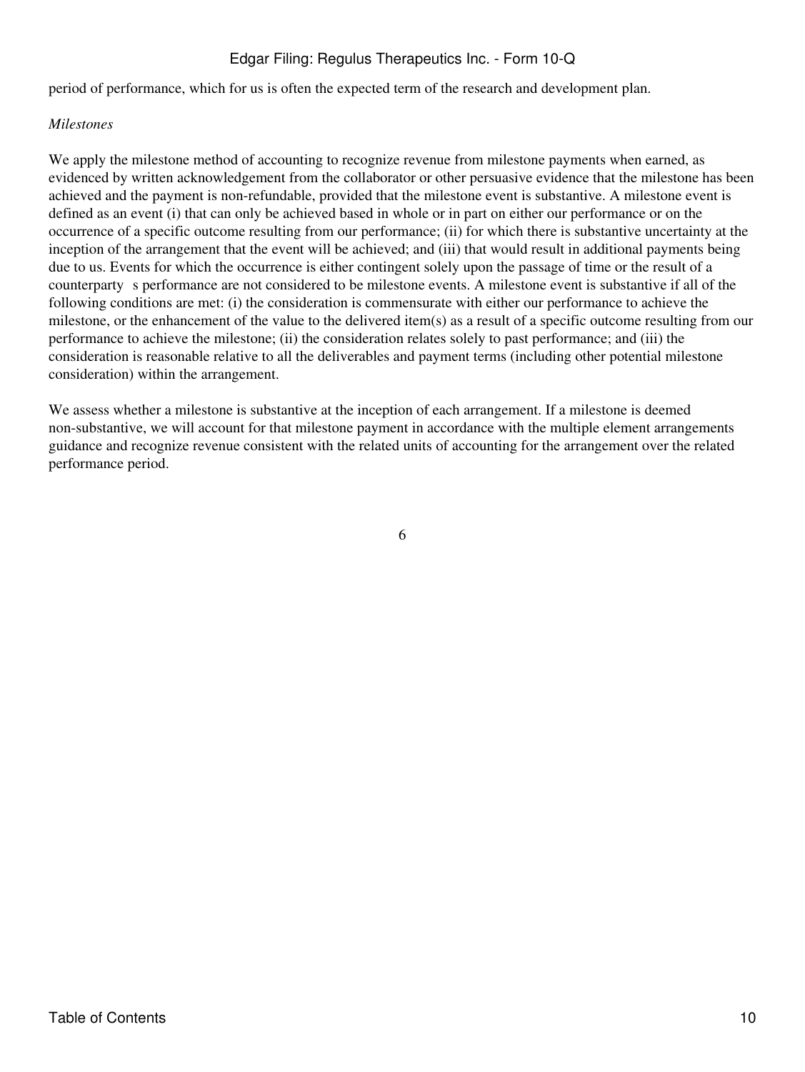period of performance, which for us is often the expected term of the research and development plan.

*Milestones*

We apply the milestone method of accounting to recognize revenue from milestone payments when earned, as evidenced by written acknowledgement from the collaborator or other persuasive evidence that the milestone has been achieved and the payment is non-refundable, provided that the milestone event is substantive. A milestone event is defined as an event (i) that can only be achieved based in whole or in part on either our performance or on the occurrence of a specific outcome resulting from our performance; (ii) for which there is substantive uncertainty at the inception of the arrangement that the event will be achieved; and (iii) that would result in additional payments being due to us. Events for which the occurrence is either contingent solely upon the passage of time or the result of a counterparty s performance are not considered to be milestone events. A milestone event is substantive if all of the following conditions are met: (i) the consideration is commensurate with either our performance to achieve the milestone, or the enhancement of the value to the delivered item(s) as a result of a specific outcome resulting from our performance to achieve the milestone; (ii) the consideration relates solely to past performance; and (iii) the consideration is reasonable relative to all the deliverables and payment terms (including other potential milestone consideration) within the arrangement.

We assess whether a milestone is substantive at the inception of each arrangement. If a milestone is deemed non-substantive, we will account for that milestone payment in accordance with the multiple element arrangements guidance and recognize revenue consistent with the related units of accounting for the arrangement over the related performance period.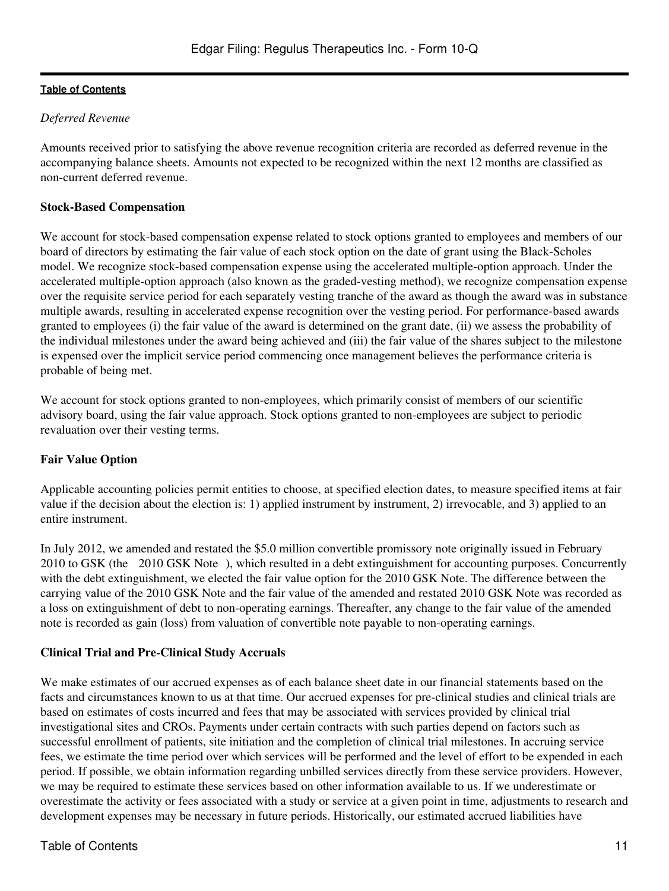*Deferred Revenue*

Amounts received prior to satisfying the above revenue recognition criteria are recorded as deferred revenue in the accompanying balance sheets. Amounts not expected to be recognized within the next 12 months are classified as non-current deferred revenue.

**Stock-Based Compensation**

We account for stock-based compensation expense related to stock options granted to employees and members of our board of directors by estimating the fair value of each stock option on the date of grant using the Black-Scholes model. We recognize stock-based compensation expense using the accelerated multiple-option approach. Under the accelerated multiple-option approach (also known as the graded-vesting method), we recognize compensation expense over the requisite service period for each separately vesting tranche of the award as though the award was in substance multiple awards, resulting in accelerated expense recognition over the vesting period. For performance-based awards granted to employees (i) the fair value of the award is determined on the grant date, (ii) we assess the probability of the individual milestones under the award being achieved and (iii) the fair value of the shares subject to the milestone is expensed over the implicit service period commencing once management believes the performance criteria is probable of being met.

We account for stock options granted to non-employees, which primarily consist of members of our scientific advisory board, using the fair value approach. Stock options granted to non-employees are subject to periodic revaluation over their vesting terms.

**Fair Value Option**

Applicable accounting policies permit entities to choose, at specified election dates, to measure specified items at fair value if the decision about the election is: 1) applied instrument by instrument, 2) irrevocable, and 3) applied to an entire instrument.

In July 2012, we amended and restated the $5.0 million convertible promissory note originally issued in February 2010 to GSK (the 2010 GSK Note ), which resulted in a debt extinguishment for accounting purposes. Concurrently with the debt extinguishment, we elected the fair value option for the 2010 GSK Note. The difference between the carrying value of the 2010 GSK Note and the fair value of the amended and restated 2010 GSK Note was recorded as a loss on extinguishment of debt to non-operating earnings. Thereafter, any change to the fair value of the amended note is recorded as gain (loss) from valuation of convertible note payable to non-operating earnings.

**Clinical Trial and Pre-Clinical Study Accruals**

We make estimates of our accrued expenses as of each balance sheet date in our financial statements based on the facts and circumstances known to us at that time. Our accrued expenses for pre-clinical studies and clinical trials are based on estimates of costs incurred and fees that may be associated with services provided by clinical trial investigational sites and CROs. Payments under certain contracts with such parties depend on factors such as successful enrollment of patients, site initiation and the completion of clinical trial milestones. In accruing service fees, we estimate the time period over which services will be performed and the level of effort to be expended in each period. If possible, we obtain information regarding unbilled services directly from these service providers. However, we may be required to estimate these services based on other information available to us. If we underestimate or overestimate the activity or fees associated with a study or service at a given point in time, adjustments to research and development expenses may be necessary in future periods. Historically, our estimated accrued liabilities have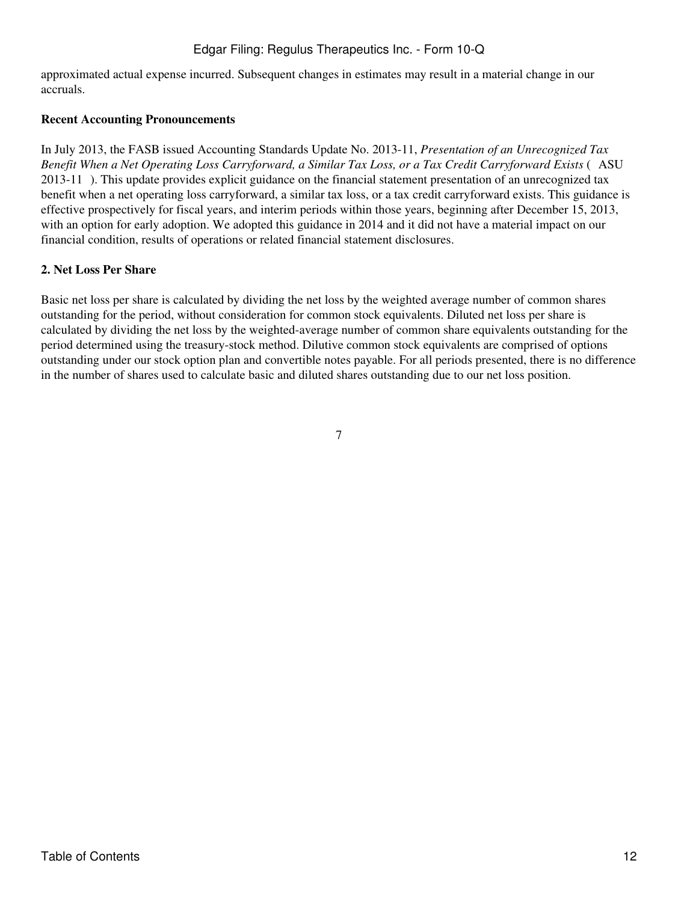approximated actual expense incurred. Subsequent changes in estimates may result in a material change in our accruals.

**Recent Accounting Pronouncements**

In July 2013, the FASB issued Accounting Standards Update No. 2013-11, *Presentation of an Unrecognized Tax Benefit When a Net Operating Loss Carryforward, a Similar Tax Loss, or a Tax Credit Carryforward Exists* ( ASU 2013-11 ). This update provides explicit guidance on the financial statement presentation of an unrecognized tax benefit when a net operating loss carryforward, a similar tax loss, or a tax credit carryforward exists. This guidance is effective prospectively for fiscal years, and interim periods within those years, beginning after December 15, 2013, with an option for early adoption. We adopted this guidance in 2014 and it did not have a material impact on our financial condition, results of operations or related financial statement disclosures.

**2. Net Loss Per Share**

Basic net loss per share is calculated by dividing the net loss by the weighted average number of common shares outstanding for the period, without consideration for common stock equivalents. Diluted net loss per share is calculated by dividing the net loss by the weighted-average number of common share equivalents outstanding for the period determined using the treasury-stock method. Dilutive common stock equivalents are comprised of options outstanding under our stock option plan and convertible notes payable. For all periods presented, there is no difference in the number of shares used to calculate basic and diluted shares outstanding due to our net loss position.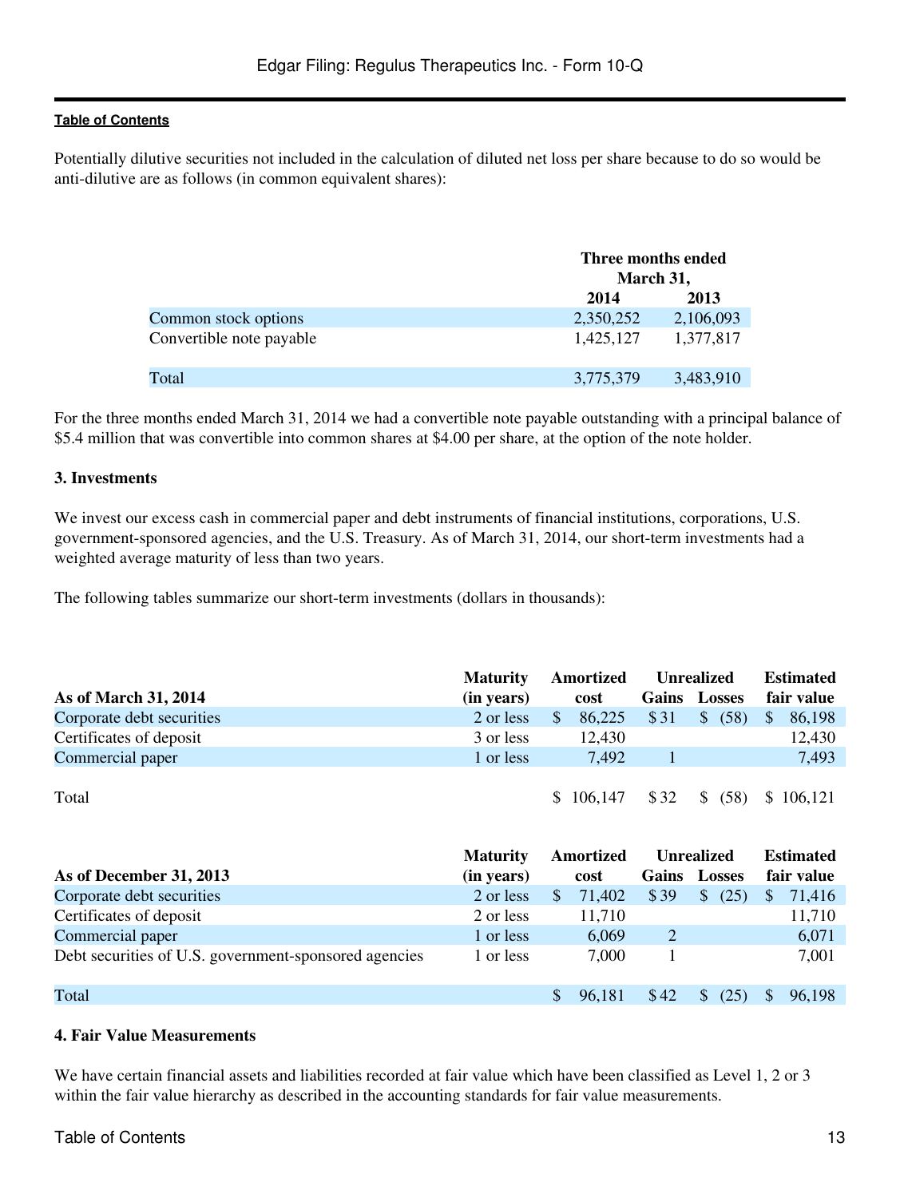Potentially dilutive securities not included in the calculation of diluted net loss per share because to do so would be anti-dilutive are as follows (in common equivalent shares):

| | Three months ended March 31, | |
|---|---|---|
| | 2014 | 2013 |
| Common stock options | 2,350,252 | 2,106,093 |
| Convertible note payable | 1,425,127 | 1,377,817 |
| Total | 3,775,379 | 3,483,910 |

For the three months ended March 31, 2014 we had a convertible note payable outstanding with a principal balance of $5.4 million that was convertible into common shares at $4.00 per share, at the option of the note holder.

**3. Investments**

We invest our excess cash in commercial paper and debt instruments of financial institutions, corporations, U.S. government-sponsored agencies, and the U.S. Treasury. As of March 31, 2014, our short-term investments had a weighted average maturity of less than two years.

The following tables summarize our short-term investments (dollars in thousands):

| As of March 31, 2014 | Maturity (in years) | Amortized cost | Unrealized Gains | Unrealized Losses | Estimated fair value |
|---|---|---|---|---|---|
| Corporate debt securities | 2 or less | $ 86,225 | $ 31 | $ (58) | $ 86,198 |
| Certificates of deposit | 3 or less | 12,430 | | | 12,430 |
| Commercial paper | 1 or less | 7,492 | 1 | | 7,493 |
| Total | | $ 106,147 | $ 32 | $ (58) | $ 106,121 |

| As of December 31, 2013 | Maturity (in years) | Amortized cost | Unrealized Gains | Unrealized Losses | Estimated fair value |
|---|---|---|---|---|---|
| Corporate debt securities | 2 or less | $ 71,402 | $ 39 | $ (25) | $ 71,416 |
| Certificates of deposit | 2 or less | 11,710 | | | 11,710 |
| Commercial paper | 1 or less | 6,069 | 2 | | 6,071 |
| Debt securities of U.S. government-sponsored agencies | 1 or less | 7,000 | 1 | | 7,001 |
| Total | | $ 96,181 | $ 42 | $ (25) | $ 96,198 |

**4. Fair Value Measurements**

We have certain financial assets and liabilities recorded at fair value which have been classified as Level 1, 2 or 3 within the fair value hierarchy as described in the accounting standards for fair value measurements.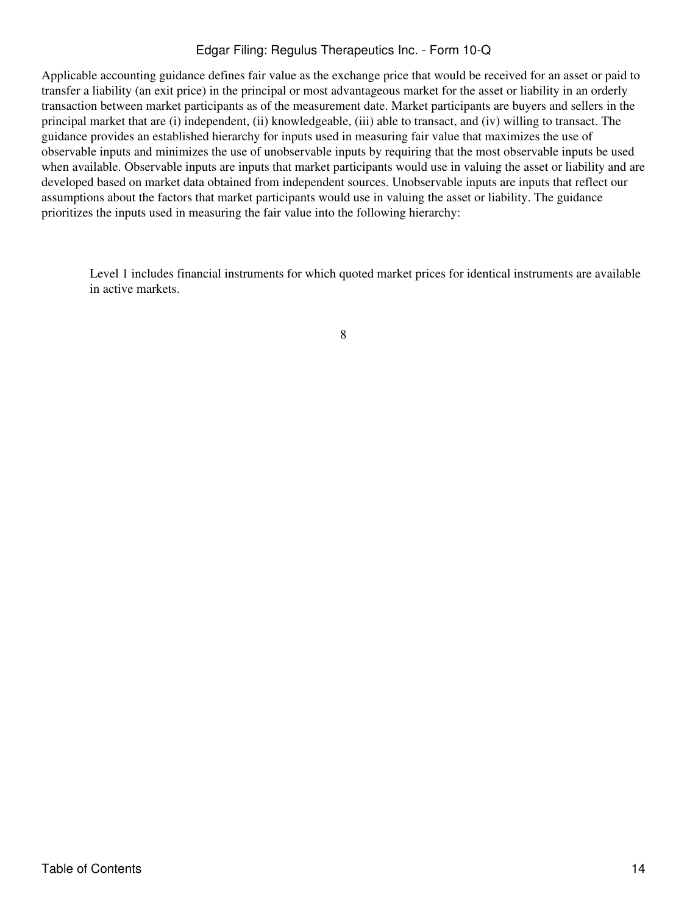Applicable accounting guidance defines fair value as the exchange price that would be received for an asset or paid to transfer a liability (an exit price) in the principal or most advantageous market for the asset or liability in an orderly transaction between market participants as of the measurement date. Market participants are buyers and sellers in the principal market that are (i) independent, (ii) knowledgeable, (iii) able to transact, and (iv) willing to transact. The guidance provides an established hierarchy for inputs used in measuring fair value that maximizes the use of observable inputs and minimizes the use of unobservable inputs by requiring that the most observable inputs be used when available. Observable inputs are inputs that market participants would use in valuing the asset or liability and are developed based on market data obtained from independent sources. Unobservable inputs are inputs that reflect our assumptions about the factors that market participants would use in valuing the asset or liability. The guidance prioritizes the inputs used in measuring the fair value into the following hierarchy:

Level 1 includes financial instruments for which quoted market prices for identical instruments are available in active markets.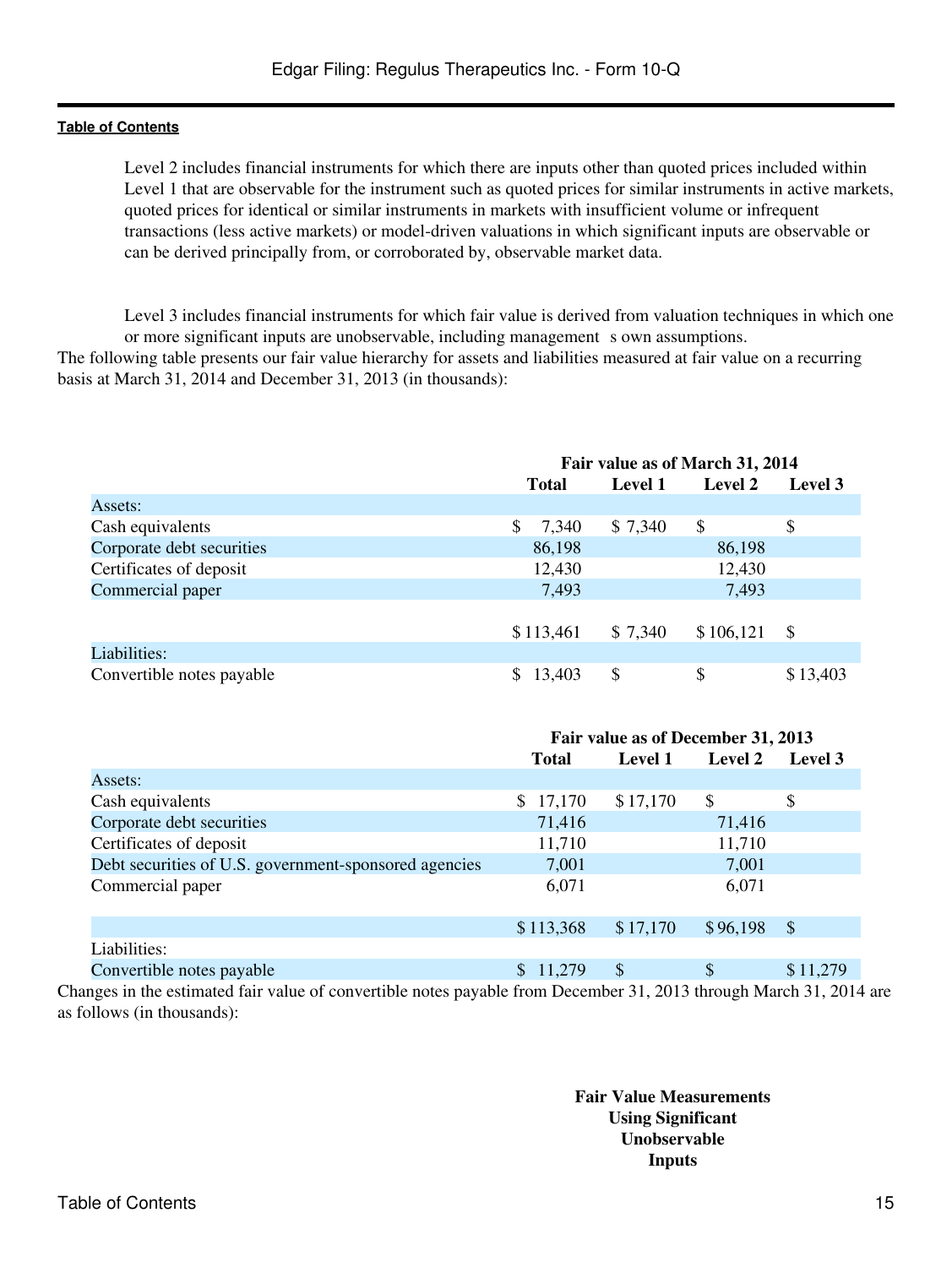Level 2 includes financial instruments for which there are inputs other than quoted prices included within Level 1 that are observable for the instrument such as quoted prices for similar instruments in active markets, quoted prices for identical or similar instruments in markets with insufficient volume or infrequent transactions (less active markets) or model-driven valuations in which significant inputs are observable or can be derived principally from, or corroborated by, observable market data.

Level 3 includes financial instruments for which fair value is derived from valuation techniques in which one or more significant inputs are unobservable, including management s own assumptions.

The following table presents our fair value hierarchy for assets and liabilities measured at fair value on a recurring basis at March 31, 2014 and December 31, 2013 (in thousands):

| | Fair value as of March 31, 2014 | | | |
|---|---|---|---|---|
| | Total | Level 1 | Level 2 | Level 3 |
| Assets: | | | | |
| Cash equivalents | $ 7,340 | $ 7,340 | $ | $ |
| Corporate debt securities | 86,198 | | 86,198 | |
| Certificates of deposit | 12,430 | | 12,430 | |
| Commercial paper | 7,493 | | 7,493 | |
| | $ 113,461 | $ 7,340 | $ 106,121 | $ |
| Liabilities: | | | | |
| Convertible notes payable | $ 13,403 | $ | $ | $ 13,403 |

| | Fair value as of December 31, 2013 | | | |
|---|---|---|---|---|
| | Total | Level 1 | Level 2 | Level 3 |
| Assets: | | | | |
| Cash equivalents | $ 17,170 | $ 17,170 | $ | $ |
| Corporate debt securities | 71,416 | | 71,416 | |
| Certificates of deposit | 11,710 | | 11,710 | |
| Debt securities of U.S. government-sponsored agencies | 7,001 | | 7,001 | |
| Commercial paper | 6,071 | | 6,071 | |
| | $ 113,368 | $ 17,170 | $ 96,198 | $ |
| Liabilities: | | | | |
| Convertible notes payable | $ 11,279 | $ | $ | $ 11,279 |

Changes in the estimated fair value of convertible notes payable from December 31, 2013 through March 31, 2014 are as follows (in thousands):

| | Fair Value Measurements Using Significant Unobservable Inputs |
|---|---|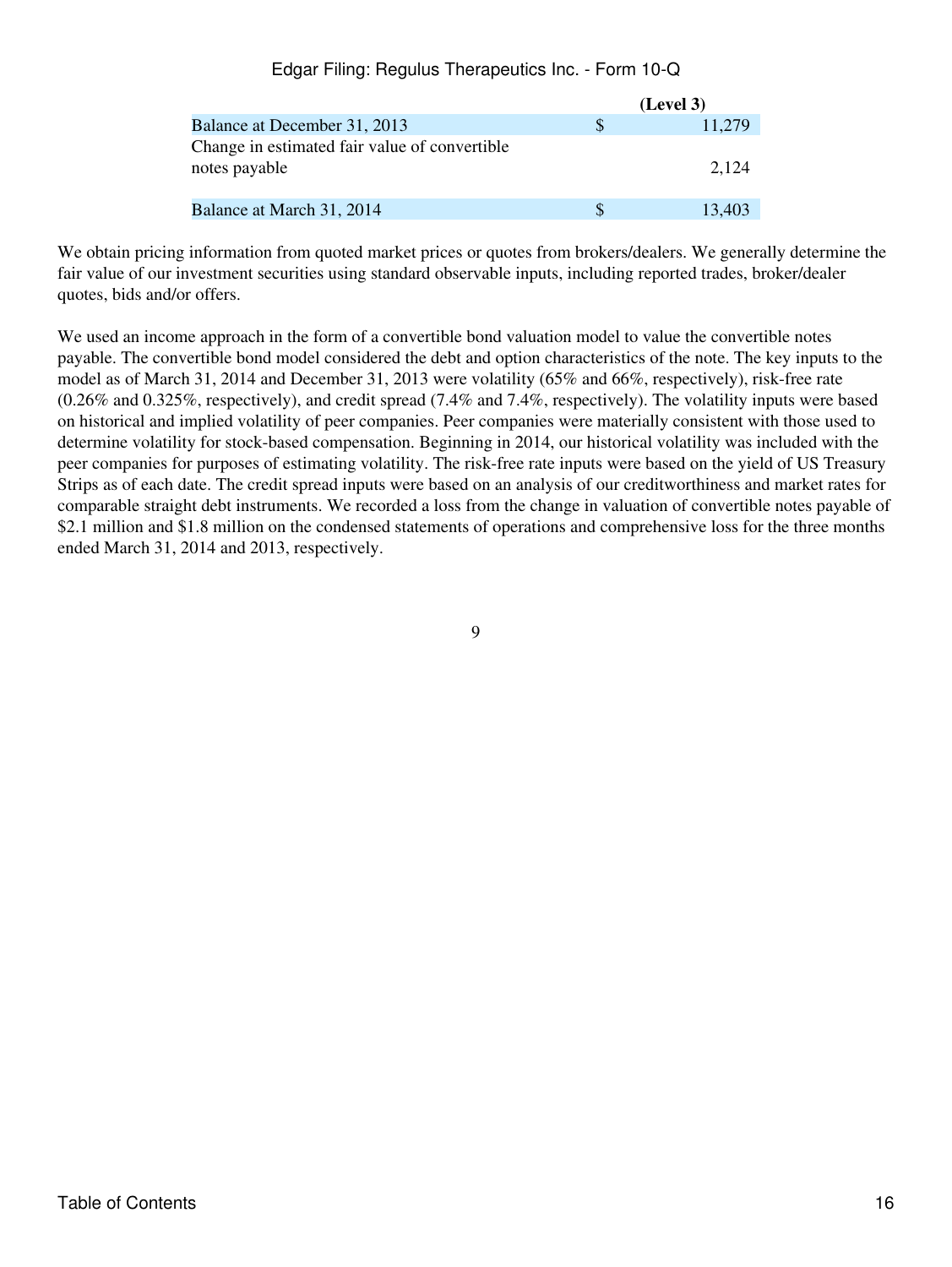| | (Level 3) |
|---|---|
| Balance at December 31, 2013 | $ 11,279 |
| Change in estimated fair value of convertible notes payable | 2,124 |
| Balance at March 31, 2014 | $ 13,403 |

We obtain pricing information from quoted market prices or quotes from brokers/dealers. We generally determine the fair value of our investment securities using standard observable inputs, including reported trades, broker/dealer quotes, bids and/or offers.

We used an income approach in the form of a convertible bond valuation model to value the convertible notes payable. The convertible bond model considered the debt and option characteristics of the note. The key inputs to the model as of March 31, 2014 and December 31, 2013 were volatility (65% and 66%, respectively), risk-free rate (0.26% and 0.325%, respectively), and credit spread (7.4% and 7.4%, respectively). The volatility inputs were based on historical and implied volatility of peer companies. Peer companies were materially consistent with those used to determine volatility for stock-based compensation. Beginning in 2014, our historical volatility was included with the peer companies for purposes of estimating volatility. The risk-free rate inputs were based on the yield of US Treasury Strips as of each date. The credit spread inputs were based on an analysis of our creditworthiness and market rates for comparable straight debt instruments. We recorded a loss from the change in valuation of convertible notes payable of $2.1 million and $1.8 million on the condensed statements of operations and comprehensive loss for the three months ended March 31, 2014 and 2013, respectively.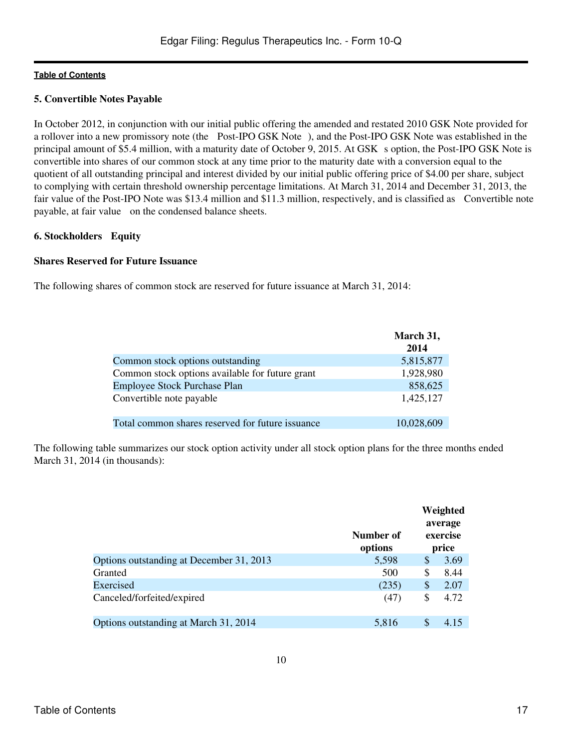## 5. Convertible Notes Payable

In October 2012, in conjunction with our initial public offering the amended and restated 2010 GSK Note provided for a rollover into a new promissory note (the Post-IPO GSK Note ), and the Post-IPO GSK Note was established in the principal amount of $5.4 million, with a maturity date of October 9, 2015. At GSK s option, the Post-IPO GSK Note is convertible into shares of our common stock at any time prior to the maturity date with a conversion equal to the quotient of all outstanding principal and interest divided by our initial public offering price of $4.00 per share, subject to complying with certain threshold ownership percentage limitations. At March 31, 2014 and December 31, 2013, the fair value of the Post-IPO Note was $13.4 million and $11.3 million, respectively, and is classified as Convertible note payable, at fair value on the condensed balance sheets.

## 6. Stockholders Equity

### Shares Reserved for Future Issuance

The following shares of common stock are reserved for future issuance at March 31, 2014:

| | March 31, 2014 |
|---|---|
| Common stock options outstanding | 5,815,877 |
| Common stock options available for future grant | 1,928,980 |
| Employee Stock Purchase Plan | 858,625 |
| Convertible note payable | 1,425,127 |
| Total common shares reserved for future issuance | 10,028,609 |

The following table summarizes our stock option activity under all stock option plans for the three months ended March 31, 2014 (in thousands):

| | Number of options | Weighted average exercise price |
|---|---|---|
| Options outstanding at December 31, 2013 | 5,598 | $ 3.69 |
| Granted | 500 | $ 8.44 |
| Exercised | (235) | $ 2.07 |
| Canceled/forfeited/expired | (47) | $ 4.72 |
| Options outstanding at March 31, 2014 | 5,816 | $ 4.15 |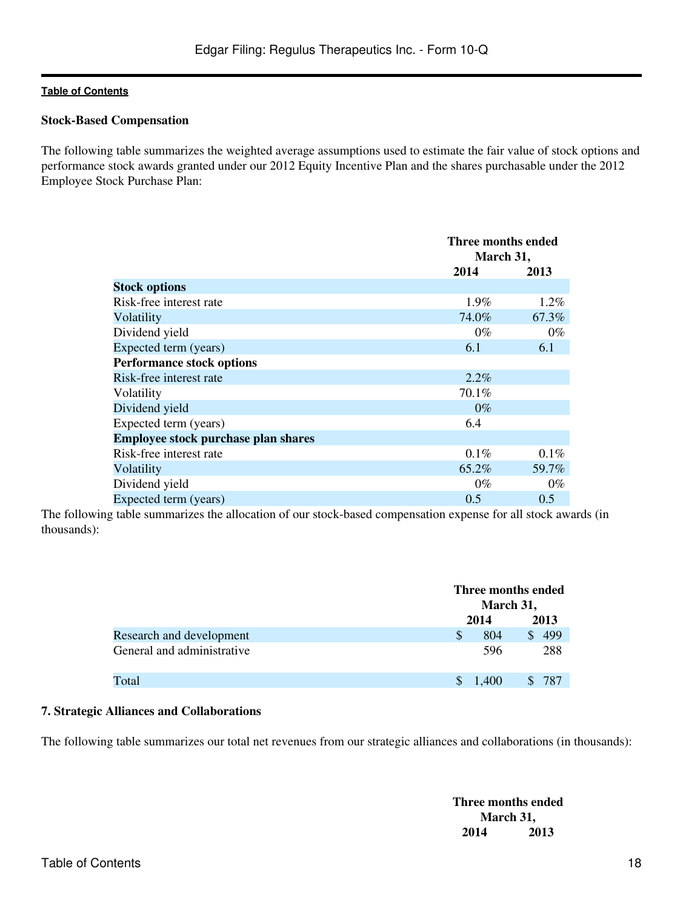### Stock-Based Compensation

The following table summarizes the weighted average assumptions used to estimate the fair value of stock options and performance stock awards granted under our 2012 Equity Incentive Plan and the shares purchasable under the 2012 Employee Stock Purchase Plan:

| | Three months ended March 31, | |
|---|---|---|
| | 2014 | 2013 |
| **Stock options** | | |
| Risk-free interest rate | 1.9% | 1.2% |
| Volatility | 74.0% | 67.3% |
| Dividend yield | 0% | 0% |
| Expected term (years) | 6.1 | 6.1 |
| **Performance stock options** | | |
| Risk-free interest rate | 2.2% | |
| Volatility | 70.1% | |
| Dividend yield | 0% | |
| Expected term (years) | 6.4 | |
| **Employee stock purchase plan shares** | | |
| Risk-free interest rate | 0.1% | 0.1% |
| Volatility | 65.2% | 59.7% |
| Dividend yield | 0% | 0% |
| Expected term (years) | 0.5 | 0.5 |

The following table summarizes the allocation of our stock-based compensation expense for all stock awards (in thousands):

| | Three months ended March 31, | |
|---|---|---|
| | 2014 | 2013 |
| Research and development | $ 804 | $ 499 |
| General and administrative | 596 | 288 |
| Total | $ 1,400 | $ 787 |

### 7. Strategic Alliances and Collaborations

The following table summarizes our total net revenues from our strategic alliances and collaborations (in thousands):

| | Three months ended March 31, | |
|---|---|---|
| | 2014 | 2013 |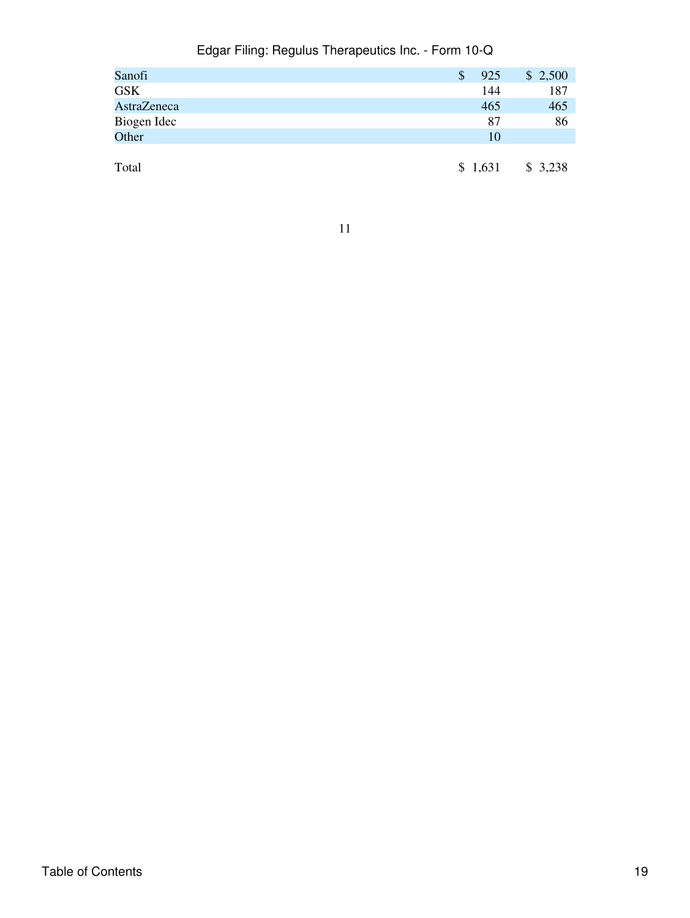| | | |
|---|---|---|
| Sanofi | $ 925 | $ 2,500 |
| GSK | 144 | 187 |
| AstraZeneca | 465 | 465 |
| Biogen Idec | 87 | 86 |
| Other | 10 | |
| Total | $ 1,631 | $ 3,238 |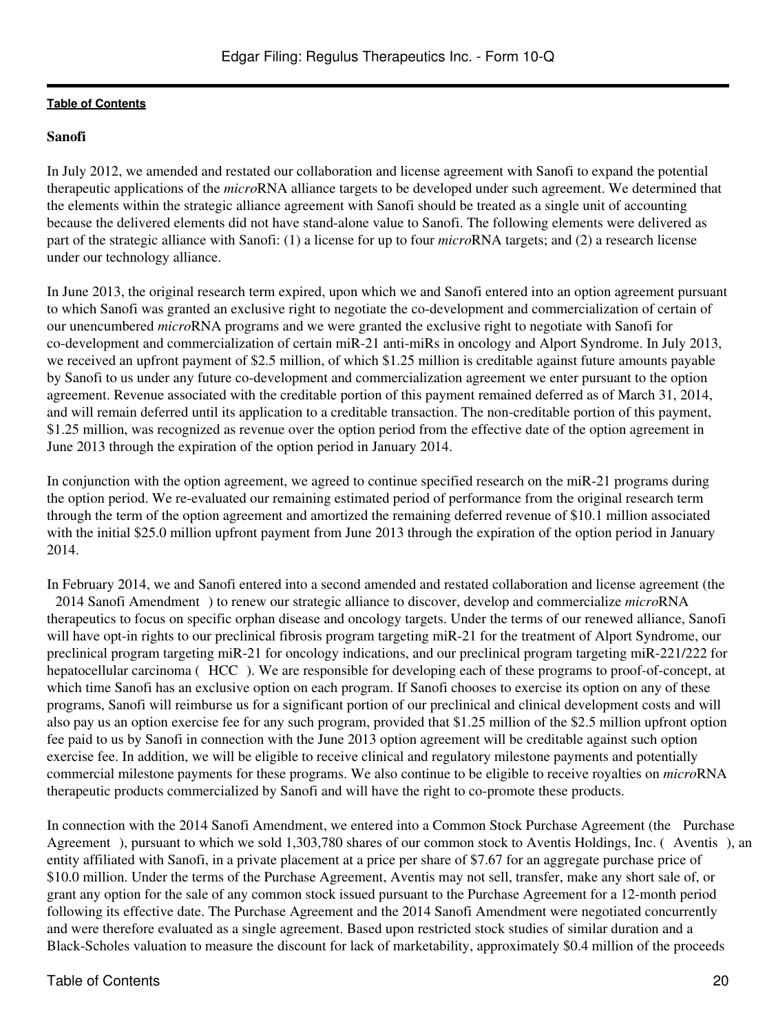### Sanofi

In July 2012, we amended and restated our collaboration and license agreement with Sanofi to expand the potential therapeutic applications of the *micro*RNA alliance targets to be developed under such agreement. We determined that the elements within the strategic alliance agreement with Sanofi should be treated as a single unit of accounting because the delivered elements did not have stand-alone value to Sanofi. The following elements were delivered as part of the strategic alliance with Sanofi: (1) a license for up to four *micro*RNA targets; and (2) a research license under our technology alliance.

In June 2013, the original research term expired, upon which we and Sanofi entered into an option agreement pursuant to which Sanofi was granted an exclusive right to negotiate the co-development and commercialization of certain of our unencumbered *micro*RNA programs and we were granted the exclusive right to negotiate with Sanofi for co-development and commercialization of certain miR-21 anti-miRs in oncology and Alport Syndrome. In July 2013, we received an upfront payment of $2.5 million, of which $1.25 million is creditable against future amounts payable by Sanofi to us under any future co-development and commercialization agreement we enter pursuant to the option agreement. Revenue associated with the creditable portion of this payment remained deferred as of March 31, 2014, and will remain deferred until its application to a creditable transaction. The non-creditable portion of this payment, $1.25 million, was recognized as revenue over the option period from the effective date of the option agreement in June 2013 through the expiration of the option period in January 2014.

In conjunction with the option agreement, we agreed to continue specified research on the miR-21 programs during the option period. We re-evaluated our remaining estimated period of performance from the original research term through the term of the option agreement and amortized the remaining deferred revenue of $10.1 million associated with the initial $25.0 million upfront payment from June 2013 through the expiration of the option period in January 2014.

In February 2014, we and Sanofi entered into a second amended and restated collaboration and license agreement (the 2014 Sanofi Amendment ) to renew our strategic alliance to discover, develop and commercialize *micro*RNA therapeutics to focus on specific orphan disease and oncology targets. Under the terms of our renewed alliance, Sanofi will have opt-in rights to our preclinical fibrosis program targeting miR-21 for the treatment of Alport Syndrome, our preclinical program targeting miR-21 for oncology indications, and our preclinical program targeting miR-221/222 for hepatocellular carcinoma ( HCC ). We are responsible for developing each of these programs to proof-of-concept, at which time Sanofi has an exclusive option on each program. If Sanofi chooses to exercise its option on any of these programs, Sanofi will reimburse us for a significant portion of our preclinical and clinical development costs and will also pay us an option exercise fee for any such program, provided that $1.25 million of the $2.5 million upfront option fee paid to us by Sanofi in connection with the June 2013 option agreement will be creditable against such option exercise fee. In addition, we will be eligible to receive clinical and regulatory milestone payments and potentially commercial milestone payments for these programs. We also continue to be eligible to receive royalties on *micro*RNA therapeutic products commercialized by Sanofi and will have the right to co-promote these products.

In connection with the 2014 Sanofi Amendment, we entered into a Common Stock Purchase Agreement (the Purchase Agreement ), pursuant to which we sold 1,303,780 shares of our common stock to Aventis Holdings, Inc. ( Aventis ), an entity affiliated with Sanofi, in a private placement at a price per share of $7.67 for an aggregate purchase price of $10.0 million. Under the terms of the Purchase Agreement, Aventis may not sell, transfer, make any short sale of, or grant any option for the sale of any common stock issued pursuant to the Purchase Agreement for a 12-month period following its effective date. The Purchase Agreement and the 2014 Sanofi Amendment were negotiated concurrently and were therefore evaluated as a single agreement. Based upon restricted stock studies of similar duration and a Black-Scholes valuation to measure the discount for lack of marketability, approximately $0.4 million of the proceeds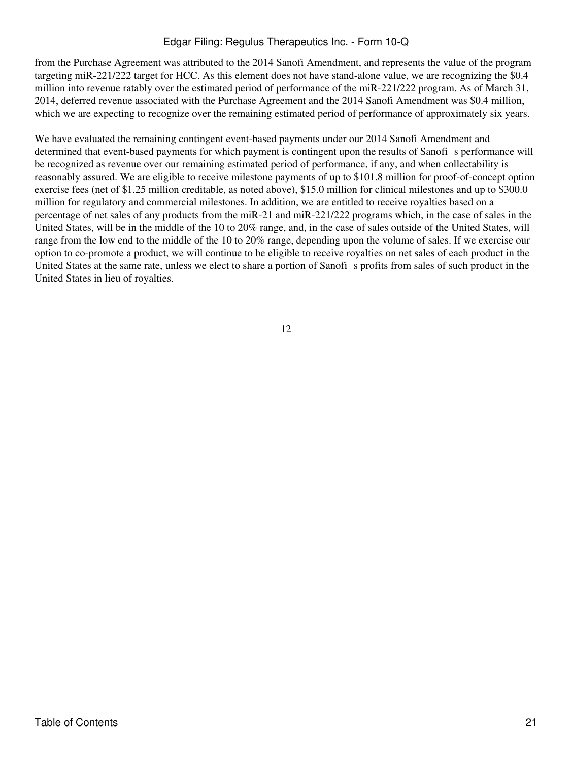from the Purchase Agreement was attributed to the 2014 Sanofi Amendment, and represents the value of the program targeting miR-221/222 target for HCC. As this element does not have stand-alone value, we are recognizing the $0.4 million into revenue ratably over the estimated period of performance of the miR-221/222 program. As of March 31, 2014, deferred revenue associated with the Purchase Agreement and the 2014 Sanofi Amendment was $0.4 million, which we are expecting to recognize over the remaining estimated period of performance of approximately six years.

We have evaluated the remaining contingent event-based payments under our 2014 Sanofi Amendment and determined that event-based payments for which payment is contingent upon the results of Sanofi s performance will be recognized as revenue over our remaining estimated period of performance, if any, and when collectability is reasonably assured. We are eligible to receive milestone payments of up to $101.8 million for proof-of-concept option exercise fees (net of $1.25 million creditable, as noted above), $15.0 million for clinical milestones and up to $300.0 million for regulatory and commercial milestones. In addition, we are entitled to receive royalties based on a percentage of net sales of any products from the miR-21 and miR-221/222 programs which, in the case of sales in the United States, will be in the middle of the 10 to 20% range, and, in the case of sales outside of the United States, will range from the low end to the middle of the 10 to 20% range, depending upon the volume of sales. If we exercise our option to co-promote a product, we will continue to be eligible to receive royalties on net sales of each product in the United States at the same rate, unless we elect to share a portion of Sanofi s profits from sales of such product in the United States in lieu of royalties.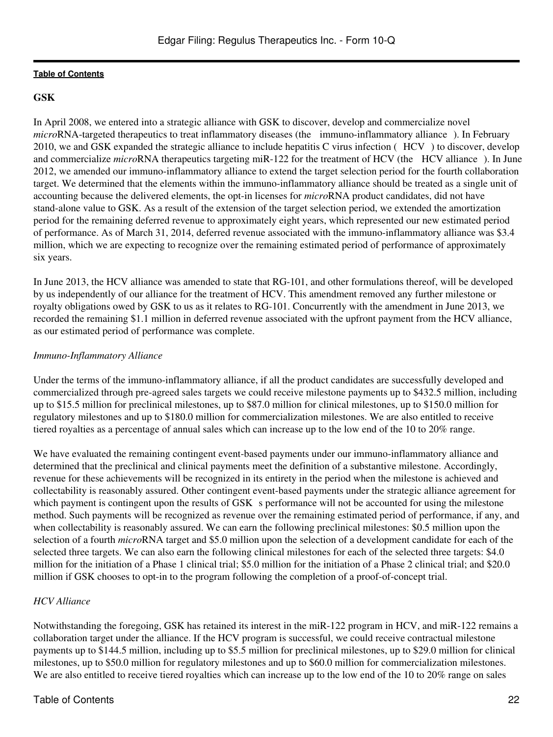## GSK

In April 2008, we entered into a strategic alliance with GSK to discover, develop and commercialize novel *micro*RNA-targeted therapeutics to treat inflammatory diseases (the immuno-inflammatory alliance ). In February 2010, we and GSK expanded the strategic alliance to include hepatitis C virus infection ( HCV ) to discover, develop and commercialize *micro*RNA therapeutics targeting miR-122 for the treatment of HCV (the HCV alliance ). In June 2012, we amended our immuno-inflammatory alliance to extend the target selection period for the fourth collaboration target. We determined that the elements within the immuno-inflammatory alliance should be treated as a single unit of accounting because the delivered elements, the opt-in licenses for *micro*RNA product candidates, did not have stand-alone value to GSK. As a result of the extension of the target selection period, we extended the amortization period for the remaining deferred revenue to approximately eight years, which represented our new estimated period of performance. As of March 31, 2014, deferred revenue associated with the immuno-inflammatory alliance was $3.4 million, which we are expecting to recognize over the remaining estimated period of performance of approximately six years.

In June 2013, the HCV alliance was amended to state that RG-101, and other formulations thereof, will be developed by us independently of our alliance for the treatment of HCV. This amendment removed any further milestone or royalty obligations owed by GSK to us as it relates to RG-101. Concurrently with the amendment in June 2013, we recorded the remaining $1.1 million in deferred revenue associated with the upfront payment from the HCV alliance, as our estimated period of performance was complete.

*Immuno-Inflammatory Alliance*

Under the terms of the immuno-inflammatory alliance, if all the product candidates are successfully developed and commercialized through pre-agreed sales targets we could receive milestone payments up to $432.5 million, including up to $15.5 million for preclinical milestones, up to $87.0 million for clinical milestones, up to $150.0 million for regulatory milestones and up to $180.0 million for commercialization milestones. We are also entitled to receive tiered royalties as a percentage of annual sales which can increase up to the low end of the 10 to 20% range.

We have evaluated the remaining contingent event-based payments under our immuno-inflammatory alliance and determined that the preclinical and clinical payments meet the definition of a substantive milestone. Accordingly, revenue for these achievements will be recognized in its entirety in the period when the milestone is achieved and collectability is reasonably assured. Other contingent event-based payments under the strategic alliance agreement for which payment is contingent upon the results of GSK s performance will not be accounted for using the milestone method. Such payments will be recognized as revenue over the remaining estimated period of performance, if any, and when collectability is reasonably assured. We can earn the following preclinical milestones: $0.5 million upon the selection of a fourth *micro*RNA target and $5.0 million upon the selection of a development candidate for each of the selected three targets. We can also earn the following clinical milestones for each of the selected three targets: $4.0 million for the initiation of a Phase 1 clinical trial; $5.0 million for the initiation of a Phase 2 clinical trial; and $20.0 million if GSK chooses to opt-in to the program following the completion of a proof-of-concept trial.

*HCV Alliance*

Notwithstanding the foregoing, GSK has retained its interest in the miR-122 program in HCV, and miR-122 remains a collaboration target under the alliance. If the HCV program is successful, we could receive contractual milestone payments up to $144.5 million, including up to $5.5 million for preclinical milestones, up to $29.0 million for clinical milestones, up to $50.0 million for regulatory milestones and up to $60.0 million for commercialization milestones. We are also entitled to receive tiered royalties which can increase up to the low end of the 10 to 20% range on sales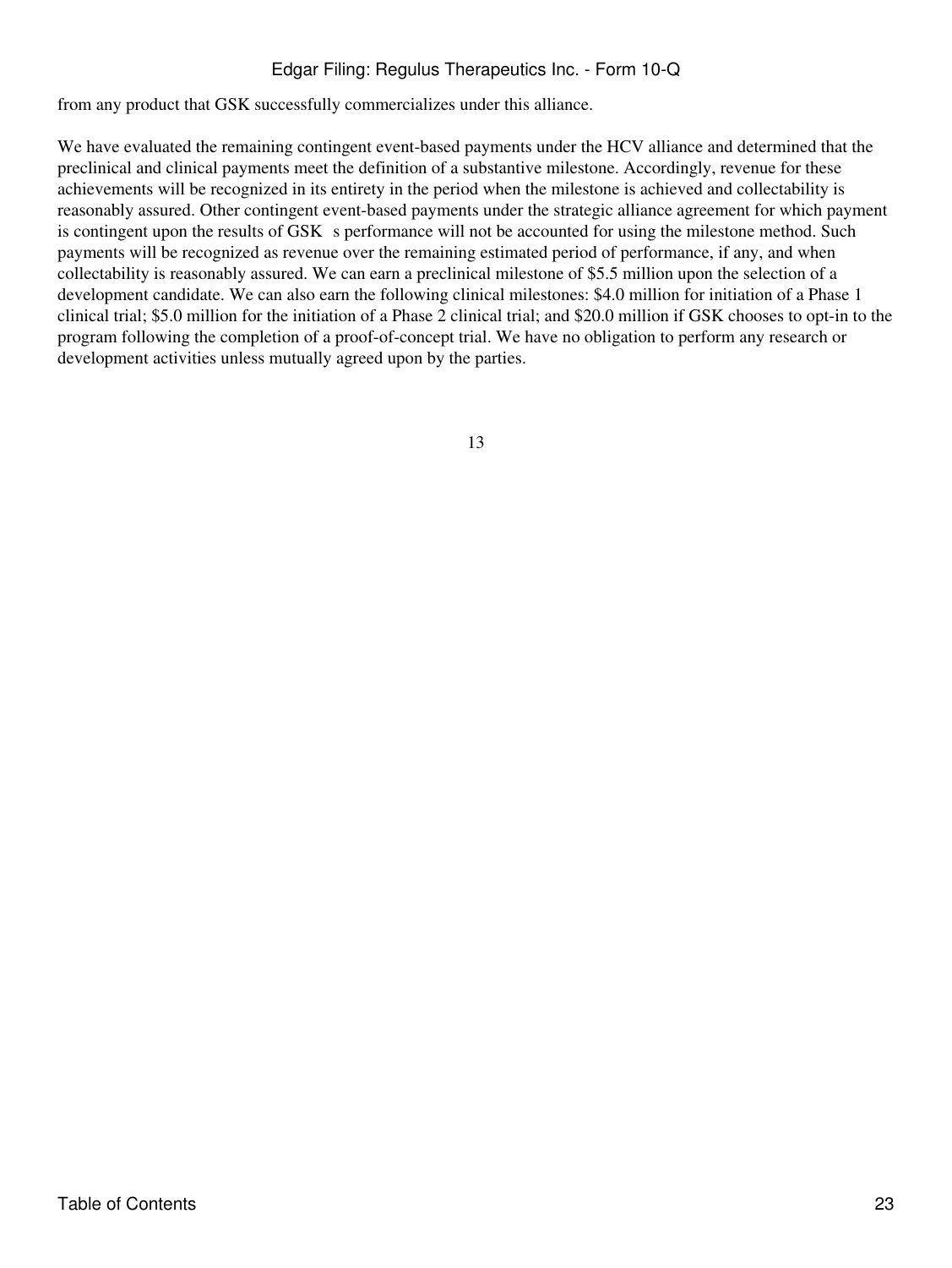from any product that GSK successfully commercializes under this alliance.

We have evaluated the remaining contingent event-based payments under the HCV alliance and determined that the preclinical and clinical payments meet the definition of a substantive milestone. Accordingly, revenue for these achievements will be recognized in its entirety in the period when the milestone is achieved and collectability is reasonably assured. Other contingent event-based payments under the strategic alliance agreement for which payment is contingent upon the results of GSK s performance will not be accounted for using the milestone method. Such payments will be recognized as revenue over the remaining estimated period of performance, if any, and when collectability is reasonably assured. We can earn a preclinical milestone of $5.5 million upon the selection of a development candidate. We can also earn the following clinical milestones: $4.0 million for initiation of a Phase 1 clinical trial; $5.0 million for the initiation of a Phase 2 clinical trial; and $20.0 million if GSK chooses to opt-in to the program following the completion of a proof-of-concept trial. We have no obligation to perform any research or development activities unless mutually agreed upon by the parties.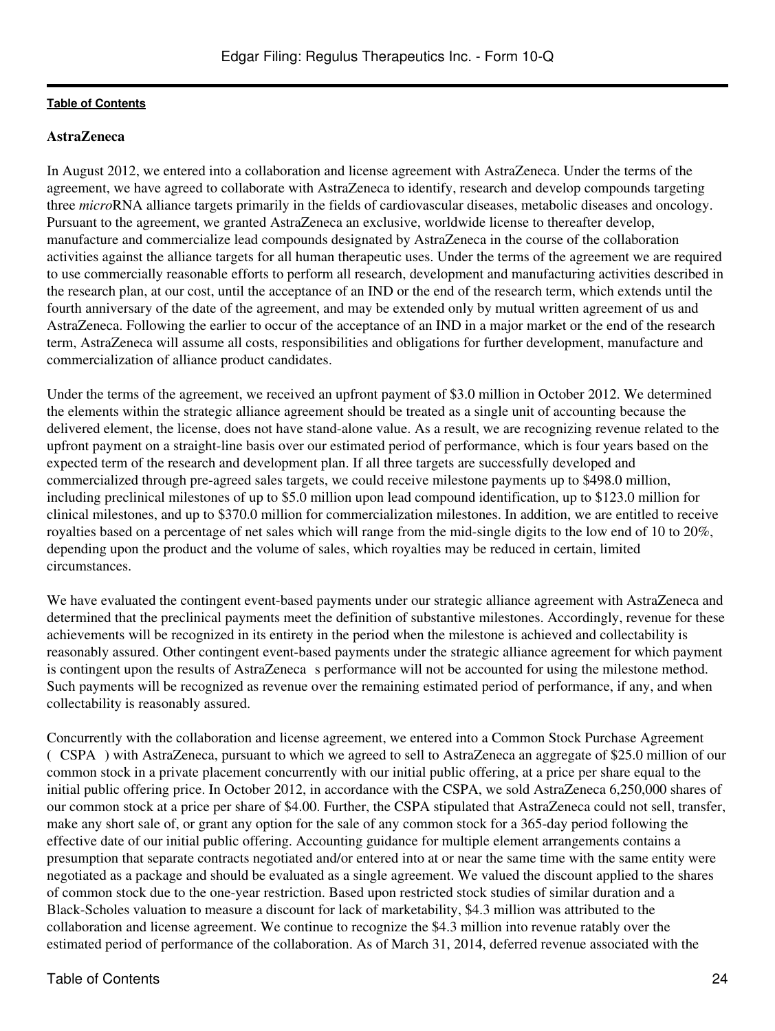**AstraZeneca**

In August 2012, we entered into a collaboration and license agreement with AstraZeneca. Under the terms of the agreement, we have agreed to collaborate with AstraZeneca to identify, research and develop compounds targeting three *micro*RNA alliance targets primarily in the fields of cardiovascular diseases, metabolic diseases and oncology. Pursuant to the agreement, we granted AstraZeneca an exclusive, worldwide license to thereafter develop, manufacture and commercialize lead compounds designated by AstraZeneca in the course of the collaboration activities against the alliance targets for all human therapeutic uses. Under the terms of the agreement we are required to use commercially reasonable efforts to perform all research, development and manufacturing activities described in the research plan, at our cost, until the acceptance of an IND or the end of the research term, which extends until the fourth anniversary of the date of the agreement, and may be extended only by mutual written agreement of us and AstraZeneca. Following the earlier to occur of the acceptance of an IND in a major market or the end of the research term, AstraZeneca will assume all costs, responsibilities and obligations for further development, manufacture and commercialization of alliance product candidates.

Under the terms of the agreement, we received an upfront payment of $3.0 million in October 2012. We determined the elements within the strategic alliance agreement should be treated as a single unit of accounting because the delivered element, the license, does not have stand-alone value. As a result, we are recognizing revenue related to the upfront payment on a straight-line basis over our estimated period of performance, which is four years based on the expected term of the research and development plan. If all three targets are successfully developed and commercialized through pre-agreed sales targets, we could receive milestone payments up to $498.0 million, including preclinical milestones of up to $5.0 million upon lead compound identification, up to $123.0 million for clinical milestones, and up to $370.0 million for commercialization milestones. In addition, we are entitled to receive royalties based on a percentage of net sales which will range from the mid-single digits to the low end of 10 to 20%, depending upon the product and the volume of sales, which royalties may be reduced in certain, limited circumstances.

We have evaluated the contingent event-based payments under our strategic alliance agreement with AstraZeneca and determined that the preclinical payments meet the definition of substantive milestones. Accordingly, revenue for these achievements will be recognized in its entirety in the period when the milestone is achieved and collectability is reasonably assured. Other contingent event-based payments under the strategic alliance agreement for which payment is contingent upon the results of AstraZeneca s performance will not be accounted for using the milestone method. Such payments will be recognized as revenue over the remaining estimated period of performance, if any, and when collectability is reasonably assured.

Concurrently with the collaboration and license agreement, we entered into a Common Stock Purchase Agreement ( CSPA ) with AstraZeneca, pursuant to which we agreed to sell to AstraZeneca an aggregate of $25.0 million of our common stock in a private placement concurrently with our initial public offering, at a price per share equal to the initial public offering price. In October 2012, in accordance with the CSPA, we sold AstraZeneca 6,250,000 shares of our common stock at a price per share of $4.00. Further, the CSPA stipulated that AstraZeneca could not sell, transfer, make any short sale of, or grant any option for the sale of any common stock for a 365-day period following the effective date of our initial public offering. Accounting guidance for multiple element arrangements contains a presumption that separate contracts negotiated and/or entered into at or near the same time with the same entity were negotiated as a package and should be evaluated as a single agreement. We valued the discount applied to the shares of common stock due to the one-year restriction. Based upon restricted stock studies of similar duration and a Black-Scholes valuation to measure a discount for lack of marketability, $4.3 million was attributed to the collaboration and license agreement. We continue to recognize the $4.3 million into revenue ratably over the estimated period of performance of the collaboration. As of March 31, 2014, deferred revenue associated with the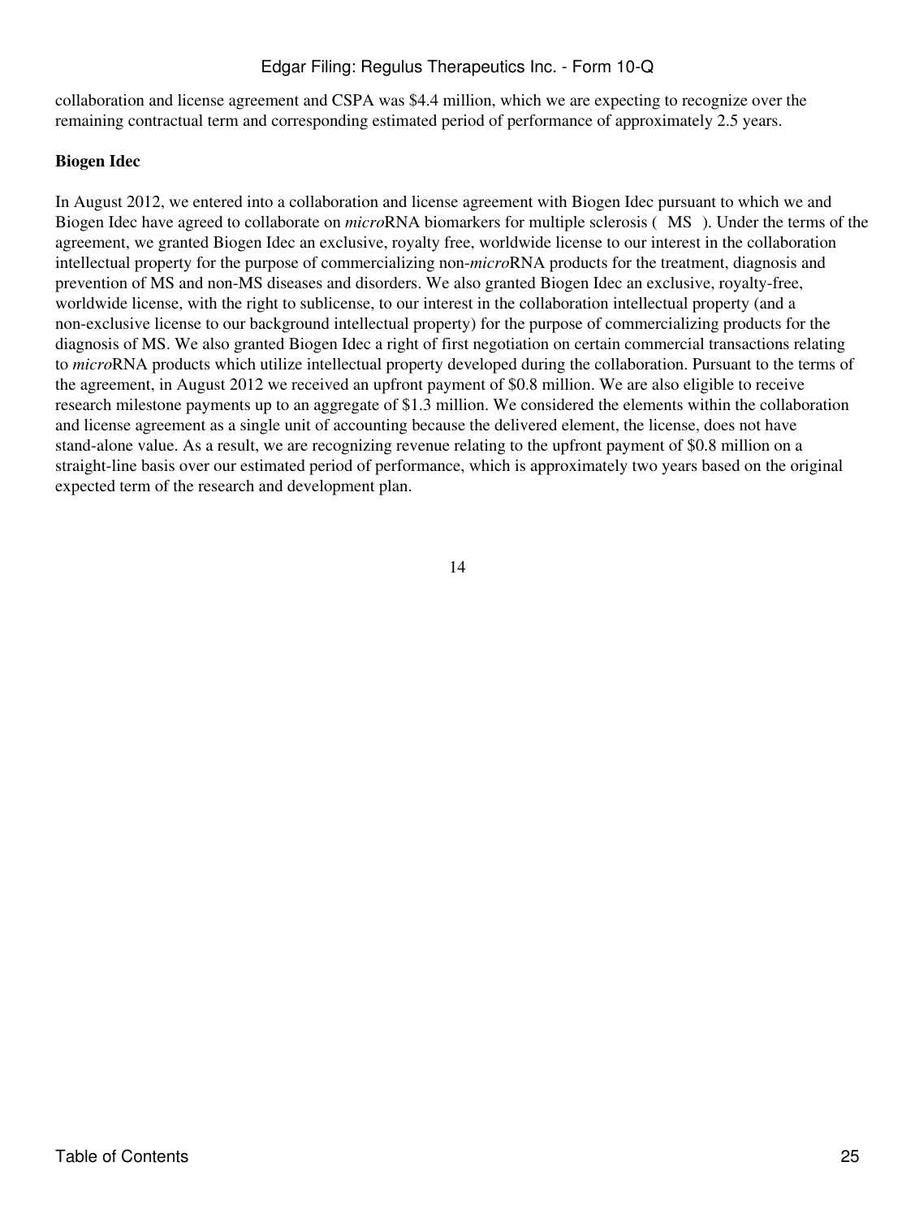collaboration and license agreement and CSPA was $4.4 million, which we are expecting to recognize over the remaining contractual term and corresponding estimated period of performance of approximately 2.5 years.

**Biogen Idec**

In August 2012, we entered into a collaboration and license agreement with Biogen Idec pursuant to which we and Biogen Idec have agreed to collaborate on *micro*RNA biomarkers for multiple sclerosis ( MS ). Under the terms of the agreement, we granted Biogen Idec an exclusive, royalty free, worldwide license to our interest in the collaboration intellectual property for the purpose of commercializing non-*micro*RNA products for the treatment, diagnosis and prevention of MS and non-MS diseases and disorders. We also granted Biogen Idec an exclusive, royalty-free, worldwide license, with the right to sublicense, to our interest in the collaboration intellectual property (and a non-exclusive license to our background intellectual property) for the purpose of commercializing products for the diagnosis of MS. We also granted Biogen Idec a right of first negotiation on certain commercial transactions relating to *micro*RNA products which utilize intellectual property developed during the collaboration. Pursuant to the terms of the agreement, in August 2012 we received an upfront payment of $0.8 million. We are also eligible to receive research milestone payments up to an aggregate of $1.3 million. We considered the elements within the collaboration and license agreement as a single unit of accounting because the delivered element, the license, does not have stand-alone value. As a result, we are recognizing revenue relating to the upfront payment of $0.8 million on a straight-line basis over our estimated period of performance, which is approximately two years based on the original expected term of the research and development plan.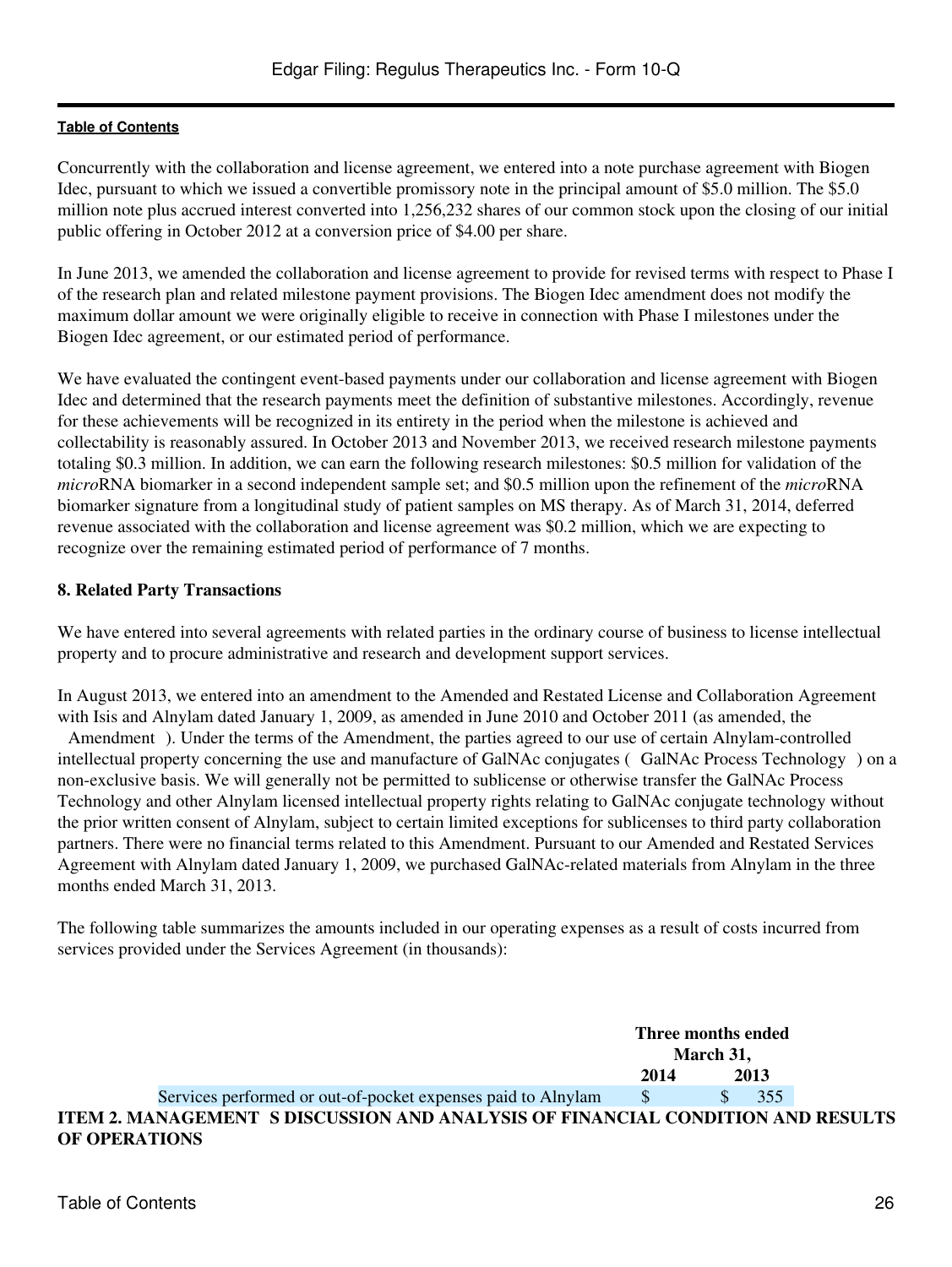Concurrently with the collaboration and license agreement, we entered into a note purchase agreement with Biogen Idec, pursuant to which we issued a convertible promissory note in the principal amount of $5.0 million. The $5.0 million note plus accrued interest converted into 1,256,232 shares of our common stock upon the closing of our initial public offering in October 2012 at a conversion price of $4.00 per share.

In June 2013, we amended the collaboration and license agreement to provide for revised terms with respect to Phase I of the research plan and related milestone payment provisions. The Biogen Idec amendment does not modify the maximum dollar amount we were originally eligible to receive in connection with Phase I milestones under the Biogen Idec agreement, or our estimated period of performance.

We have evaluated the contingent event-based payments under our collaboration and license agreement with Biogen Idec and determined that the research payments meet the definition of substantive milestones. Accordingly, revenue for these achievements will be recognized in its entirety in the period when the milestone is achieved and collectability is reasonably assured. In October 2013 and November 2013, we received research milestone payments totaling $0.3 million. In addition, we can earn the following research milestones: $0.5 million for validation of the *micro*RNA biomarker in a second independent sample set; and $0.5 million upon the refinement of the *micro*RNA biomarker signature from a longitudinal study of patient samples on MS therapy. As of March 31, 2014, deferred revenue associated with the collaboration and license agreement was $0.2 million, which we are expecting to recognize over the remaining estimated period of performance of 7 months.

### 8. Related Party Transactions

We have entered into several agreements with related parties in the ordinary course of business to license intellectual property and to procure administrative and research and development support services.

In August 2013, we entered into an amendment to the Amended and Restated License and Collaboration Agreement with Isis and Alnylam dated January 1, 2009, as amended in June 2010 and October 2011 (as amended, the Amendment ). Under the terms of the Amendment, the parties agreed to our use of certain Alnylam-controlled intellectual property concerning the use and manufacture of GalNAc conjugates ( GalNAc Process Technology ) on a non-exclusive basis. We will generally not be permitted to sublicense or otherwise transfer the GalNAc Process Technology and other Alnylam licensed intellectual property rights relating to GalNAc conjugate technology without the prior written consent of Alnylam, subject to certain limited exceptions for sublicenses to third party collaboration partners. There were no financial terms related to this Amendment. Pursuant to our Amended and Restated Services Agreement with Alnylam dated January 1, 2009, we purchased GalNAc-related materials from Alnylam in the three months ended March 31, 2013.

The following table summarizes the amounts included in our operating expenses as a result of costs incurred from services provided under the Services Agreement (in thousands):

| | Three months ended March 31, | |
|---|---|---|
| | 2014 | 2013 |
| Services performed or out-of-pocket expenses paid to Alnylam | $ | $ 355 |

## ITEM 2. MANAGEMENT S DISCUSSION AND ANALYSIS OF FINANCIAL CONDITION AND RESULTS OF OPERATIONS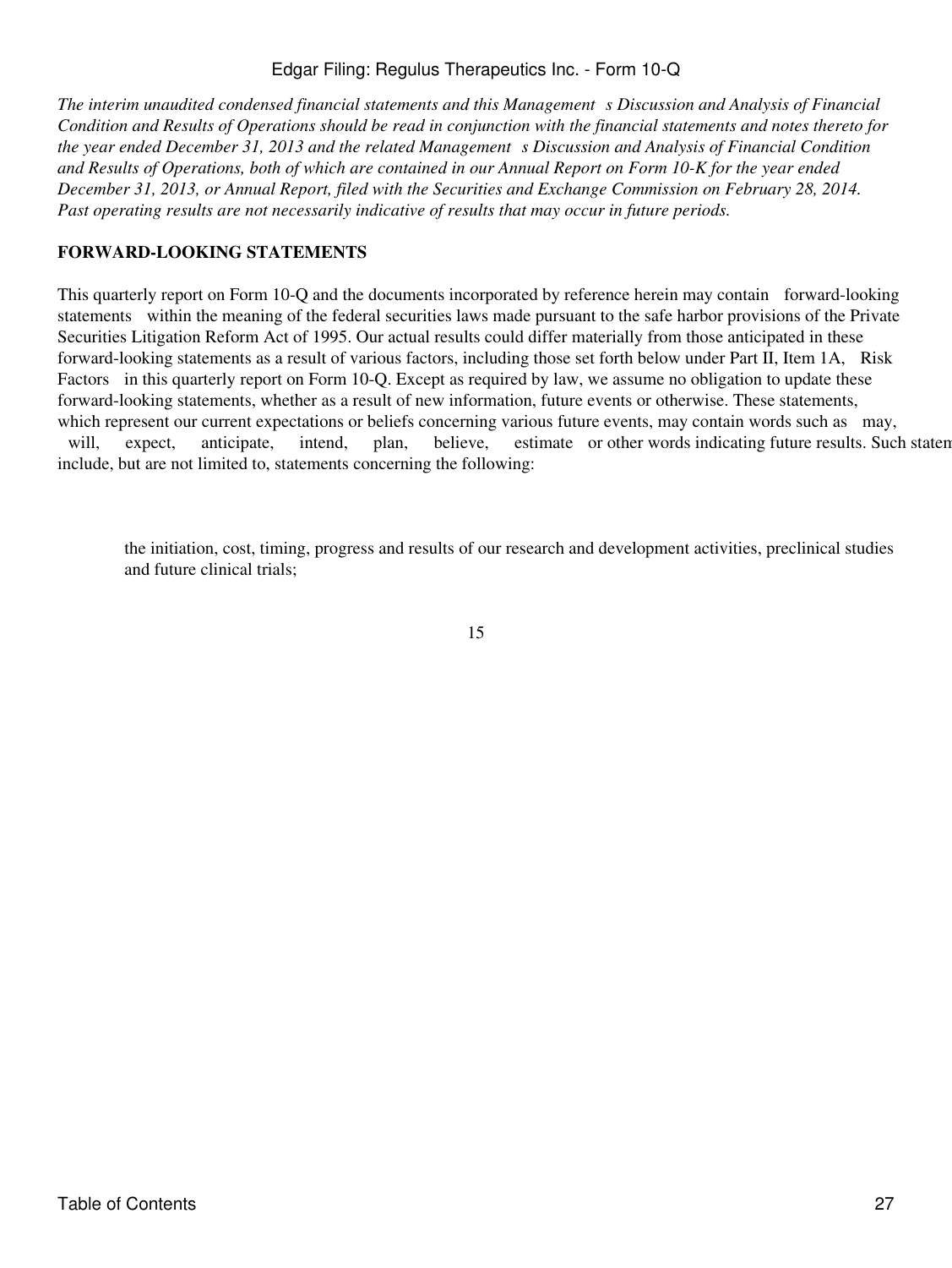*The interim unaudited condensed financial statements and this Management s Discussion and Analysis of Financial Condition and Results of Operations should be read in conjunction with the financial statements and notes thereto for the year ended December 31, 2013 and the related Management s Discussion and Analysis of Financial Condition and Results of Operations, both of which are contained in our Annual Report on Form 10-K for the year ended December 31, 2013, or Annual Report, filed with the Securities and Exchange Commission on February 28, 2014. Past operating results are not necessarily indicative of results that may occur in future periods.*

**FORWARD-LOOKING STATEMENTS**

This quarterly report on Form 10-Q and the documents incorporated by reference herein may contain forward-looking statements within the meaning of the federal securities laws made pursuant to the safe harbor provisions of the Private Securities Litigation Reform Act of 1995. Our actual results could differ materially from those anticipated in these forward-looking statements as a result of various factors, including those set forth below under Part II, Item 1A, Risk Factors in this quarterly report on Form 10-Q. Except as required by law, we assume no obligation to update these forward-looking statements, whether as a result of new information, future events or otherwise. These statements, which represent our current expectations or beliefs concerning various future events, may contain words such as may, will, expect, anticipate, intend, plan, believe, estimate or other words indicating future results. Such statem include, but are not limited to, statements concerning the following:

- the initiation, cost, timing, progress and results of our research and development activities, preclinical studies and future clinical trials;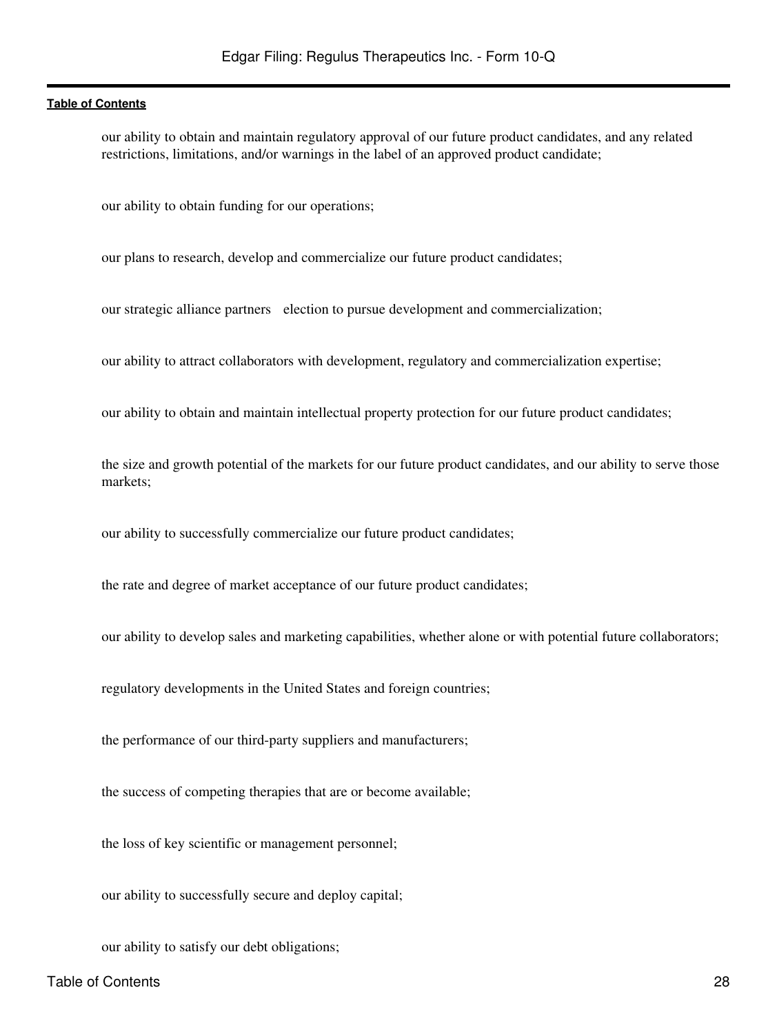- our ability to obtain and maintain regulatory approval of our future product candidates, and any related restrictions, limitations, and/or warnings in the label of an approved product candidate;
- our ability to obtain funding for our operations;
- our plans to research, develop and commercialize our future product candidates;
- our strategic alliance partners election to pursue development and commercialization;
- our ability to attract collaborators with development, regulatory and commercialization expertise;
- our ability to obtain and maintain intellectual property protection for our future product candidates;
- the size and growth potential of the markets for our future product candidates, and our ability to serve those markets;
- our ability to successfully commercialize our future product candidates;
- the rate and degree of market acceptance of our future product candidates;
- our ability to develop sales and marketing capabilities, whether alone or with potential future collaborators;
- regulatory developments in the United States and foreign countries;
- the performance of our third-party suppliers and manufacturers;
- the success of competing therapies that are or become available;
- the loss of key scientific or management personnel;
- our ability to successfully secure and deploy capital;
- our ability to satisfy our debt obligations;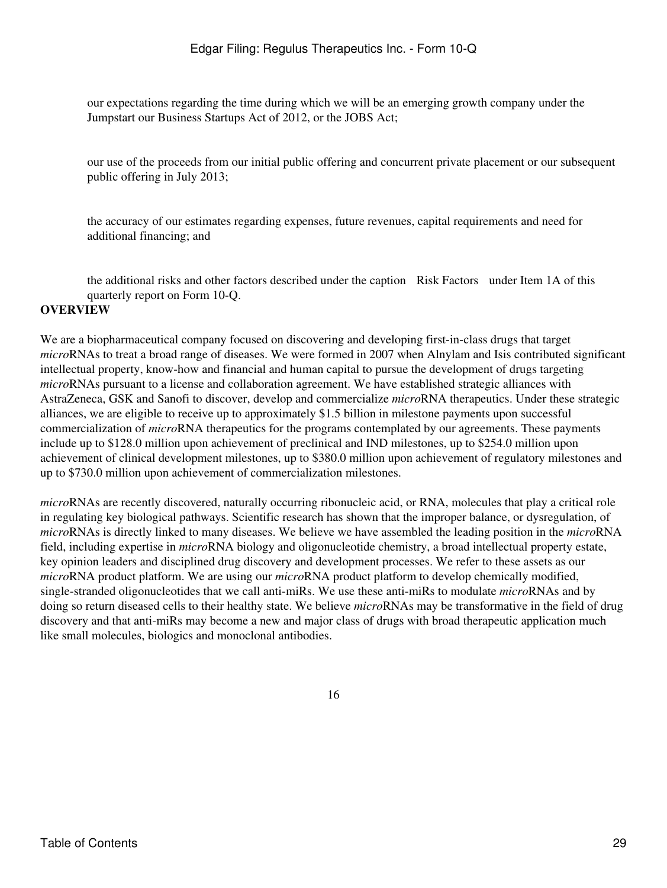- our expectations regarding the time during which we will be an emerging growth company under the Jumpstart our Business Startups Act of 2012, or the JOBS Act;
- our use of the proceeds from our initial public offering and concurrent private placement or our subsequent public offering in July 2013;
- the accuracy of our estimates regarding expenses, future revenues, capital requirements and need for additional financing; and
- the additional risks and other factors described under the caption "Risk Factors" under Item 1A of this quarterly report on Form 10-Q.

**OVERVIEW**

We are a biopharmaceutical company focused on discovering and developing first-in-class drugs that target *micro*RNAs to treat a broad range of diseases. We were formed in 2007 when Alnylam and Isis contributed significant intellectual property, know-how and financial and human capital to pursue the development of drugs targeting *micro*RNAs pursuant to a license and collaboration agreement. We have established strategic alliances with AstraZeneca, GSK and Sanofi to discover, develop and commercialize *micro*RNA therapeutics. Under these strategic alliances, we are eligible to receive up to approximately $1.5 billion in milestone payments upon successful commercialization of *micro*RNA therapeutics for the programs contemplated by our agreements. These payments include up to $128.0 million upon achievement of preclinical and IND milestones, up to $254.0 million upon achievement of clinical development milestones, up to $380.0 million upon achievement of regulatory milestones and up to $730.0 million upon achievement of commercialization milestones.

*micro*RNAs are recently discovered, naturally occurring ribonucleic acid, or RNA, molecules that play a critical role in regulating key biological pathways. Scientific research has shown that the improper balance, or dysregulation, of *micro*RNAs is directly linked to many diseases. We believe we have assembled the leading position in the *micro*RNA field, including expertise in *micro*RNA biology and oligonucleotide chemistry, a broad intellectual property estate, key opinion leaders and disciplined drug discovery and development processes. We refer to these assets as our *micro*RNA product platform. We are using our *micro*RNA product platform to develop chemically modified, single-stranded oligonucleotides that we call anti-miRs. We use these anti-miRs to modulate *micro*RNAs and by doing so return diseased cells to their healthy state. We believe *micro*RNAs may be transformative in the field of drug discovery and that anti-miRs may become a new and major class of drugs with broad therapeutic application much like small molecules, biologics and monoclonal antibodies.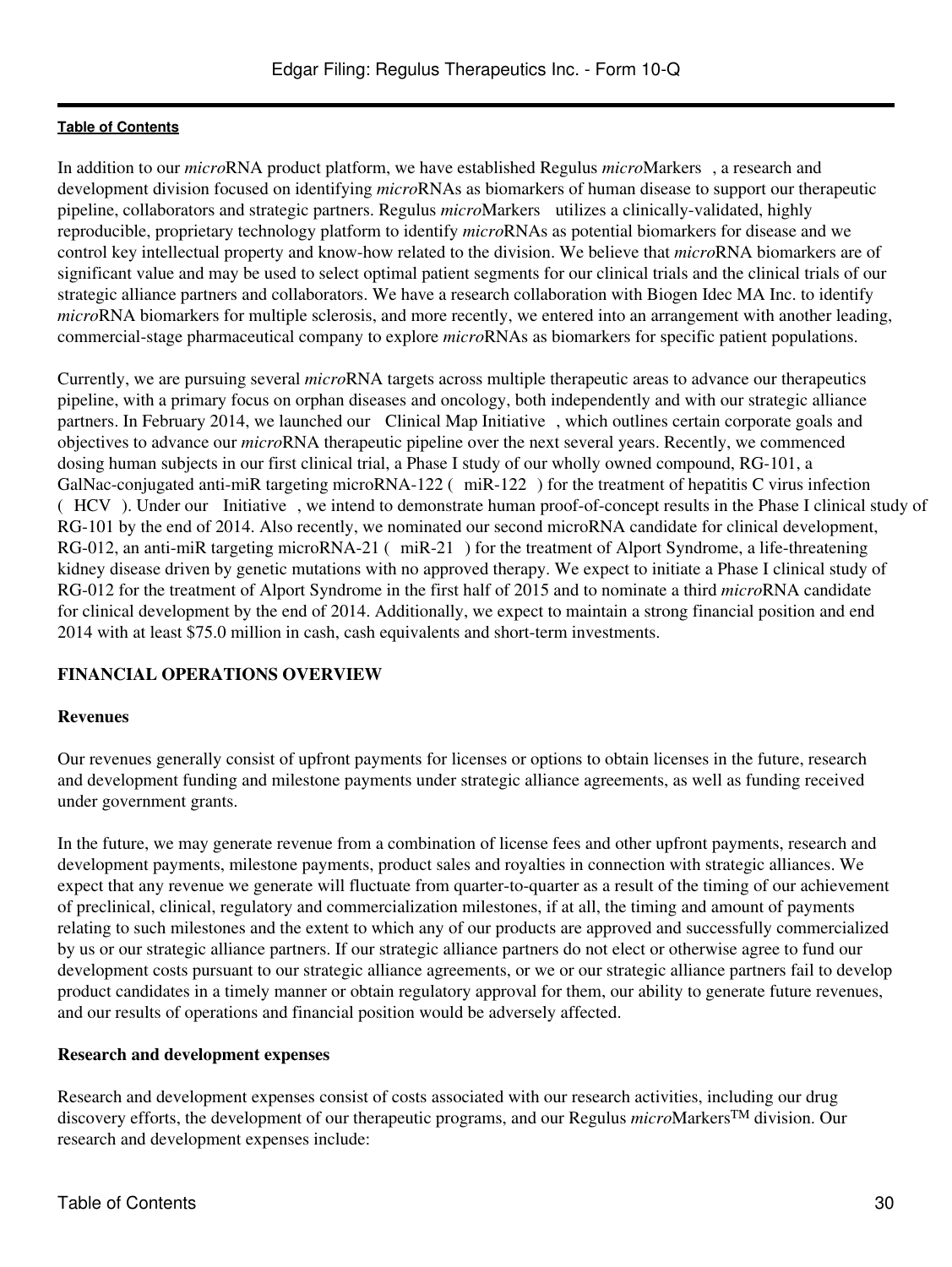In addition to our *micro*RNA product platform, we have established Regulus *micro*Markers , a research and development division focused on identifying *micro*RNAs as biomarkers of human disease to support our therapeutic pipeline, collaborators and strategic partners. Regulus *micro*Markers utilizes a clinically-validated, highly reproducible, proprietary technology platform to identify *micro*RNAs as potential biomarkers for disease and we control key intellectual property and know-how related to the division. We believe that *micro*RNA biomarkers are of significant value and may be used to select optimal patient segments for our clinical trials and the clinical trials of our strategic alliance partners and collaborators. We have a research collaboration with Biogen Idec MA Inc. to identify *micro*RNA biomarkers for multiple sclerosis, and more recently, we entered into an arrangement with another leading, commercial-stage pharmaceutical company to explore *micro*RNAs as biomarkers for specific patient populations.

Currently, we are pursuing several *micro*RNA targets across multiple therapeutic areas to advance our therapeutics pipeline, with a primary focus on orphan diseases and oncology, both independently and with our strategic alliance partners. In February 2014, we launched our Clinical Map Initiative , which outlines certain corporate goals and objectives to advance our *micro*RNA therapeutic pipeline over the next several years. Recently, we commenced dosing human subjects in our first clinical trial, a Phase I study of our wholly owned compound, RG-101, a GalNac-conjugated anti-miR targeting microRNA-122 ( miR-122 ) for the treatment of hepatitis C virus infection ( HCV ). Under our Initiative , we intend to demonstrate human proof-of-concept results in the Phase I clinical study of RG-101 by the end of 2014. Also recently, we nominated our second microRNA candidate for clinical development, RG-012, an anti-miR targeting microRNA-21 ( miR-21 ) for the treatment of Alport Syndrome, a life-threatening kidney disease driven by genetic mutations with no approved therapy. We expect to initiate a Phase I clinical study of RG-012 for the treatment of Alport Syndrome in the first half of 2015 and to nominate a third *micro*RNA candidate for clinical development by the end of 2014. Additionally, we expect to maintain a strong financial position and end 2014 with at least $75.0 million in cash, cash equivalents and short-term investments.

## FINANCIAL OPERATIONS OVERVIEW

### Revenues

Our revenues generally consist of upfront payments for licenses or options to obtain licenses in the future, research and development funding and milestone payments under strategic alliance agreements, as well as funding received under government grants.

In the future, we may generate revenue from a combination of license fees and other upfront payments, research and development payments, milestone payments, product sales and royalties in connection with strategic alliances. We expect that any revenue we generate will fluctuate from quarter-to-quarter as a result of the timing of our achievement of preclinical, clinical, regulatory and commercialization milestones, if at all, the timing and amount of payments relating to such milestones and the extent to which any of our products are approved and successfully commercialized by us or our strategic alliance partners. If our strategic alliance partners do not elect or otherwise agree to fund our development costs pursuant to our strategic alliance agreements, or we or our strategic alliance partners fail to develop product candidates in a timely manner or obtain regulatory approval for them, our ability to generate future revenues, and our results of operations and financial position would be adversely affected.

### Research and development expenses

Research and development expenses consist of costs associated with our research activities, including our drug discovery efforts, the development of our therapeutic programs, and our Regulus *micro*Markers™ division. Our research and development expenses include: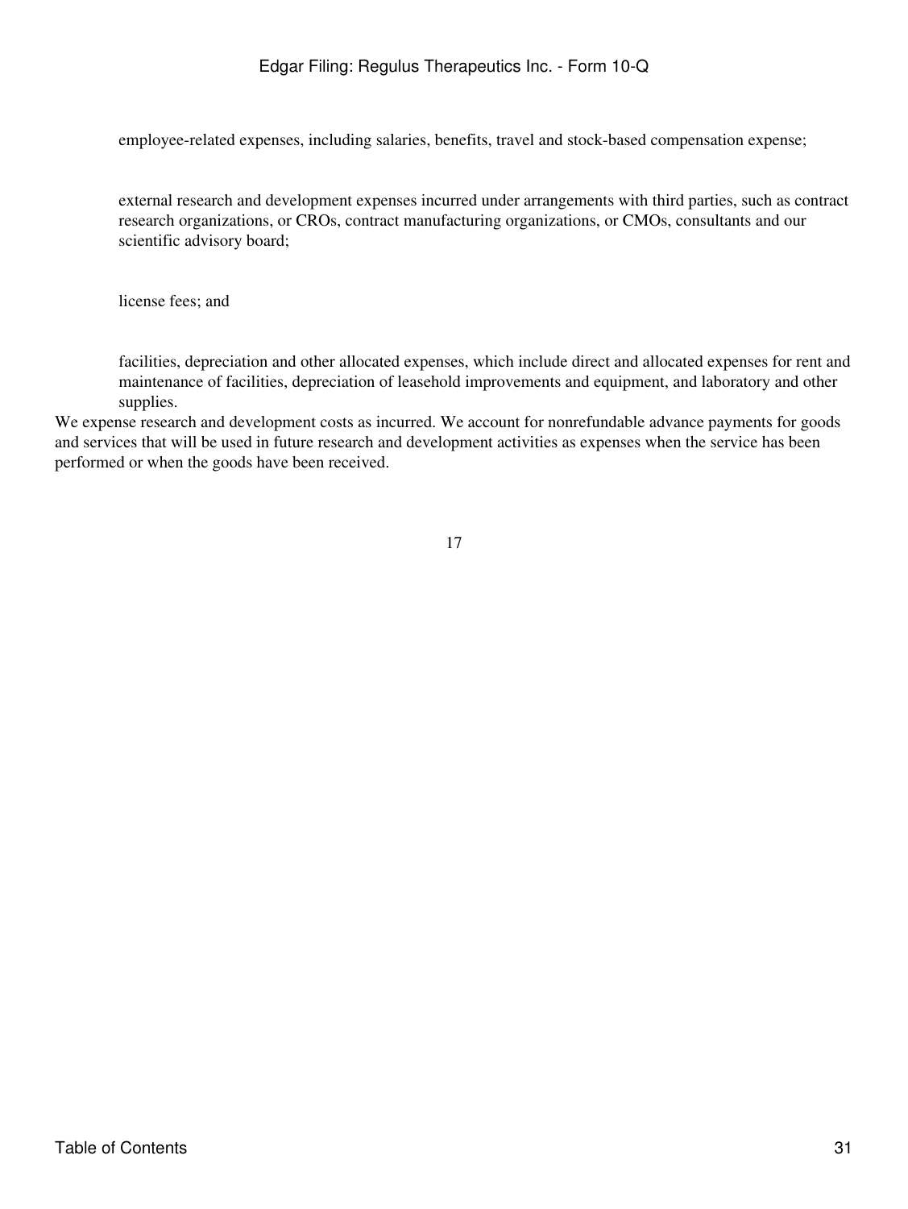- employee-related expenses, including salaries, benefits, travel and stock-based compensation expense;
- external research and development expenses incurred under arrangements with third parties, such as contract research organizations, or CROs, contract manufacturing organizations, or CMOs, consultants and our scientific advisory board;
- license fees; and
- facilities, depreciation and other allocated expenses, which include direct and allocated expenses for rent and maintenance of facilities, depreciation of leasehold improvements and equipment, and laboratory and other supplies.

We expense research and development costs as incurred. We account for nonrefundable advance payments for goods and services that will be used in future research and development activities as expenses when the service has been performed or when the goods have been received.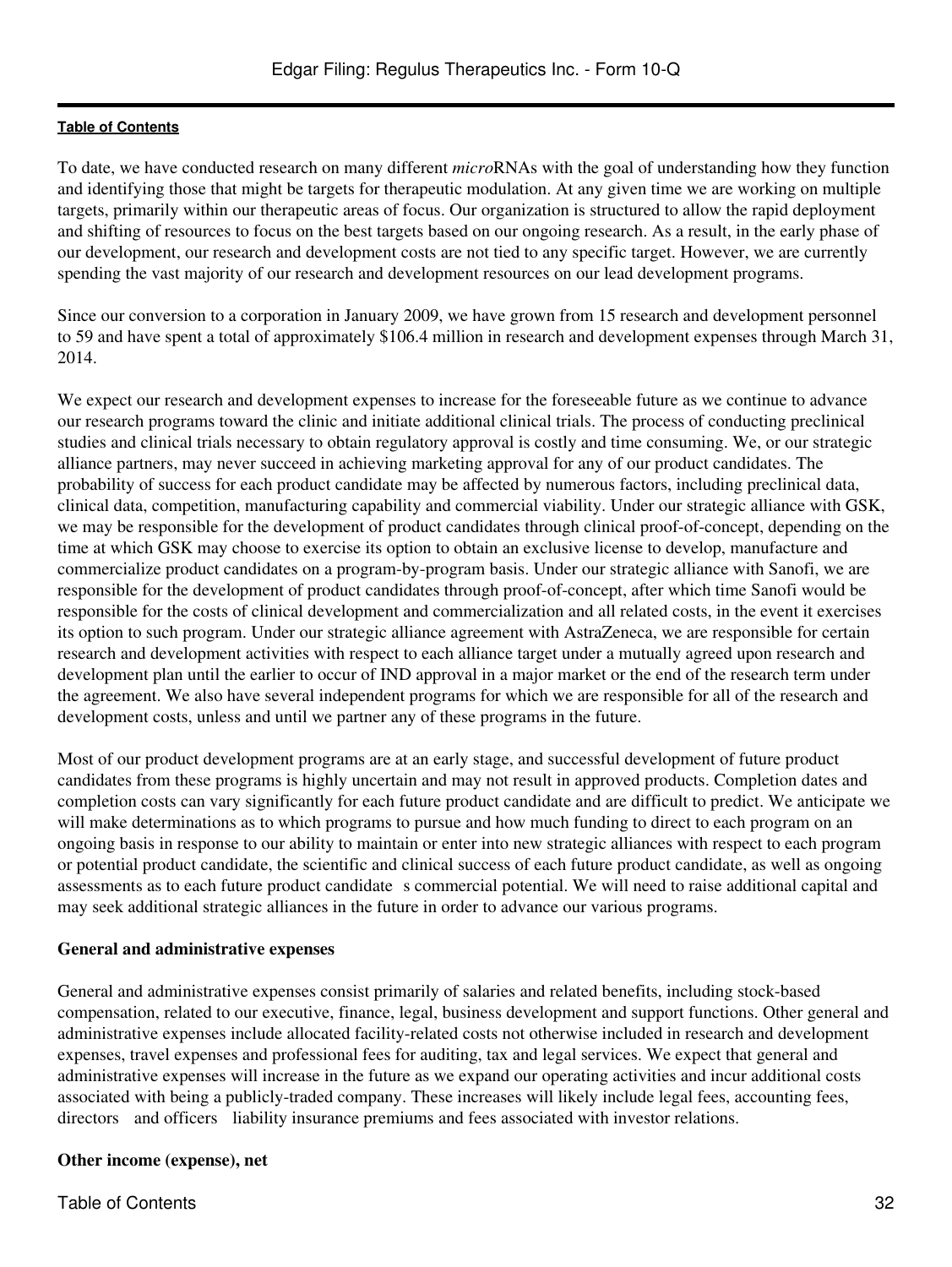To date, we have conducted research on many different *micro*RNAs with the goal of understanding how they function and identifying those that might be targets for therapeutic modulation. At any given time we are working on multiple targets, primarily within our therapeutic areas of focus. Our organization is structured to allow the rapid deployment and shifting of resources to focus on the best targets based on our ongoing research. As a result, in the early phase of our development, our research and development costs are not tied to any specific target. However, we are currently spending the vast majority of our research and development resources on our lead development programs.

Since our conversion to a corporation in January 2009, we have grown from 15 research and development personnel to 59 and have spent a total of approximately $106.4 million in research and development expenses through March 31, 2014.

We expect our research and development expenses to increase for the foreseeable future as we continue to advance our research programs toward the clinic and initiate additional clinical trials. The process of conducting preclinical studies and clinical trials necessary to obtain regulatory approval is costly and time consuming. We, or our strategic alliance partners, may never succeed in achieving marketing approval for any of our product candidates. The probability of success for each product candidate may be affected by numerous factors, including preclinical data, clinical data, competition, manufacturing capability and commercial viability. Under our strategic alliance with GSK, we may be responsible for the development of product candidates through clinical proof-of-concept, depending on the time at which GSK may choose to exercise its option to obtain an exclusive license to develop, manufacture and commercialize product candidates on a program-by-program basis. Under our strategic alliance with Sanofi, we are responsible for the development of product candidates through proof-of-concept, after which time Sanofi would be responsible for the costs of clinical development and commercialization and all related costs, in the event it exercises its option to such program. Under our strategic alliance agreement with AstraZeneca, we are responsible for certain research and development activities with respect to each alliance target under a mutually agreed upon research and development plan until the earlier to occur of IND approval in a major market or the end of the research term under the agreement. We also have several independent programs for which we are responsible for all of the research and development costs, unless and until we partner any of these programs in the future.

Most of our product development programs are at an early stage, and successful development of future product candidates from these programs is highly uncertain and may not result in approved products. Completion dates and completion costs can vary significantly for each future product candidate and are difficult to predict. We anticipate we will make determinations as to which programs to pursue and how much funding to direct to each program on an ongoing basis in response to our ability to maintain or enter into new strategic alliances with respect to each program or potential product candidate, the scientific and clinical success of each future product candidate, as well as ongoing assessments as to each future product candidate s commercial potential. We will need to raise additional capital and may seek additional strategic alliances in the future in order to advance our various programs.

**General and administrative expenses**

General and administrative expenses consist primarily of salaries and related benefits, including stock-based compensation, related to our executive, finance, legal, business development and support functions. Other general and administrative expenses include allocated facility-related costs not otherwise included in research and development expenses, travel expenses and professional fees for auditing, tax and legal services. We expect that general and administrative expenses will increase in the future as we expand our operating activities and incur additional costs associated with being a publicly-traded company. These increases will likely include legal fees, accounting fees, directors and officers liability insurance premiums and fees associated with investor relations.

**Other income (expense), net**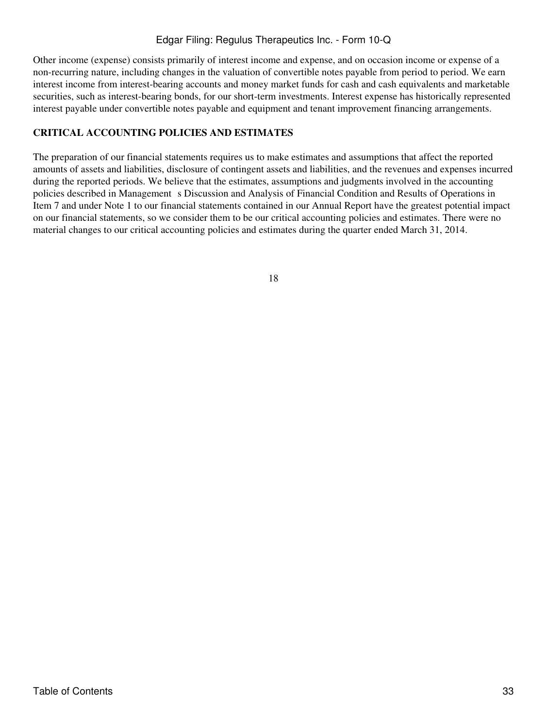Other income (expense) consists primarily of interest income and expense, and on occasion income or expense of a non-recurring nature, including changes in the valuation of convertible notes payable from period to period. We earn interest income from interest-bearing accounts and money market funds for cash and cash equivalents and marketable securities, such as interest-bearing bonds, for our short-term investments. Interest expense has historically represented interest payable under convertible notes payable and equipment and tenant improvement financing arrangements.

## CRITICAL ACCOUNTING POLICIES AND ESTIMATES

The preparation of our financial statements requires us to make estimates and assumptions that affect the reported amounts of assets and liabilities, disclosure of contingent assets and liabilities, and the revenues and expenses incurred during the reported periods. We believe that the estimates, assumptions and judgments involved in the accounting policies described in Management s Discussion and Analysis of Financial Condition and Results of Operations in Item 7 and under Note 1 to our financial statements contained in our Annual Report have the greatest potential impact on our financial statements, so we consider them to be our critical accounting policies and estimates. There were no material changes to our critical accounting policies and estimates during the quarter ended March 31, 2014.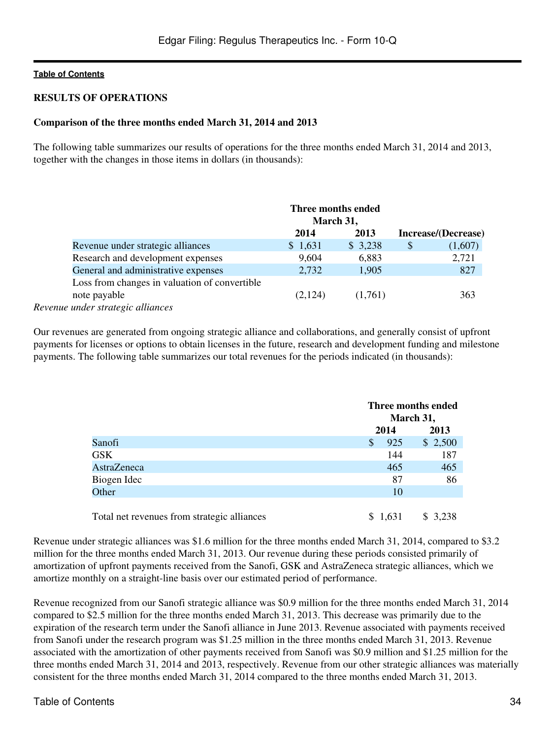**Table of Contents**

**RESULTS OF OPERATIONS**

**Comparison of the three months ended March 31, 2014 and 2013**

The following table summarizes our results of operations for the three months ended March 31, 2014 and 2013, together with the changes in those items in dollars (in thousands):

| | Three months ended March 31, | | |
|---|---|---|---|
| | 2014 | 2013 | Increase/(Decrease) |
| Revenue under strategic alliances | $ 1,631 | $ 3,238 | $ (1,607) |
| Research and development expenses | 9,604 | 6,883 | 2,721 |
| General and administrative expenses | 2,732 | 1,905 | 827 |
| Loss from changes in valuation of convertible note payable | (2,124) | (1,761) | 363 |

*Revenue under strategic alliances*

Our revenues are generated from ongoing strategic alliance and collaborations, and generally consist of upfront payments for licenses or options to obtain licenses in the future, research and development funding and milestone payments. The following table summarizes our total revenues for the periods indicated (in thousands):

| | Three months ended March 31, | |
|---|---|---|
| | 2014 | 2013 |
| Sanofi | $ 925 | $ 2,500 |
| GSK | 144 | 187 |
| AstraZeneca | 465 | 465 |
| Biogen Idec | 87 | 86 |
| Other | 10 | |
| Total net revenues from strategic alliances | $ 1,631 | $ 3,238 |

Revenue under strategic alliances was $1.6 million for the three months ended March 31, 2014, compared to $3.2 million for the three months ended March 31, 2013. Our revenue during these periods consisted primarily of amortization of upfront payments received from the Sanofi, GSK and AstraZeneca strategic alliances, which we amortize monthly on a straight-line basis over our estimated period of performance.

Revenue recognized from our Sanofi strategic alliance was $0.9 million for the three months ended March 31, 2014 compared to $2.5 million for the three months ended March 31, 2013. This decrease was primarily due to the expiration of the research term under the Sanofi alliance in June 2013. Revenue associated with payments received from Sanofi under the research program was $1.25 million in the three months ended March 31, 2013. Revenue associated with the amortization of other payments received from Sanofi was $0.9 million and $1.25 million for the three months ended March 31, 2014 and 2013, respectively. Revenue from our other strategic alliances was materially consistent for the three months ended March 31, 2014 compared to the three months ended March 31, 2013.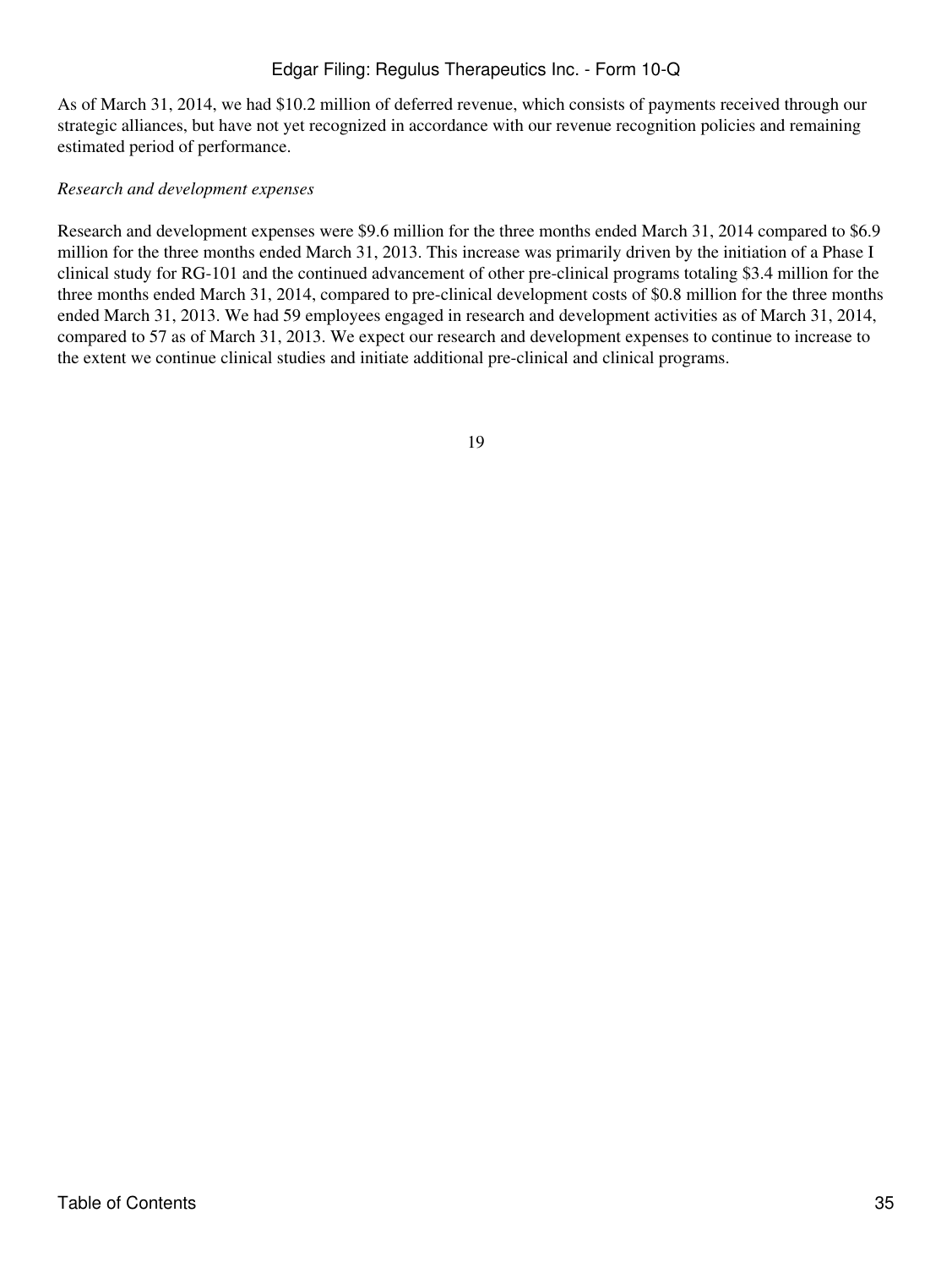As of March 31, 2014, we had $10.2 million of deferred revenue, which consists of payments received through our strategic alliances, but have not yet recognized in accordance with our revenue recognition policies and remaining estimated period of performance.

*Research and development expenses*

Research and development expenses were $9.6 million for the three months ended March 31, 2014 compared to $6.9 million for the three months ended March 31, 2013. This increase was primarily driven by the initiation of a Phase I clinical study for RG-101 and the continued advancement of other pre-clinical programs totaling $3.4 million for the three months ended March 31, 2014, compared to pre-clinical development costs of $0.8 million for the three months ended March 31, 2013. We had 59 employees engaged in research and development activities as of March 31, 2014, compared to 57 as of March 31, 2013. We expect our research and development expenses to continue to increase to the extent we continue clinical studies and initiate additional pre-clinical and clinical programs.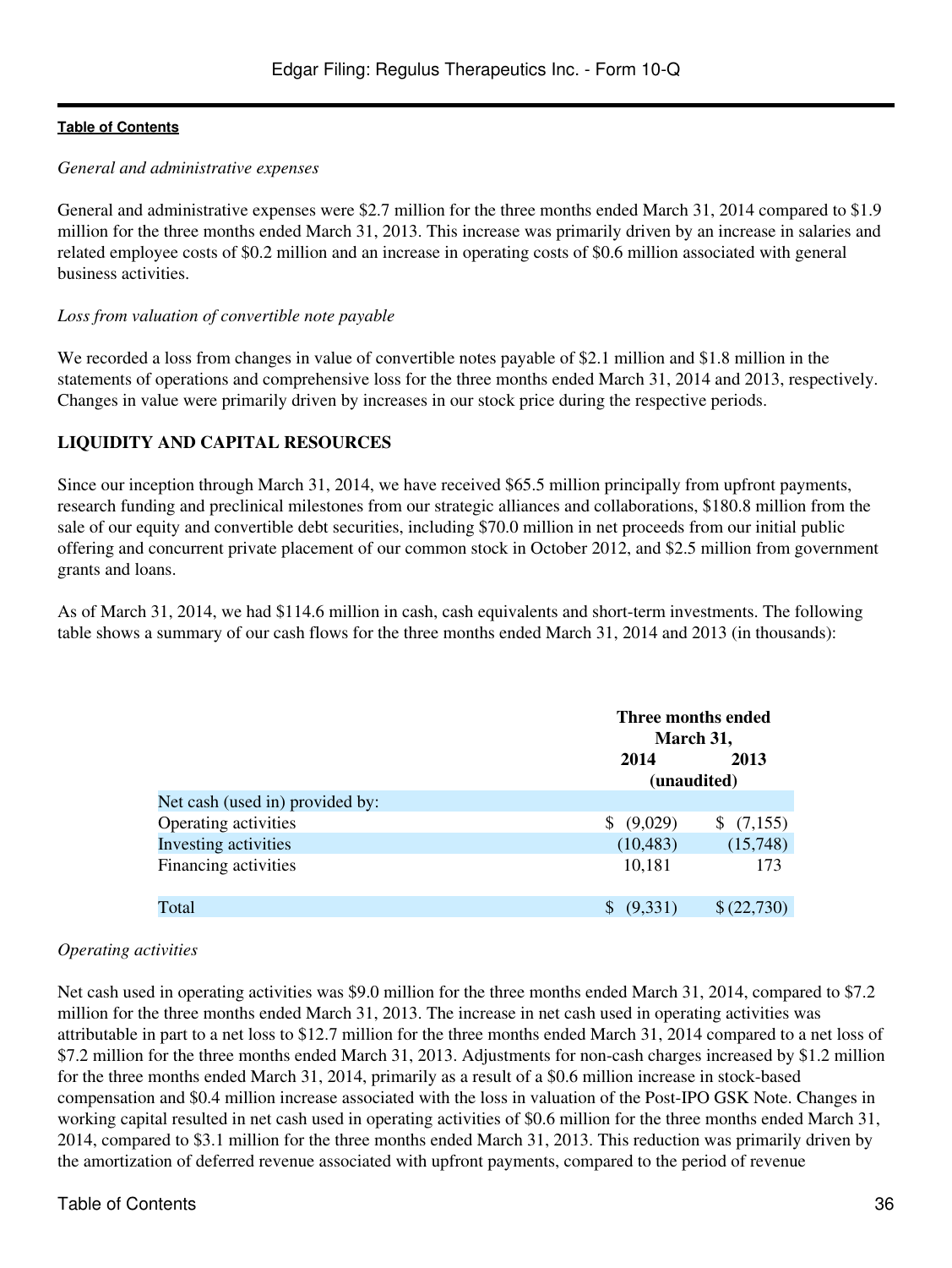*General and administrative expenses*

General and administrative expenses were $2.7 million for the three months ended March 31, 2014 compared to $1.9 million for the three months ended March 31, 2013. This increase was primarily driven by an increase in salaries and related employee costs of $0.2 million and an increase in operating costs of $0.6 million associated with general business activities.

*Loss from valuation of convertible note payable*

We recorded a loss from changes in value of convertible notes payable of $2.1 million and $1.8 million in the statements of operations and comprehensive loss for the three months ended March 31, 2014 and 2013, respectively. Changes in value were primarily driven by increases in our stock price during the respective periods.

## LIQUIDITY AND CAPITAL RESOURCES

Since our inception through March 31, 2014, we have received $65.5 million principally from upfront payments, research funding and preclinical milestones from our strategic alliances and collaborations, $180.8 million from the sale of our equity and convertible debt securities, including $70.0 million in net proceeds from our initial public offering and concurrent private placement of our common stock in October 2012, and $2.5 million from government grants and loans.

As of March 31, 2014, we had $114.6 million in cash, cash equivalents and short-term investments. The following table shows a summary of our cash flows for the three months ended March 31, 2014 and 2013 (in thousands):

| | Three months ended March 31, | |
|---|---|---|
| | 2014 | 2013 |
| | (unaudited) | |
| Net cash (used in) provided by: | | |
| Operating activities | $ (9,029) | $ (7,155) |
| Investing activities | (10,483) | (15,748) |
| Financing activities | 10,181 | 173 |
| Total | $ (9,331) | $ (22,730) |

*Operating activities*

Net cash used in operating activities was $9.0 million for the three months ended March 31, 2014, compared to $7.2 million for the three months ended March 31, 2013. The increase in net cash used in operating activities was attributable in part to a net loss to $12.7 million for the three months ended March 31, 2014 compared to a net loss of $7.2 million for the three months ended March 31, 2013. Adjustments for non-cash charges increased by $1.2 million for the three months ended March 31, 2014, primarily as a result of a $0.6 million increase in stock-based compensation and $0.4 million increase associated with the loss in valuation of the Post-IPO GSK Note. Changes in working capital resulted in net cash used in operating activities of $0.6 million for the three months ended March 31, 2014, compared to $3.1 million for the three months ended March 31, 2013. This reduction was primarily driven by the amortization of deferred revenue associated with upfront payments, compared to the period of revenue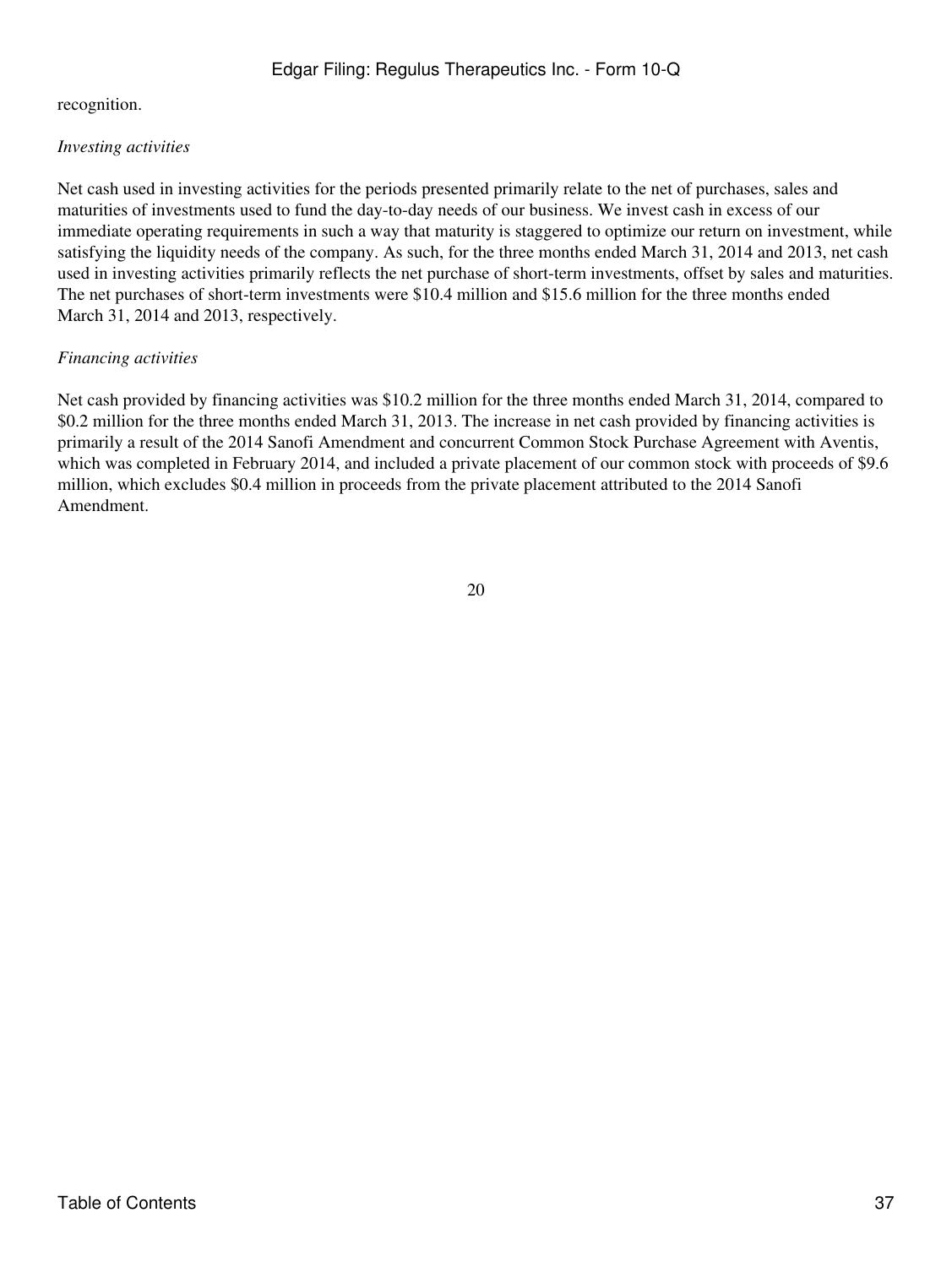recognition.

*Investing activities*

Net cash used in investing activities for the periods presented primarily relate to the net of purchases, sales and maturities of investments used to fund the day-to-day needs of our business. We invest cash in excess of our immediate operating requirements in such a way that maturity is staggered to optimize our return on investment, while satisfying the liquidity needs of the company. As such, for the three months ended March 31, 2014 and 2013, net cash used in investing activities primarily reflects the net purchase of short-term investments, offset by sales and maturities. The net purchases of short-term investments were $10.4 million and $15.6 million for the three months ended March 31, 2014 and 2013, respectively.

*Financing activities*

Net cash provided by financing activities was $10.2 million for the three months ended March 31, 2014, compared to $0.2 million for the three months ended March 31, 2013. The increase in net cash provided by financing activities is primarily a result of the 2014 Sanofi Amendment and concurrent Common Stock Purchase Agreement with Aventis, which was completed in February 2014, and included a private placement of our common stock with proceeds of $9.6 million, which excludes $0.4 million in proceeds from the private placement attributed to the 2014 Sanofi Amendment.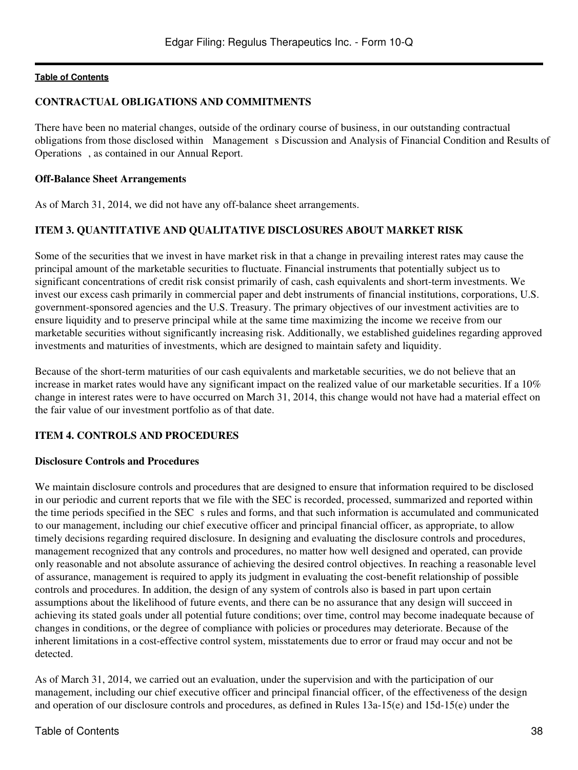## CONTRACTUAL OBLIGATIONS AND COMMITMENTS

There have been no material changes, outside of the ordinary course of business, in our outstanding contractual obligations from those disclosed within Management s Discussion and Analysis of Financial Condition and Results of Operations , as contained in our Annual Report.

### Off-Balance Sheet Arrangements

As of March 31, 2014, we did not have any off-balance sheet arrangements.

## ITEM 3. QUANTITATIVE AND QUALITATIVE DISCLOSURES ABOUT MARKET RISK

Some of the securities that we invest in have market risk in that a change in prevailing interest rates may cause the principal amount of the marketable securities to fluctuate. Financial instruments that potentially subject us to significant concentrations of credit risk consist primarily of cash, cash equivalents and short-term investments. We invest our excess cash primarily in commercial paper and debt instruments of financial institutions, corporations, U.S. government-sponsored agencies and the U.S. Treasury. The primary objectives of our investment activities are to ensure liquidity and to preserve principal while at the same time maximizing the income we receive from our marketable securities without significantly increasing risk. Additionally, we established guidelines regarding approved investments and maturities of investments, which are designed to maintain safety and liquidity.

Because of the short-term maturities of our cash equivalents and marketable securities, we do not believe that an increase in market rates would have any significant impact on the realized value of our marketable securities. If a 10% change in interest rates were to have occurred on March 31, 2014, this change would not have had a material effect on the fair value of our investment portfolio as of that date.

## ITEM 4. CONTROLS AND PROCEDURES

### Disclosure Controls and Procedures

We maintain disclosure controls and procedures that are designed to ensure that information required to be disclosed in our periodic and current reports that we file with the SEC is recorded, processed, summarized and reported within the time periods specified in the SEC s rules and forms, and that such information is accumulated and communicated to our management, including our chief executive officer and principal financial officer, as appropriate, to allow timely decisions regarding required disclosure. In designing and evaluating the disclosure controls and procedures, management recognized that any controls and procedures, no matter how well designed and operated, can provide only reasonable and not absolute assurance of achieving the desired control objectives. In reaching a reasonable level of assurance, management is required to apply its judgment in evaluating the cost-benefit relationship of possible controls and procedures. In addition, the design of any system of controls also is based in part upon certain assumptions about the likelihood of future events, and there can be no assurance that any design will succeed in achieving its stated goals under all potential future conditions; over time, control may become inadequate because of changes in conditions, or the degree of compliance with policies or procedures may deteriorate. Because of the inherent limitations in a cost-effective control system, misstatements due to error or fraud may occur and not be detected.

As of March 31, 2014, we carried out an evaluation, under the supervision and with the participation of our management, including our chief executive officer and principal financial officer, of the effectiveness of the design and operation of our disclosure controls and procedures, as defined in Rules 13a-15(e) and 15d-15(e) under the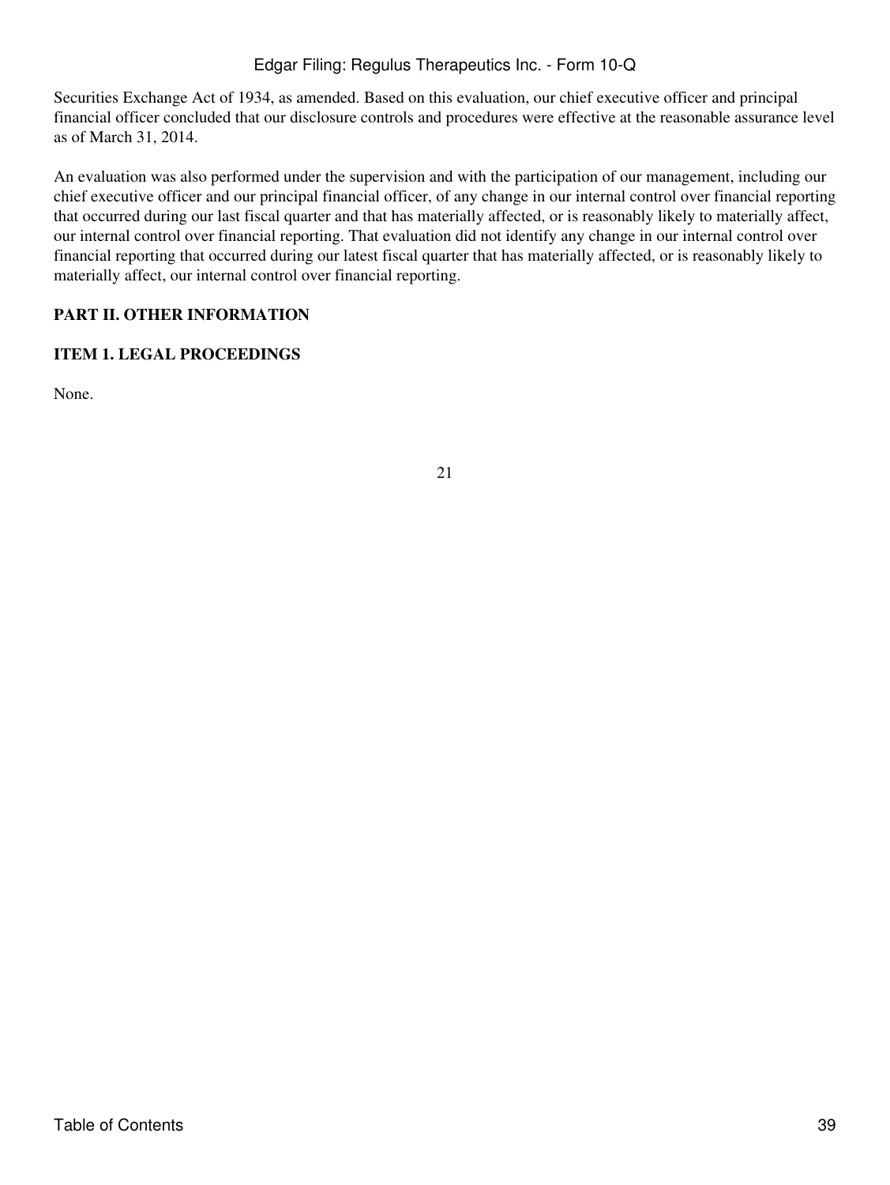Securities Exchange Act of 1934, as amended. Based on this evaluation, our chief executive officer and principal financial officer concluded that our disclosure controls and procedures were effective at the reasonable assurance level as of March 31, 2014.

An evaluation was also performed under the supervision and with the participation of our management, including our chief executive officer and our principal financial officer, of any change in our internal control over financial reporting that occurred during our last fiscal quarter and that has materially affected, or is reasonably likely to materially affect, our internal control over financial reporting. That evaluation did not identify any change in our internal control over financial reporting that occurred during our latest fiscal quarter that has materially affected, or is reasonably likely to materially affect, our internal control over financial reporting.

## PART II. OTHER INFORMATION

### ITEM 1. LEGAL PROCEEDINGS

None.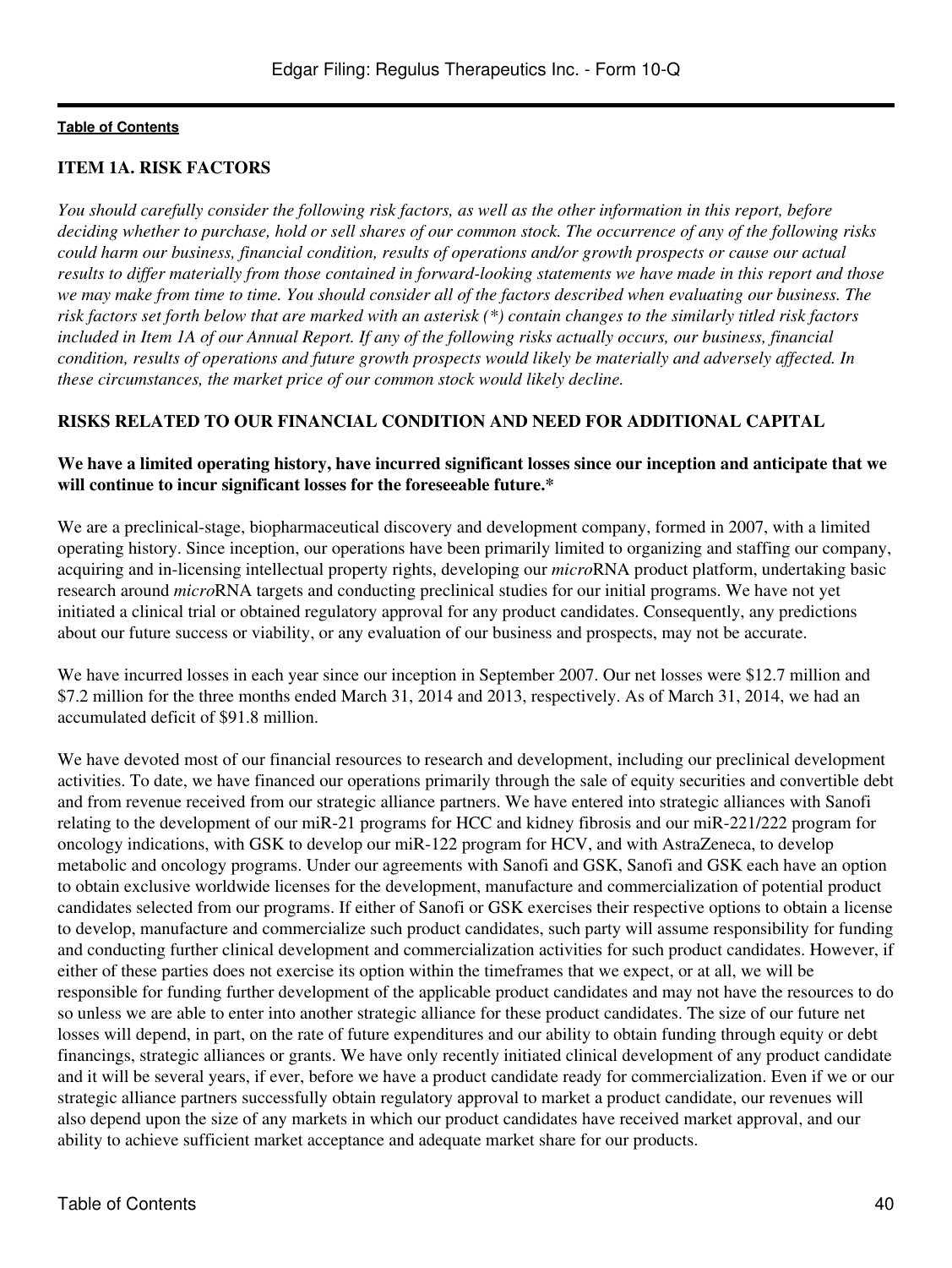## ITEM 1A. RISK FACTORS

*You should carefully consider the following risk factors, as well as the other information in this report, before deciding whether to purchase, hold or sell shares of our common stock. The occurrence of any of the following risks could harm our business, financial condition, results of operations and/or growth prospects or cause our actual results to differ materially from those contained in forward-looking statements we have made in this report and those we may make from time to time. You should consider all of the factors described when evaluating our business. The risk factors set forth below that are marked with an asterisk (*) contain changes to the similarly titled risk factors included in Item 1A of our Annual Report. If any of the following risks actually occurs, our business, financial condition, results of operations and future growth prospects would likely be materially and adversely affected. In these circumstances, the market price of our common stock would likely decline.*

### RISKS RELATED TO OUR FINANCIAL CONDITION AND NEED FOR ADDITIONAL CAPITAL

**We have a limited operating history, have incurred significant losses since our inception and anticipate that we will continue to incur significant losses for the foreseeable future.***

We are a preclinical-stage, biopharmaceutical discovery and development company, formed in 2007, with a limited operating history. Since inception, our operations have been primarily limited to organizing and staffing our company, acquiring and in-licensing intellectual property rights, developing our *micro*RNA product platform, undertaking basic research around *micro*RNA targets and conducting preclinical studies for our initial programs. We have not yet initiated a clinical trial or obtained regulatory approval for any product candidates. Consequently, any predictions about our future success or viability, or any evaluation of our business and prospects, may not be accurate.

We have incurred losses in each year since our inception in September 2007. Our net losses were $12.7 million and $7.2 million for the three months ended March 31, 2014 and 2013, respectively. As of March 31, 2014, we had an accumulated deficit of $91.8 million.

We have devoted most of our financial resources to research and development, including our preclinical development activities. To date, we have financed our operations primarily through the sale of equity securities and convertible debt and from revenue received from our strategic alliance partners. We have entered into strategic alliances with Sanofi relating to the development of our miR-21 programs for HCC and kidney fibrosis and our miR-221/222 program for oncology indications, with GSK to develop our miR-122 program for HCV, and with AstraZeneca, to develop metabolic and oncology programs. Under our agreements with Sanofi and GSK, Sanofi and GSK each have an option to obtain exclusive worldwide licenses for the development, manufacture and commercialization of potential product candidates selected from our programs. If either of Sanofi or GSK exercises their respective options to obtain a license to develop, manufacture and commercialize such product candidates, such party will assume responsibility for funding and conducting further clinical development and commercialization activities for such product candidates. However, if either of these parties does not exercise its option within the timeframes that we expect, or at all, we will be responsible for funding further development of the applicable product candidates and may not have the resources to do so unless we are able to enter into another strategic alliance for these product candidates. The size of our future net losses will depend, in part, on the rate of future expenditures and our ability to obtain funding through equity or debt financings, strategic alliances or grants. We have only recently initiated clinical development of any product candidate and it will be several years, if ever, before we have a product candidate ready for commercialization. Even if we or our strategic alliance partners successfully obtain regulatory approval to market a product candidate, our revenues will also depend upon the size of any markets in which our product candidates have received market approval, and our ability to achieve sufficient market acceptance and adequate market share for our products.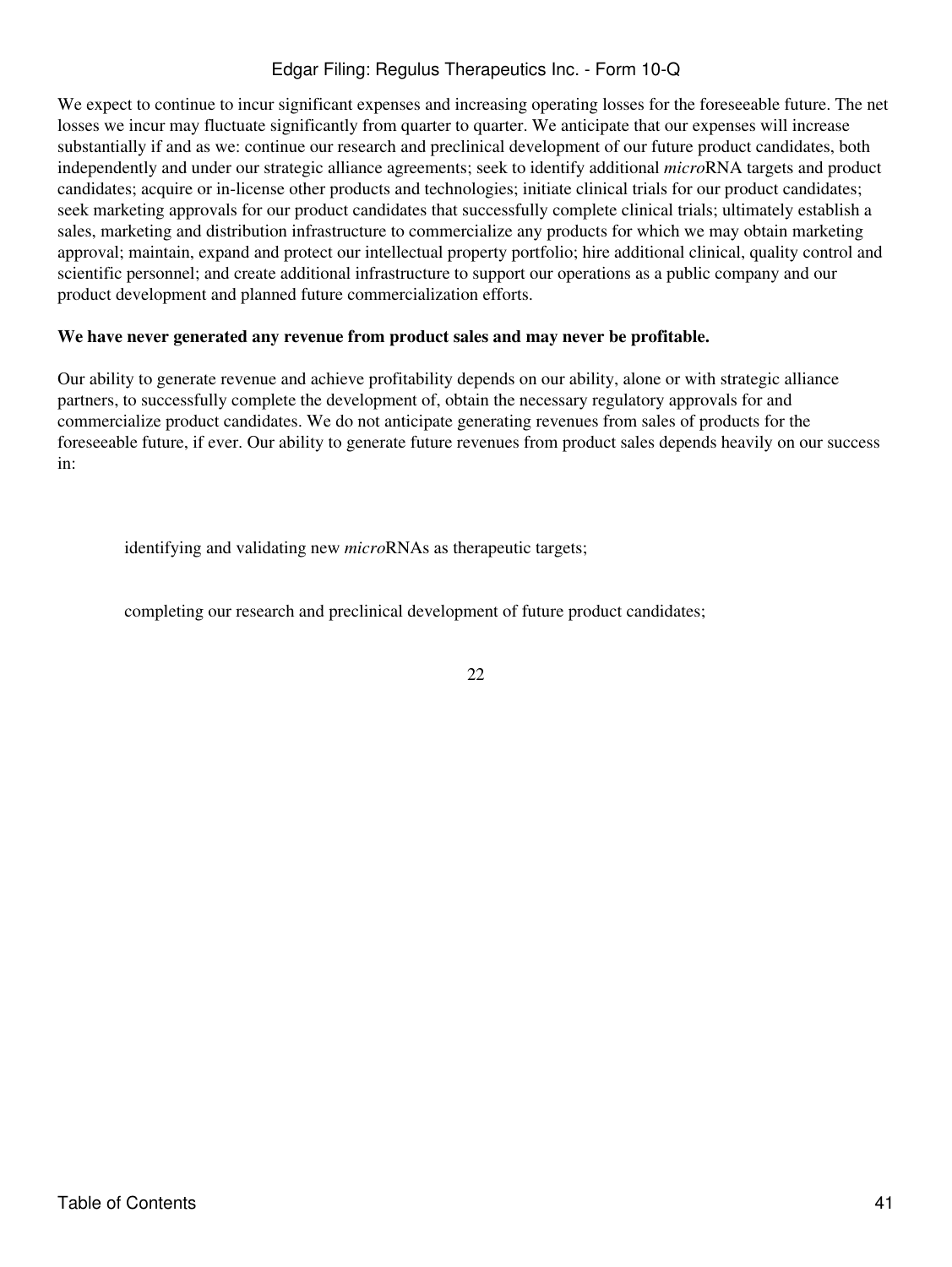We expect to continue to incur significant expenses and increasing operating losses for the foreseeable future. The net losses we incur may fluctuate significantly from quarter to quarter. We anticipate that our expenses will increase substantially if and as we: continue our research and preclinical development of our future product candidates, both independently and under our strategic alliance agreements; seek to identify additional *micro*RNA targets and product candidates; acquire or in-license other products and technologies; initiate clinical trials for our product candidates; seek marketing approvals for our product candidates that successfully complete clinical trials; ultimately establish a sales, marketing and distribution infrastructure to commercialize any products for which we may obtain marketing approval; maintain, expand and protect our intellectual property portfolio; hire additional clinical, quality control and scientific personnel; and create additional infrastructure to support our operations as a public company and our product development and planned future commercialization efforts.

**We have never generated any revenue from product sales and may never be profitable.**

Our ability to generate revenue and achieve profitability depends on our ability, alone or with strategic alliance partners, to successfully complete the development of, obtain the necessary regulatory approvals for and commercialize product candidates. We do not anticipate generating revenues from sales of products for the foreseeable future, if ever. Our ability to generate future revenues from product sales depends heavily on our success in:

- identifying and validating new *micro*RNAs as therapeutic targets;
- completing our research and preclinical development of future product candidates;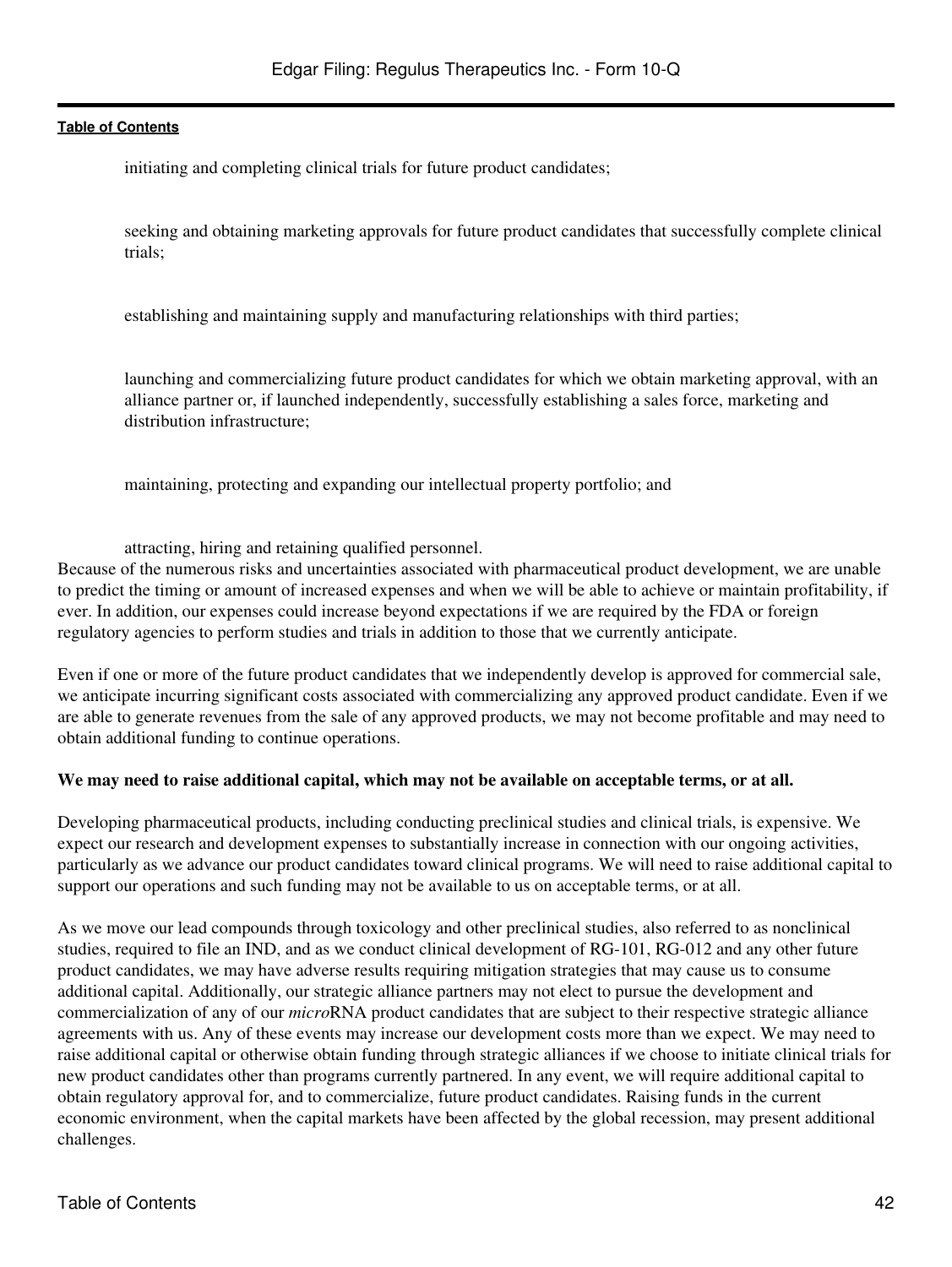- initiating and completing clinical trials for future product candidates;
- seeking and obtaining marketing approvals for future product candidates that successfully complete clinical trials;
- establishing and maintaining supply and manufacturing relationships with third parties;
- launching and commercializing future product candidates for which we obtain marketing approval, with an alliance partner or, if launched independently, successfully establishing a sales force, marketing and distribution infrastructure;
- maintaining, protecting and expanding our intellectual property portfolio; and
- attracting, hiring and retaining qualified personnel.

Because of the numerous risks and uncertainties associated with pharmaceutical product development, we are unable to predict the timing or amount of increased expenses and when we will be able to achieve or maintain profitability, if ever. In addition, our expenses could increase beyond expectations if we are required by the FDA or foreign regulatory agencies to perform studies and trials in addition to those that we currently anticipate.

Even if one or more of the future product candidates that we independently develop is approved for commercial sale, we anticipate incurring significant costs associated with commercializing any approved product candidate. Even if we are able to generate revenues from the sale of any approved products, we may not become profitable and may need to obtain additional funding to continue operations.

**We may need to raise additional capital, which may not be available on acceptable terms, or at all.**

Developing pharmaceutical products, including conducting preclinical studies and clinical trials, is expensive. We expect our research and development expenses to substantially increase in connection with our ongoing activities, particularly as we advance our product candidates toward clinical programs. We will need to raise additional capital to support our operations and such funding may not be available to us on acceptable terms, or at all.

As we move our lead compounds through toxicology and other preclinical studies, also referred to as nonclinical studies, required to file an IND, and as we conduct clinical development of RG-101, RG-012 and any other future product candidates, we may have adverse results requiring mitigation strategies that may cause us to consume additional capital. Additionally, our strategic alliance partners may not elect to pursue the development and commercialization of any of our *micro*RNA product candidates that are subject to their respective strategic alliance agreements with us. Any of these events may increase our development costs more than we expect. We may need to raise additional capital or otherwise obtain funding through strategic alliances if we choose to initiate clinical trials for new product candidates other than programs currently partnered. In any event, we will require additional capital to obtain regulatory approval for, and to commercialize, future product candidates. Raising funds in the current economic environment, when the capital markets have been affected by the global recession, may present additional challenges.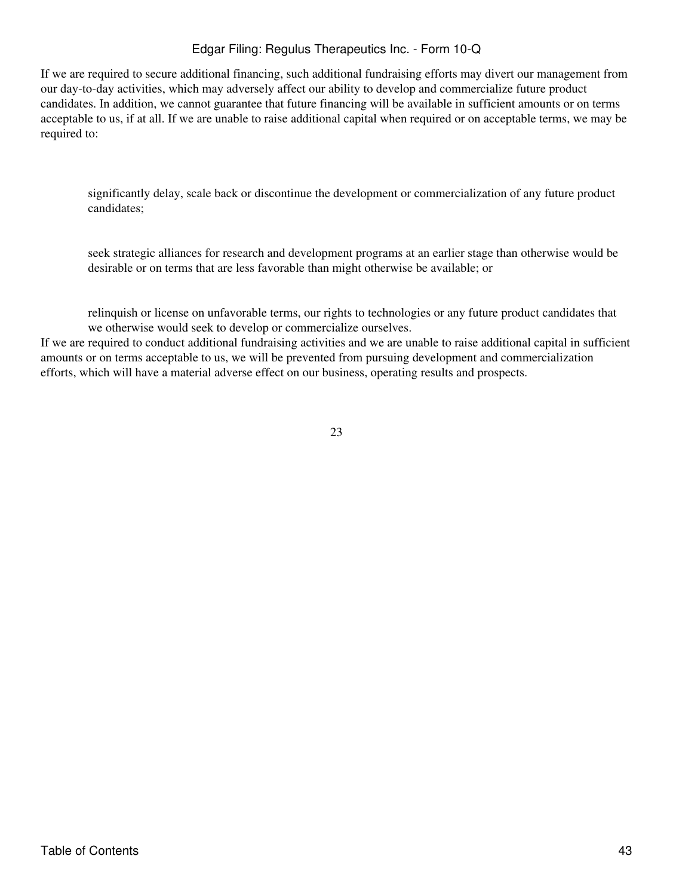If we are required to secure additional financing, such additional fundraising efforts may divert our management from our day-to-day activities, which may adversely affect our ability to develop and commercialize future product candidates. In addition, we cannot guarantee that future financing will be available in sufficient amounts or on terms acceptable to us, if at all. If we are unable to raise additional capital when required or on acceptable terms, we may be required to:

- significantly delay, scale back or discontinue the development or commercialization of any future product candidates;
- seek strategic alliances for research and development programs at an earlier stage than otherwise would be desirable or on terms that are less favorable than might otherwise be available; or
- relinquish or license on unfavorable terms, our rights to technologies or any future product candidates that we otherwise would seek to develop or commercialize ourselves.

If we are required to conduct additional fundraising activities and we are unable to raise additional capital in sufficient amounts or on terms acceptable to us, we will be prevented from pursuing development and commercialization efforts, which will have a material adverse effect on our business, operating results and prospects.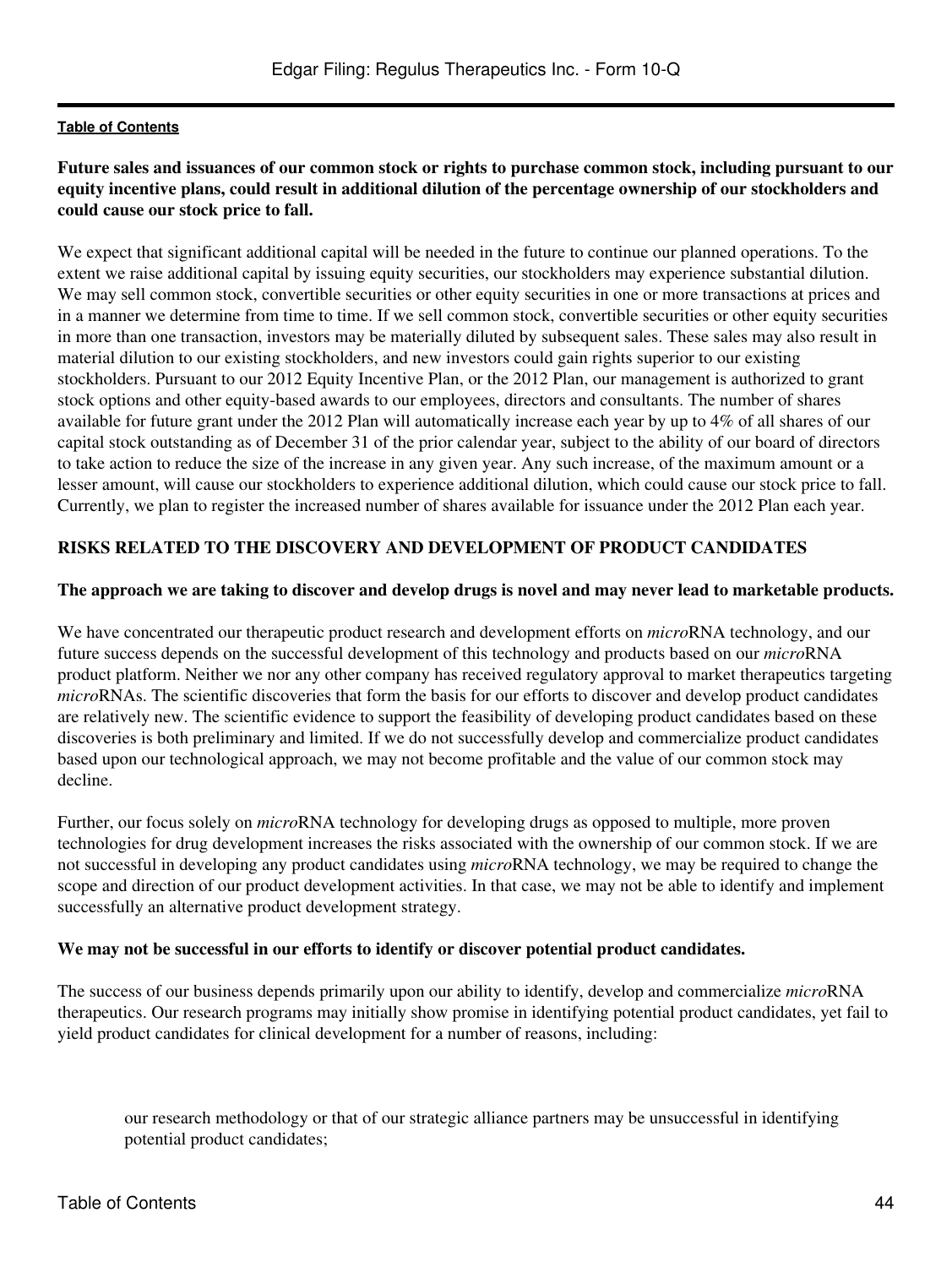**Future sales and issuances of our common stock or rights to purchase common stock, including pursuant to our equity incentive plans, could result in additional dilution of the percentage ownership of our stockholders and could cause our stock price to fall.**

We expect that significant additional capital will be needed in the future to continue our planned operations. To the extent we raise additional capital by issuing equity securities, our stockholders may experience substantial dilution. We may sell common stock, convertible securities or other equity securities in one or more transactions at prices and in a manner we determine from time to time. If we sell common stock, convertible securities or other equity securities in more than one transaction, investors may be materially diluted by subsequent sales. These sales may also result in material dilution to our existing stockholders, and new investors could gain rights superior to our existing stockholders. Pursuant to our 2012 Equity Incentive Plan, or the 2012 Plan, our management is authorized to grant stock options and other equity-based awards to our employees, directors and consultants. The number of shares available for future grant under the 2012 Plan will automatically increase each year by up to 4% of all shares of our capital stock outstanding as of December 31 of the prior calendar year, subject to the ability of our board of directors to take action to reduce the size of the increase in any given year. Any such increase, of the maximum amount or a lesser amount, will cause our stockholders to experience additional dilution, which could cause our stock price to fall. Currently, we plan to register the increased number of shares available for issuance under the 2012 Plan each year.

## RISKS RELATED TO THE DISCOVERY AND DEVELOPMENT OF PRODUCT CANDIDATES

**The approach we are taking to discover and develop drugs is novel and may never lead to marketable products.**

We have concentrated our therapeutic product research and development efforts on *micro*RNA technology, and our future success depends on the successful development of this technology and products based on our *micro*RNA product platform. Neither we nor any other company has received regulatory approval to market therapeutics targeting *micro*RNAs. The scientific discoveries that form the basis for our efforts to discover and develop product candidates are relatively new. The scientific evidence to support the feasibility of developing product candidates based on these discoveries is both preliminary and limited. If we do not successfully develop and commercialize product candidates based upon our technological approach, we may not become profitable and the value of our common stock may decline.

Further, our focus solely on *micro*RNA technology for developing drugs as opposed to multiple, more proven technologies for drug development increases the risks associated with the ownership of our common stock. If we are not successful in developing any product candidates using *micro*RNA technology, we may be required to change the scope and direction of our product development activities. In that case, we may not be able to identify and implement successfully an alternative product development strategy.

**We may not be successful in our efforts to identify or discover potential product candidates.**

The success of our business depends primarily upon our ability to identify, develop and commercialize *micro*RNA therapeutics. Our research programs may initially show promise in identifying potential product candidates, yet fail to yield product candidates for clinical development for a number of reasons, including:

- our research methodology or that of our strategic alliance partners may be unsuccessful in identifying potential product candidates;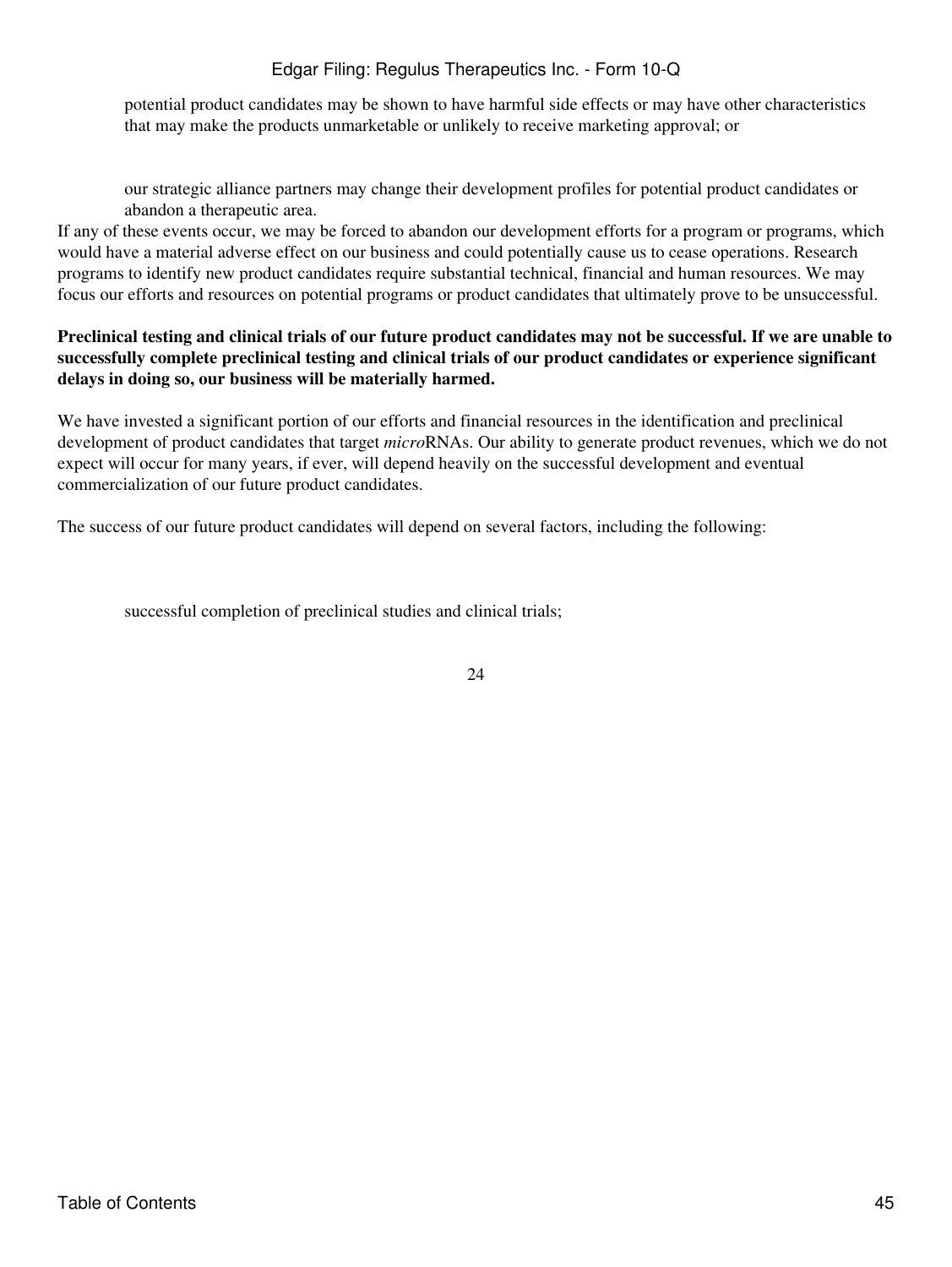- potential product candidates may be shown to have harmful side effects or may have other characteristics that may make the products unmarketable or unlikely to receive marketing approval; or
- our strategic alliance partners may change their development profiles for potential product candidates or abandon a therapeutic area.

If any of these events occur, we may be forced to abandon our development efforts for a program or programs, which would have a material adverse effect on our business and could potentially cause us to cease operations. Research programs to identify new product candidates require substantial technical, financial and human resources. We may focus our efforts and resources on potential programs or product candidates that ultimately prove to be unsuccessful.

**Preclinical testing and clinical trials of our future product candidates may not be successful. If we are unable to successfully complete preclinical testing and clinical trials of our product candidates or experience significant delays in doing so, our business will be materially harmed.**

We have invested a significant portion of our efforts and financial resources in the identification and preclinical development of product candidates that target *micro*RNAs. Our ability to generate product revenues, which we do not expect will occur for many years, if ever, will depend heavily on the successful development and eventual commercialization of our future product candidates.

The success of our future product candidates will depend on several factors, including the following:

- successful completion of preclinical studies and clinical trials;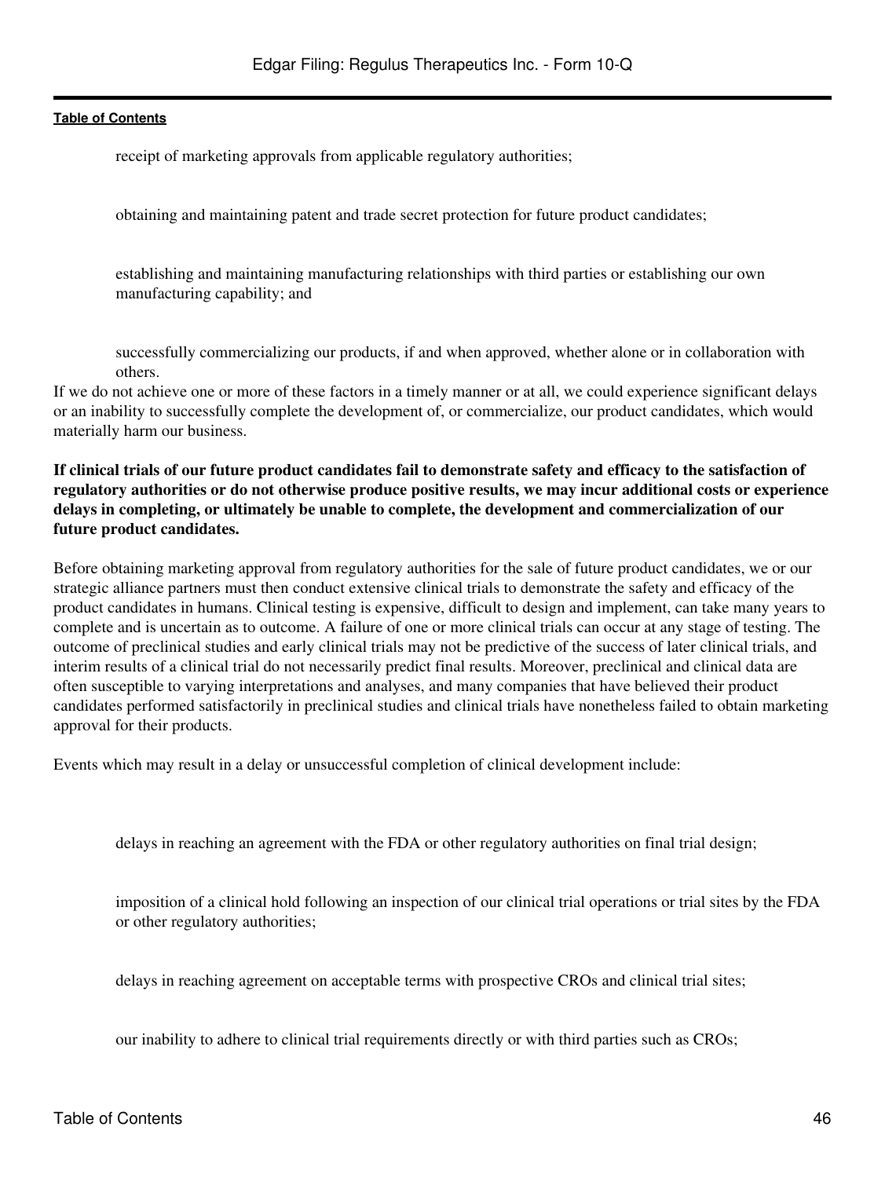- receipt of marketing approvals from applicable regulatory authorities;
- obtaining and maintaining patent and trade secret protection for future product candidates;
- establishing and maintaining manufacturing relationships with third parties or establishing our own manufacturing capability; and
- successfully commercializing our products, if and when approved, whether alone or in collaboration with others.

If we do not achieve one or more of these factors in a timely manner or at all, we could experience significant delays or an inability to successfully complete the development of, or commercialize, our product candidates, which would materially harm our business.

**If clinical trials of our future product candidates fail to demonstrate safety and efficacy to the satisfaction of regulatory authorities or do not otherwise produce positive results, we may incur additional costs or experience delays in completing, or ultimately be unable to complete, the development and commercialization of our future product candidates.**

Before obtaining marketing approval from regulatory authorities for the sale of future product candidates, we or our strategic alliance partners must then conduct extensive clinical trials to demonstrate the safety and efficacy of the product candidates in humans. Clinical testing is expensive, difficult to design and implement, can take many years to complete and is uncertain as to outcome. A failure of one or more clinical trials can occur at any stage of testing. The outcome of preclinical studies and early clinical trials may not be predictive of the success of later clinical trials, and interim results of a clinical trial do not necessarily predict final results. Moreover, preclinical and clinical data are often susceptible to varying interpretations and analyses, and many companies that have believed their product candidates performed satisfactorily in preclinical studies and clinical trials have nonetheless failed to obtain marketing approval for their products.

Events which may result in a delay or unsuccessful completion of clinical development include:

- delays in reaching an agreement with the FDA or other regulatory authorities on final trial design;
- imposition of a clinical hold following an inspection of our clinical trial operations or trial sites by the FDA or other regulatory authorities;
- delays in reaching agreement on acceptable terms with prospective CROs and clinical trial sites;
- our inability to adhere to clinical trial requirements directly or with third parties such as CROs;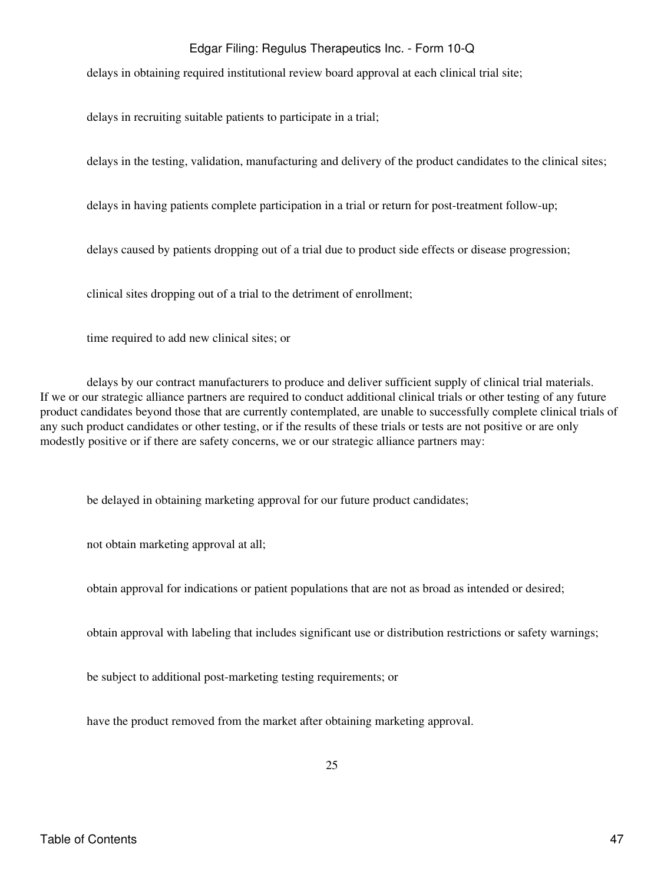- delays in obtaining required institutional review board approval at each clinical trial site;
- delays in recruiting suitable patients to participate in a trial;
- delays in the testing, validation, manufacturing and delivery of the product candidates to the clinical sites;
- delays in having patients complete participation in a trial or return for post-treatment follow-up;
- delays caused by patients dropping out of a trial due to product side effects or disease progression;
- clinical sites dropping out of a trial to the detriment of enrollment;
- time required to add new clinical sites; or
- delays by our contract manufacturers to produce and deliver sufficient supply of clinical trial materials.

If we or our strategic alliance partners are required to conduct additional clinical trials or other testing of any future product candidates beyond those that are currently contemplated, are unable to successfully complete clinical trials of any such product candidates or other testing, or if the results of these trials or tests are not positive or are only modestly positive or if there are safety concerns, we or our strategic alliance partners may:

- be delayed in obtaining marketing approval for our future product candidates;
- not obtain marketing approval at all;
- obtain approval for indications or patient populations that are not as broad as intended or desired;
- obtain approval with labeling that includes significant use or distribution restrictions or safety warnings;
- be subject to additional post-marketing testing requirements; or
- have the product removed from the market after obtaining marketing approval.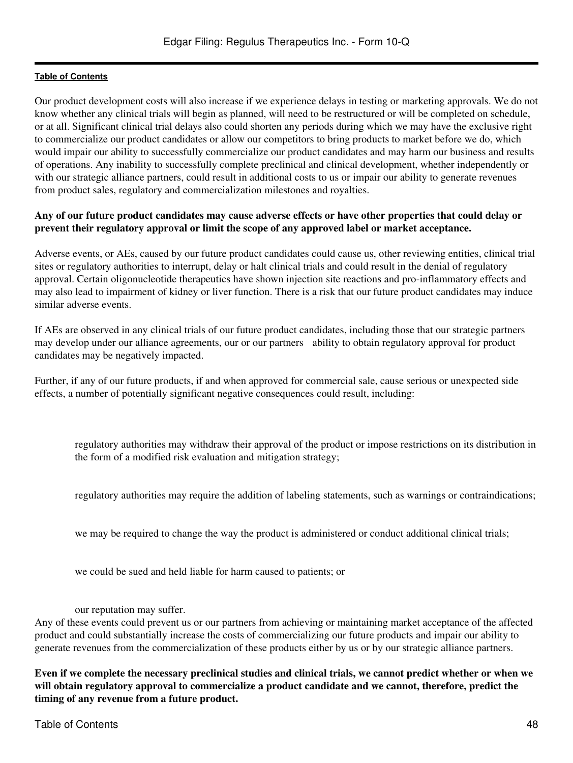Our product development costs will also increase if we experience delays in testing or marketing approvals. We do not know whether any clinical trials will begin as planned, will need to be restructured or will be completed on schedule, or at all. Significant clinical trial delays also could shorten any periods during which we may have the exclusive right to commercialize our product candidates or allow our competitors to bring products to market before we do, which would impair our ability to successfully commercialize our product candidates and may harm our business and results of operations. Any inability to successfully complete preclinical and clinical development, whether independently or with our strategic alliance partners, could result in additional costs to us or impair our ability to generate revenues from product sales, regulatory and commercialization milestones and royalties.

**Any of our future product candidates may cause adverse effects or have other properties that could delay or prevent their regulatory approval or limit the scope of any approved label or market acceptance.**

Adverse events, or AEs, caused by our future product candidates could cause us, other reviewing entities, clinical trial sites or regulatory authorities to interrupt, delay or halt clinical trials and could result in the denial of regulatory approval. Certain oligonucleotide therapeutics have shown injection site reactions and pro-inflammatory effects and may also lead to impairment of kidney or liver function. There is a risk that our future product candidates may induce similar adverse events.

If AEs are observed in any clinical trials of our future product candidates, including those that our strategic partners may develop under our alliance agreements, our or our partners ability to obtain regulatory approval for product candidates may be negatively impacted.

Further, if any of our future products, if and when approved for commercial sale, cause serious or unexpected side effects, a number of potentially significant negative consequences could result, including:

- regulatory authorities may withdraw their approval of the product or impose restrictions on its distribution in the form of a modified risk evaluation and mitigation strategy;
- regulatory authorities may require the addition of labeling statements, such as warnings or contraindications;
- we may be required to change the way the product is administered or conduct additional clinical trials;
- we could be sued and held liable for harm caused to patients; or
- our reputation may suffer.

Any of these events could prevent us or our partners from achieving or maintaining market acceptance of the affected product and could substantially increase the costs of commercializing our future products and impair our ability to generate revenues from the commercialization of these products either by us or by our strategic alliance partners.

**Even if we complete the necessary preclinical studies and clinical trials, we cannot predict whether or when we will obtain regulatory approval to commercialize a product candidate and we cannot, therefore, predict the timing of any revenue from a future product.**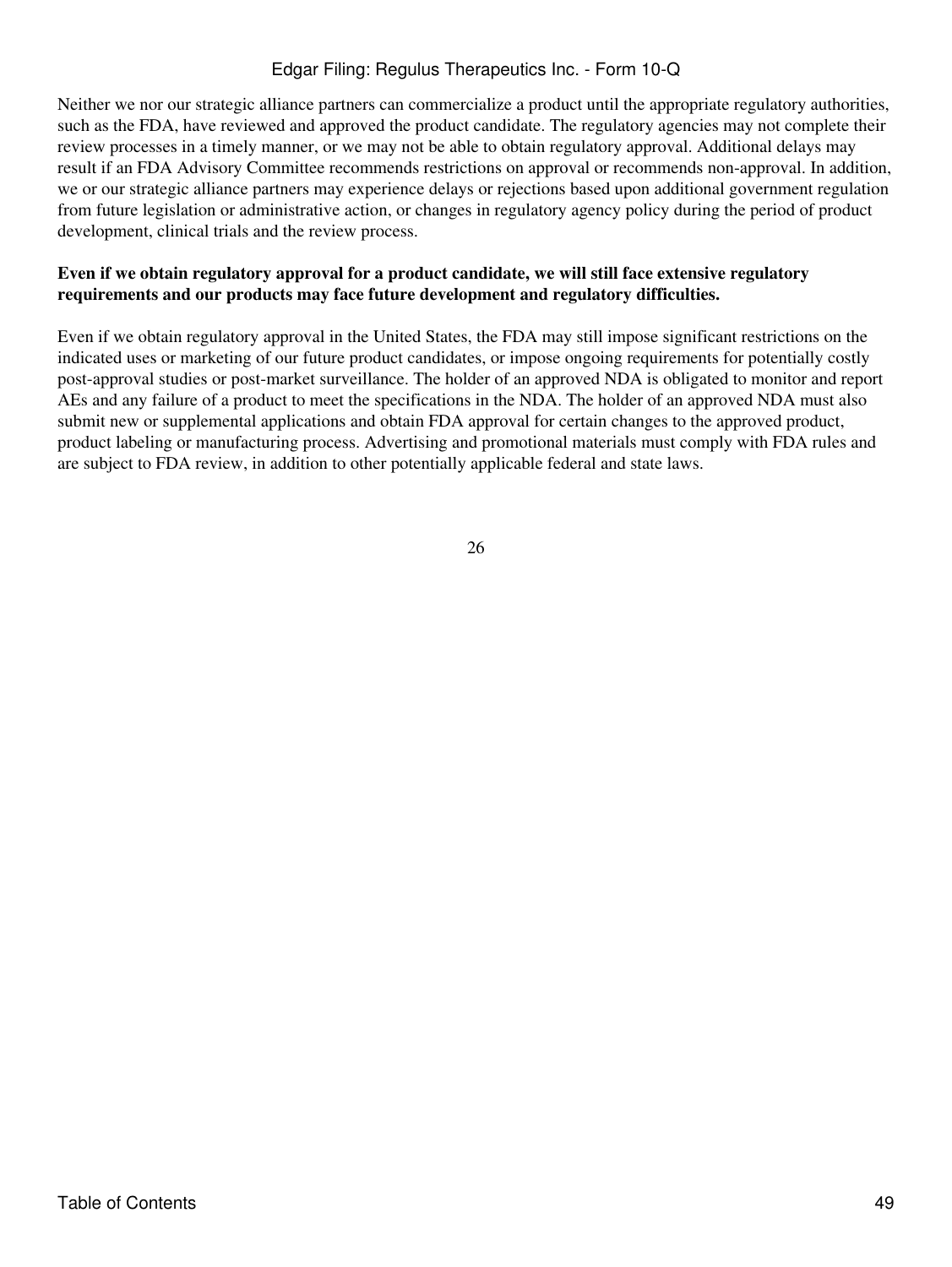Neither we nor our strategic alliance partners can commercialize a product until the appropriate regulatory authorities, such as the FDA, have reviewed and approved the product candidate. The regulatory agencies may not complete their review processes in a timely manner, or we may not be able to obtain regulatory approval. Additional delays may result if an FDA Advisory Committee recommends restrictions on approval or recommends non-approval. In addition, we or our strategic alliance partners may experience delays or rejections based upon additional government regulation from future legislation or administrative action, or changes in regulatory agency policy during the period of product development, clinical trials and the review process.

**Even if we obtain regulatory approval for a product candidate, we will still face extensive regulatory requirements and our products may face future development and regulatory difficulties.**

Even if we obtain regulatory approval in the United States, the FDA may still impose significant restrictions on the indicated uses or marketing of our future product candidates, or impose ongoing requirements for potentially costly post-approval studies or post-market surveillance. The holder of an approved NDA is obligated to monitor and report AEs and any failure of a product to meet the specifications in the NDA. The holder of an approved NDA must also submit new or supplemental applications and obtain FDA approval for certain changes to the approved product, product labeling or manufacturing process. Advertising and promotional materials must comply with FDA rules and are subject to FDA review, in addition to other potentially applicable federal and state laws.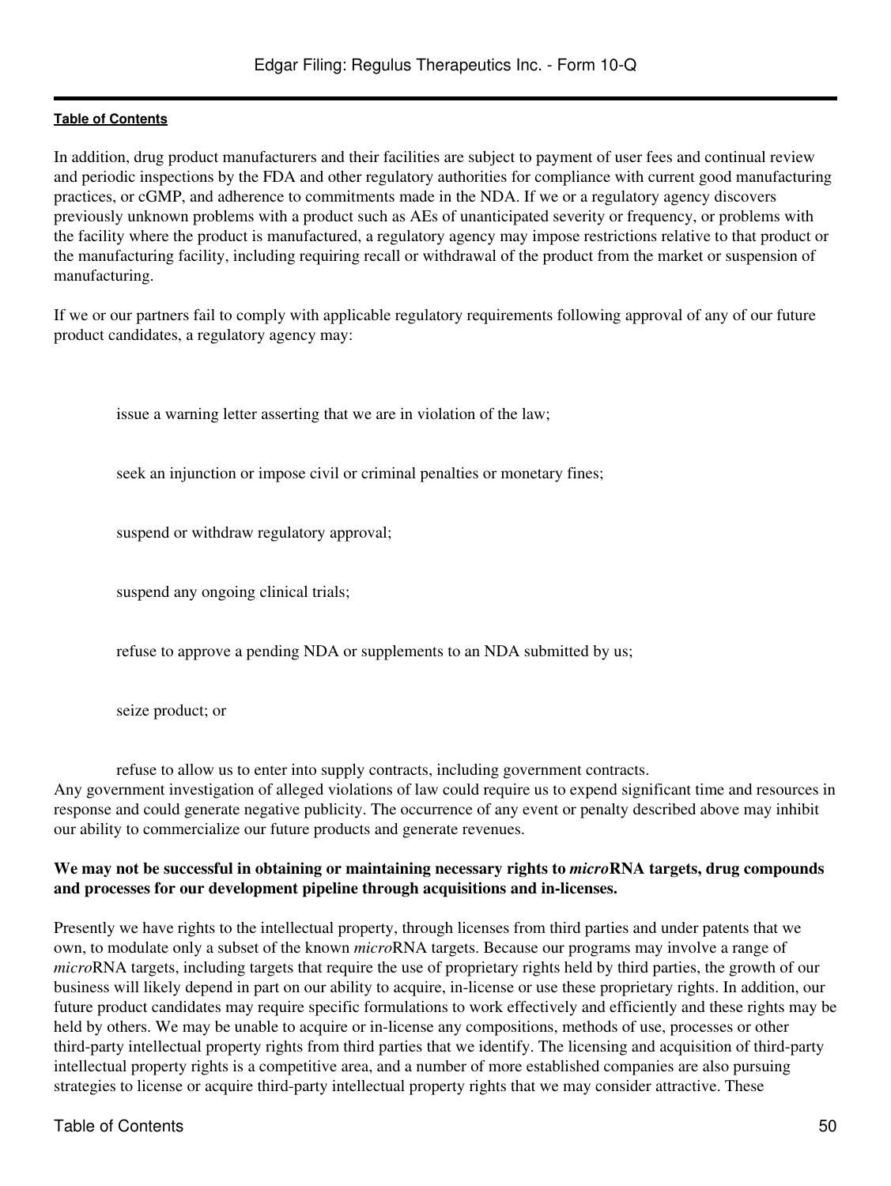In addition, drug product manufacturers and their facilities are subject to payment of user fees and continual review and periodic inspections by the FDA and other regulatory authorities for compliance with current good manufacturing practices, or cGMP, and adherence to commitments made in the NDA. If we or a regulatory agency discovers previously unknown problems with a product such as AEs of unanticipated severity or frequency, or problems with the facility where the product is manufactured, a regulatory agency may impose restrictions relative to that product or the manufacturing facility, including requiring recall or withdrawal of the product from the market or suspension of manufacturing.

If we or our partners fail to comply with applicable regulatory requirements following approval of any of our future product candidates, a regulatory agency may:

- issue a warning letter asserting that we are in violation of the law;
- seek an injunction or impose civil or criminal penalties or monetary fines;
- suspend or withdraw regulatory approval;
- suspend any ongoing clinical trials;
- refuse to approve a pending NDA or supplements to an NDA submitted by us;
- seize product; or
- refuse to allow us to enter into supply contracts, including government contracts.

Any government investigation of alleged violations of law could require us to expend significant time and resources in response and could generate negative publicity. The occurrence of any event or penalty described above may inhibit our ability to commercialize our future products and generate revenues.

**We may not be successful in obtaining or maintaining necessary rights to *micro*RNA targets, drug compounds and processes for our development pipeline through acquisitions and in-licenses.**

Presently we have rights to the intellectual property, through licenses from third parties and under patents that we own, to modulate only a subset of the known *micro*RNA targets. Because our programs may involve a range of *micro*RNA targets, including targets that require the use of proprietary rights held by third parties, the growth of our business will likely depend in part on our ability to acquire, in-license or use these proprietary rights. In addition, our future product candidates may require specific formulations to work effectively and efficiently and these rights may be held by others. We may be unable to acquire or in-license any compositions, methods of use, processes or other third-party intellectual property rights from third parties that we identify. The licensing and acquisition of third-party intellectual property rights is a competitive area, and a number of more established companies are also pursuing strategies to license or acquire third-party intellectual property rights that we may consider attractive. These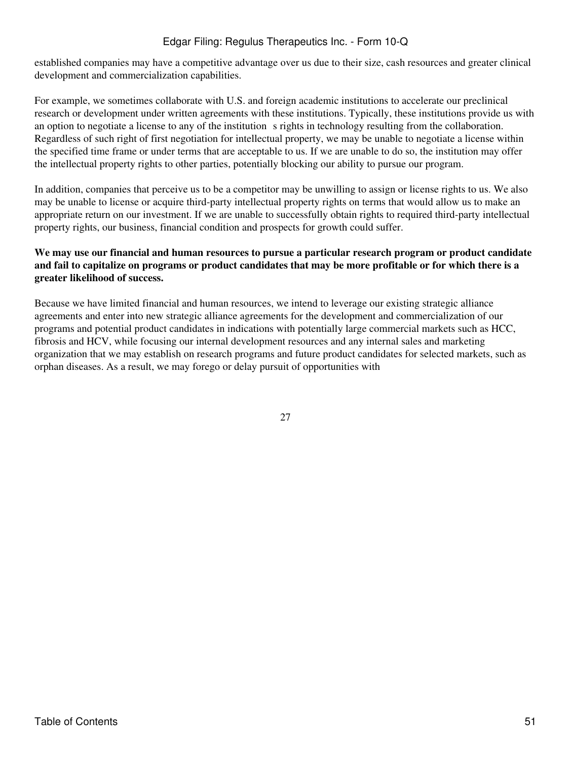established companies may have a competitive advantage over us due to their size, cash resources and greater clinical development and commercialization capabilities.

For example, we sometimes collaborate with U.S. and foreign academic institutions to accelerate our preclinical research or development under written agreements with these institutions. Typically, these institutions provide us with an option to negotiate a license to any of the institution s rights in technology resulting from the collaboration. Regardless of such right of first negotiation for intellectual property, we may be unable to negotiate a license within the specified time frame or under terms that are acceptable to us. If we are unable to do so, the institution may offer the intellectual property rights to other parties, potentially blocking our ability to pursue our program.

In addition, companies that perceive us to be a competitor may be unwilling to assign or license rights to us. We also may be unable to license or acquire third-party intellectual property rights on terms that would allow us to make an appropriate return on our investment. If we are unable to successfully obtain rights to required third-party intellectual property rights, our business, financial condition and prospects for growth could suffer.

**We may use our financial and human resources to pursue a particular research program or product candidate and fail to capitalize on programs or product candidates that may be more profitable or for which there is a greater likelihood of success.**

Because we have limited financial and human resources, we intend to leverage our existing strategic alliance agreements and enter into new strategic alliance agreements for the development and commercialization of our programs and potential product candidates in indications with potentially large commercial markets such as HCC, fibrosis and HCV, while focusing our internal development resources and any internal sales and marketing organization that we may establish on research programs and future product candidates for selected markets, such as orphan diseases. As a result, we may forego or delay pursuit of opportunities with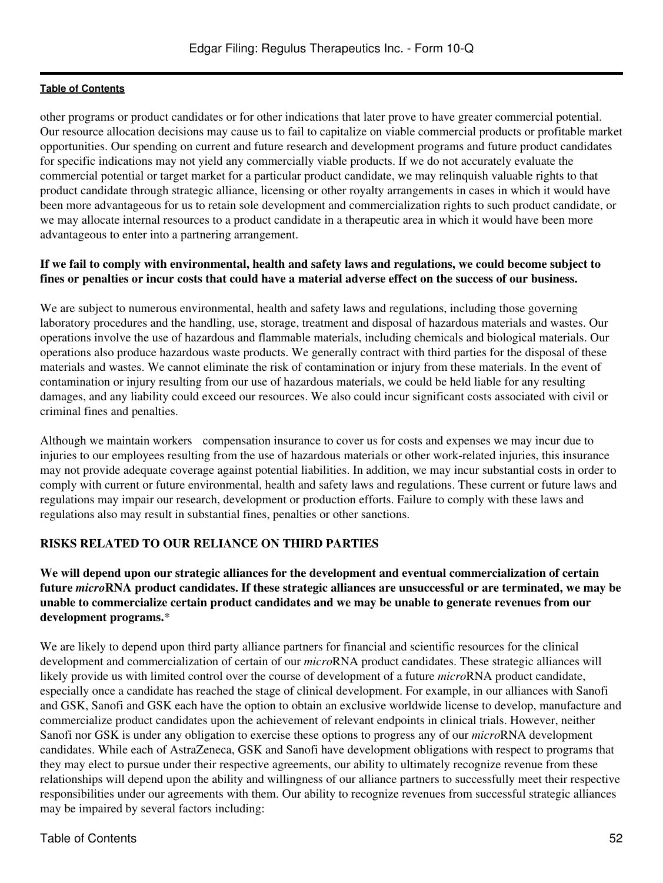other programs or product candidates or for other indications that later prove to have greater commercial potential. Our resource allocation decisions may cause us to fail to capitalize on viable commercial products or profitable market opportunities. Our spending on current and future research and development programs and future product candidates for specific indications may not yield any commercially viable products. If we do not accurately evaluate the commercial potential or target market for a particular product candidate, we may relinquish valuable rights to that product candidate through strategic alliance, licensing or other royalty arrangements in cases in which it would have been more advantageous for us to retain sole development and commercialization rights to such product candidate, or we may allocate internal resources to a product candidate in a therapeutic area in which it would have been more advantageous to enter into a partnering arrangement.

**If we fail to comply with environmental, health and safety laws and regulations, we could become subject to fines or penalties or incur costs that could have a material adverse effect on the success of our business.**

We are subject to numerous environmental, health and safety laws and regulations, including those governing laboratory procedures and the handling, use, storage, treatment and disposal of hazardous materials and wastes. Our operations involve the use of hazardous and flammable materials, including chemicals and biological materials. Our operations also produce hazardous waste products. We generally contract with third parties for the disposal of these materials and wastes. We cannot eliminate the risk of contamination or injury from these materials. In the event of contamination or injury resulting from our use of hazardous materials, we could be held liable for any resulting damages, and any liability could exceed our resources. We also could incur significant costs associated with civil or criminal fines and penalties.

Although we maintain workers compensation insurance to cover us for costs and expenses we may incur due to injuries to our employees resulting from the use of hazardous materials or other work-related injuries, this insurance may not provide adequate coverage against potential liabilities. In addition, we may incur substantial costs in order to comply with current or future environmental, health and safety laws and regulations. These current or future laws and regulations may impair our research, development or production efforts. Failure to comply with these laws and regulations also may result in substantial fines, penalties or other sanctions.

## RISKS RELATED TO OUR RELIANCE ON THIRD PARTIES

**We will depend upon our strategic alliances for the development and eventual commercialization of certain future *micro*RNA product candidates. If these strategic alliances are unsuccessful or are terminated, we may be unable to commercialize certain product candidates and we may be unable to generate revenues from our development programs.***

We are likely to depend upon third party alliance partners for financial and scientific resources for the clinical development and commercialization of certain of our *micro*RNA product candidates. These strategic alliances will likely provide us with limited control over the course of development of a future *micro*RNA product candidate, especially once a candidate has reached the stage of clinical development. For example, in our alliances with Sanofi and GSK, Sanofi and GSK each have the option to obtain an exclusive worldwide license to develop, manufacture and commercialize product candidates upon the achievement of relevant endpoints in clinical trials. However, neither Sanofi nor GSK is under any obligation to exercise these options to progress any of our *micro*RNA development candidates. While each of AstraZeneca, GSK and Sanofi have development obligations with respect to programs that they may elect to pursue under their respective agreements, our ability to ultimately recognize revenue from these relationships will depend upon the ability and willingness of our alliance partners to successfully meet their respective responsibilities under our agreements with them. Our ability to recognize revenues from successful strategic alliances may be impaired by several factors including: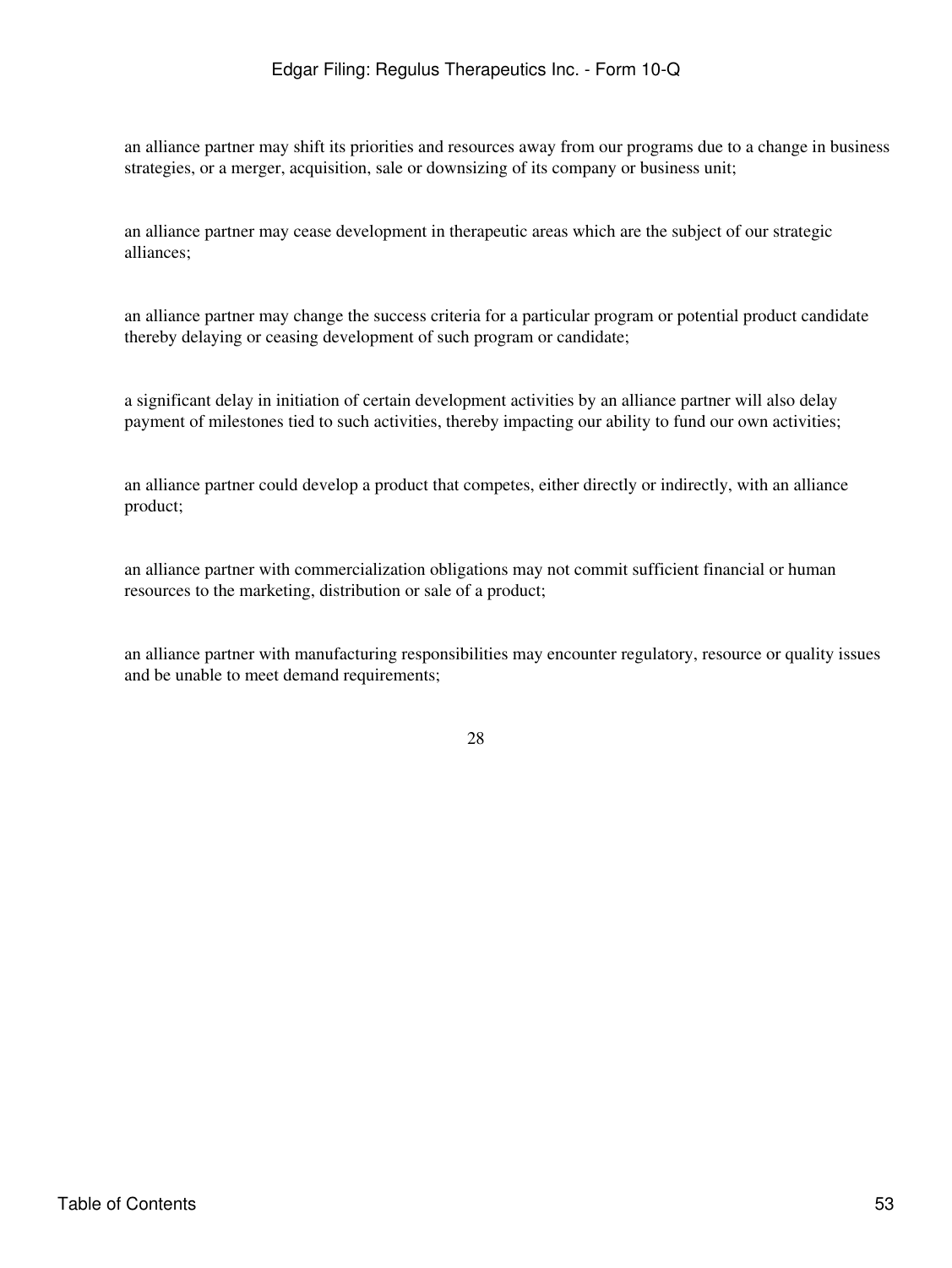- an alliance partner may shift its priorities and resources away from our programs due to a change in business strategies, or a merger, acquisition, sale or downsizing of its company or business unit;

- an alliance partner may cease development in therapeutic areas which are the subject of our strategic alliances;

- an alliance partner may change the success criteria for a particular program or potential product candidate thereby delaying or ceasing development of such program or candidate;

- a significant delay in initiation of certain development activities by an alliance partner will also delay payment of milestones tied to such activities, thereby impacting our ability to fund our own activities;

- an alliance partner could develop a product that competes, either directly or indirectly, with an alliance product;

- an alliance partner with commercialization obligations may not commit sufficient financial or human resources to the marketing, distribution or sale of a product;

- an alliance partner with manufacturing responsibilities may encounter regulatory, resource or quality issues and be unable to meet demand requirements;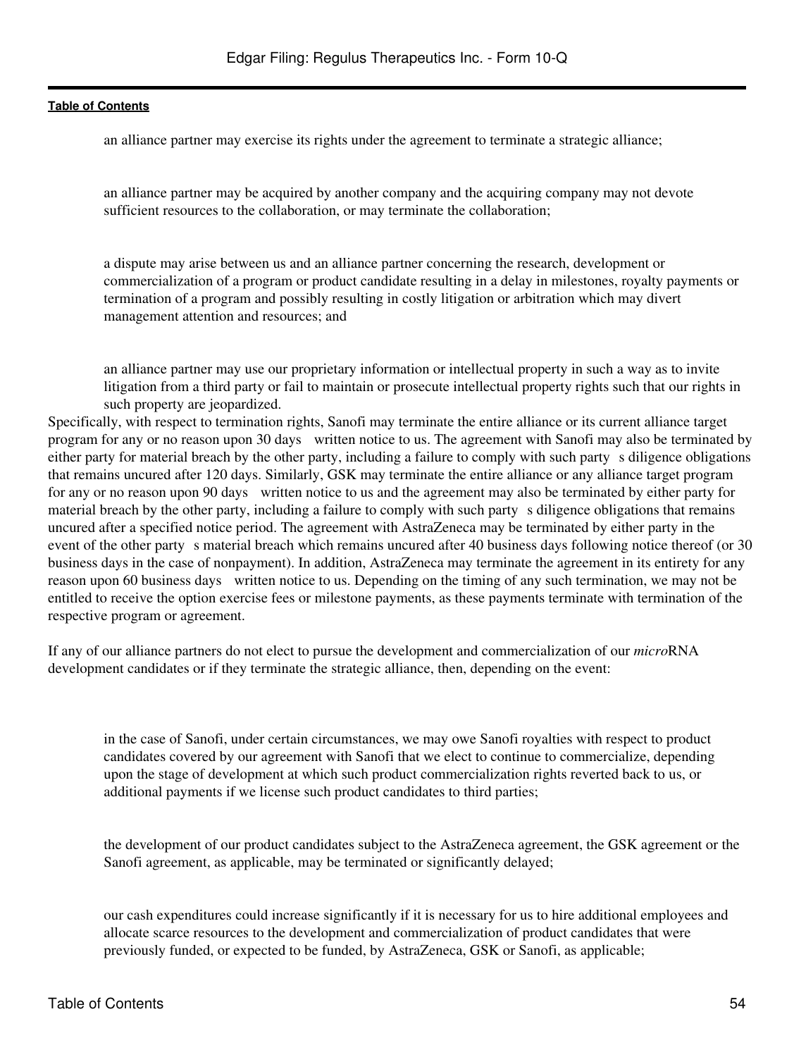- an alliance partner may exercise its rights under the agreement to terminate a strategic alliance;
- an alliance partner may be acquired by another company and the acquiring company may not devote sufficient resources to the collaboration, or may terminate the collaboration;
- a dispute may arise between us and an alliance partner concerning the research, development or commercialization of a program or product candidate resulting in a delay in milestones, royalty payments or termination of a program and possibly resulting in costly litigation or arbitration which may divert management attention and resources; and
- an alliance partner may use our proprietary information or intellectual property in such a way as to invite litigation from a third party or fail to maintain or prosecute intellectual property rights such that our rights in such property are jeopardized.

Specifically, with respect to termination rights, Sanofi may terminate the entire alliance or its current alliance target program for any or no reason upon 30 days written notice to us. The agreement with Sanofi may also be terminated by either party for material breach by the other party, including a failure to comply with such party s diligence obligations that remains uncured after 120 days. Similarly, GSK may terminate the entire alliance or any alliance target program for any or no reason upon 90 days written notice to us and the agreement may also be terminated by either party for material breach by the other party, including a failure to comply with such party s diligence obligations that remains uncured after a specified notice period. The agreement with AstraZeneca may be terminated by either party in the event of the other party s material breach which remains uncured after 40 business days following notice thereof (or 30 business days in the case of nonpayment). In addition, AstraZeneca may terminate the agreement in its entirety for any reason upon 60 business days written notice to us. Depending on the timing of any such termination, we may not be entitled to receive the option exercise fees or milestone payments, as these payments terminate with termination of the respective program or agreement.

If any of our alliance partners do not elect to pursue the development and commercialization of our *micro*RNA development candidates or if they terminate the strategic alliance, then, depending on the event:

- in the case of Sanofi, under certain circumstances, we may owe Sanofi royalties with respect to product candidates covered by our agreement with Sanofi that we elect to continue to commercialize, depending upon the stage of development at which such product commercialization rights reverted back to us, or additional payments if we license such product candidates to third parties;
- the development of our product candidates subject to the AstraZeneca agreement, the GSK agreement or the Sanofi agreement, as applicable, may be terminated or significantly delayed;
- our cash expenditures could increase significantly if it is necessary for us to hire additional employees and allocate scarce resources to the development and commercialization of product candidates that were previously funded, or expected to be funded, by AstraZeneca, GSK or Sanofi, as applicable;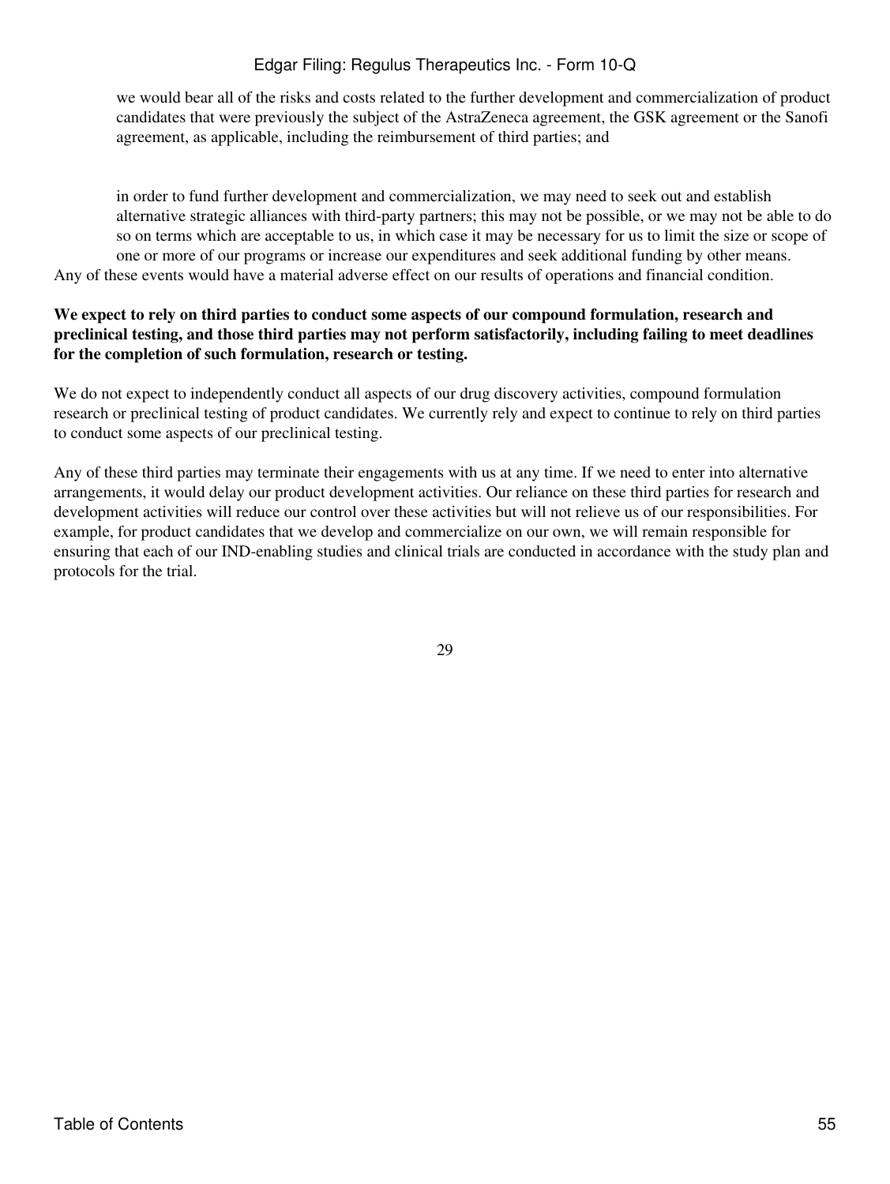- we would bear all of the risks and costs related to the further development and commercialization of product candidates that were previously the subject of the AstraZeneca agreement, the GSK agreement or the Sanofi agreement, as applicable, including the reimbursement of third parties; and

- in order to fund further development and commercialization, we may need to seek out and establish alternative strategic alliances with third-party partners; this may not be possible, or we may not be able to do so on terms which are acceptable to us, in which case it may be necessary for us to limit the size or scope of one or more of our programs or increase our expenditures and seek additional funding by other means.

Any of these events would have a material adverse effect on our results of operations and financial condition.

**We expect to rely on third parties to conduct some aspects of our compound formulation, research and preclinical testing, and those third parties may not perform satisfactorily, including failing to meet deadlines for the completion of such formulation, research or testing.**

We do not expect to independently conduct all aspects of our drug discovery activities, compound formulation research or preclinical testing of product candidates. We currently rely and expect to continue to rely on third parties to conduct some aspects of our preclinical testing.

Any of these third parties may terminate their engagements with us at any time. If we need to enter into alternative arrangements, it would delay our product development activities. Our reliance on these third parties for research and development activities will reduce our control over these activities but will not relieve us of our responsibilities. For example, for product candidates that we develop and commercialize on our own, we will remain responsible for ensuring that each of our IND-enabling studies and clinical trials are conducted in accordance with the study plan and protocols for the trial.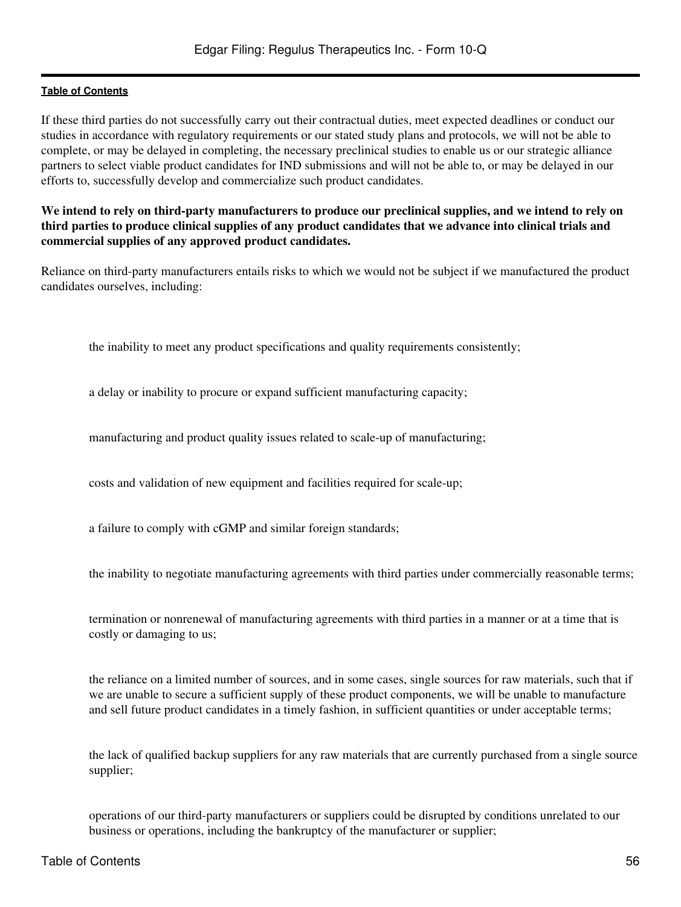If these third parties do not successfully carry out their contractual duties, meet expected deadlines or conduct our studies in accordance with regulatory requirements or our stated study plans and protocols, we will not be able to complete, or may be delayed in completing, the necessary preclinical studies to enable us or our strategic alliance partners to select viable product candidates for IND submissions and will not be able to, or may be delayed in our efforts to, successfully develop and commercialize such product candidates.

**We intend to rely on third-party manufacturers to produce our preclinical supplies, and we intend to rely on third parties to produce clinical supplies of any product candidates that we advance into clinical trials and commercial supplies of any approved product candidates.**

Reliance on third-party manufacturers entails risks to which we would not be subject if we manufactured the product candidates ourselves, including:

- the inability to meet any product specifications and quality requirements consistently;
- a delay or inability to procure or expand sufficient manufacturing capacity;
- manufacturing and product quality issues related to scale-up of manufacturing;
- costs and validation of new equipment and facilities required for scale-up;
- a failure to comply with cGMP and similar foreign standards;
- the inability to negotiate manufacturing agreements with third parties under commercially reasonable terms;
- termination or nonrenewal of manufacturing agreements with third parties in a manner or at a time that is costly or damaging to us;
- the reliance on a limited number of sources, and in some cases, single sources for raw materials, such that if we are unable to secure a sufficient supply of these product components, we will be unable to manufacture and sell future product candidates in a timely fashion, in sufficient quantities or under acceptable terms;
- the lack of qualified backup suppliers for any raw materials that are currently purchased from a single source supplier;
- operations of our third-party manufacturers or suppliers could be disrupted by conditions unrelated to our business or operations, including the bankruptcy of the manufacturer or supplier;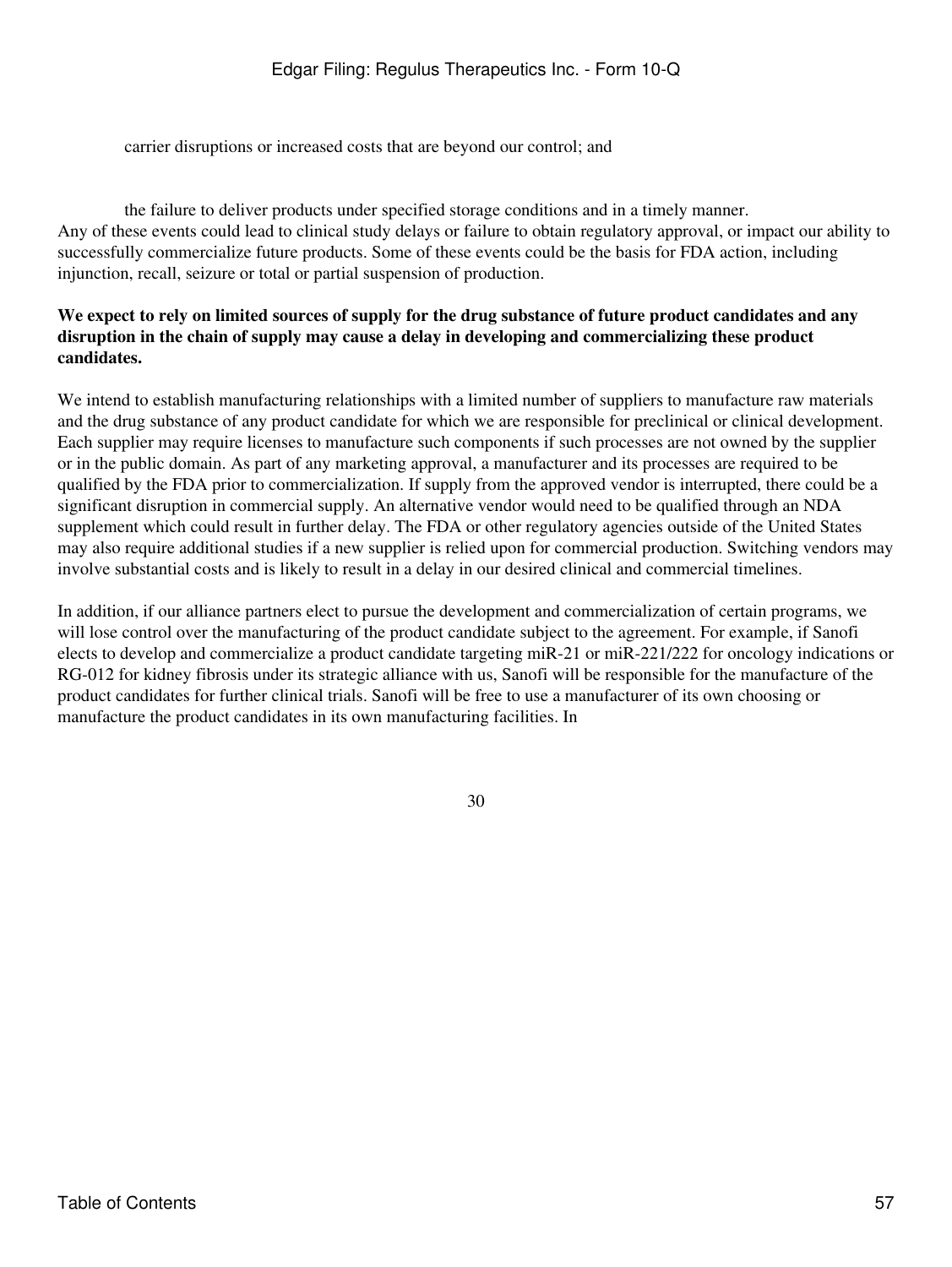- carrier disruptions or increased costs that are beyond our control; and
- the failure to deliver products under specified storage conditions and in a timely manner.

Any of these events could lead to clinical study delays or failure to obtain regulatory approval, or impact our ability to successfully commercialize future products. Some of these events could be the basis for FDA action, including injunction, recall, seizure or total or partial suspension of production.

**We expect to rely on limited sources of supply for the drug substance of future product candidates and any disruption in the chain of supply may cause a delay in developing and commercializing these product candidates.**

We intend to establish manufacturing relationships with a limited number of suppliers to manufacture raw materials and the drug substance of any product candidate for which we are responsible for preclinical or clinical development. Each supplier may require licenses to manufacture such components if such processes are not owned by the supplier or in the public domain. As part of any marketing approval, a manufacturer and its processes are required to be qualified by the FDA prior to commercialization. If supply from the approved vendor is interrupted, there could be a significant disruption in commercial supply. An alternative vendor would need to be qualified through an NDA supplement which could result in further delay. The FDA or other regulatory agencies outside of the United States may also require additional studies if a new supplier is relied upon for commercial production. Switching vendors may involve substantial costs and is likely to result in a delay in our desired clinical and commercial timelines.

In addition, if our alliance partners elect to pursue the development and commercialization of certain programs, we will lose control over the manufacturing of the product candidate subject to the agreement. For example, if Sanofi elects to develop and commercialize a product candidate targeting miR-21 or miR-221/222 for oncology indications or RG-012 for kidney fibrosis under its strategic alliance with us, Sanofi will be responsible for the manufacture of the product candidates for further clinical trials. Sanofi will be free to use a manufacturer of its own choosing or manufacture the product candidates in its own manufacturing facilities. In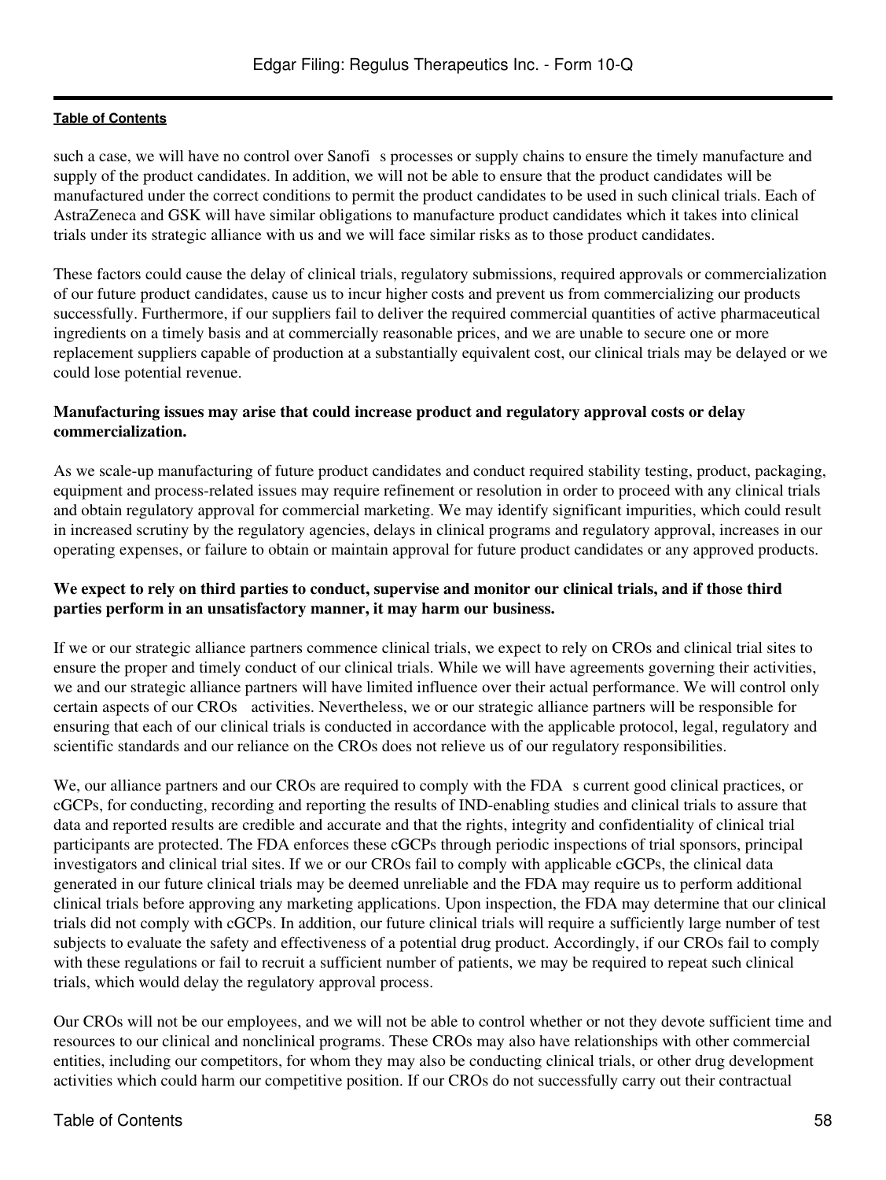such a case, we will have no control over Sanofi s processes or supply chains to ensure the timely manufacture and supply of the product candidates. In addition, we will not be able to ensure that the product candidates will be manufactured under the correct conditions to permit the product candidates to be used in such clinical trials. Each of AstraZeneca and GSK will have similar obligations to manufacture product candidates which it takes into clinical trials under its strategic alliance with us and we will face similar risks as to those product candidates.

These factors could cause the delay of clinical trials, regulatory submissions, required approvals or commercialization of our future product candidates, cause us to incur higher costs and prevent us from commercializing our products successfully. Furthermore, if our suppliers fail to deliver the required commercial quantities of active pharmaceutical ingredients on a timely basis and at commercially reasonable prices, and we are unable to secure one or more replacement suppliers capable of production at a substantially equivalent cost, our clinical trials may be delayed or we could lose potential revenue.

**Manufacturing issues may arise that could increase product and regulatory approval costs or delay commercialization.**

As we scale-up manufacturing of future product candidates and conduct required stability testing, product, packaging, equipment and process-related issues may require refinement or resolution in order to proceed with any clinical trials and obtain regulatory approval for commercial marketing. We may identify significant impurities, which could result in increased scrutiny by the regulatory agencies, delays in clinical programs and regulatory approval, increases in our operating expenses, or failure to obtain or maintain approval for future product candidates or any approved products.

**We expect to rely on third parties to conduct, supervise and monitor our clinical trials, and if those third parties perform in an unsatisfactory manner, it may harm our business.**

If we or our strategic alliance partners commence clinical trials, we expect to rely on CROs and clinical trial sites to ensure the proper and timely conduct of our clinical trials. While we will have agreements governing their activities, we and our strategic alliance partners will have limited influence over their actual performance. We will control only certain aspects of our CROs activities. Nevertheless, we or our strategic alliance partners will be responsible for ensuring that each of our clinical trials is conducted in accordance with the applicable protocol, legal, regulatory and scientific standards and our reliance on the CROs does not relieve us of our regulatory responsibilities.

We, our alliance partners and our CROs are required to comply with the FDA s current good clinical practices, or cGCPs, for conducting, recording and reporting the results of IND-enabling studies and clinical trials to assure that data and reported results are credible and accurate and that the rights, integrity and confidentiality of clinical trial participants are protected. The FDA enforces these cGCPs through periodic inspections of trial sponsors, principal investigators and clinical trial sites. If we or our CROs fail to comply with applicable cGCPs, the clinical data generated in our future clinical trials may be deemed unreliable and the FDA may require us to perform additional clinical trials before approving any marketing applications. Upon inspection, the FDA may determine that our clinical trials did not comply with cGCPs. In addition, our future clinical trials will require a sufficiently large number of test subjects to evaluate the safety and effectiveness of a potential drug product. Accordingly, if our CROs fail to comply with these regulations or fail to recruit a sufficient number of patients, we may be required to repeat such clinical trials, which would delay the regulatory approval process.

Our CROs will not be our employees, and we will not be able to control whether or not they devote sufficient time and resources to our clinical and nonclinical programs. These CROs may also have relationships with other commercial entities, including our competitors, for whom they may also be conducting clinical trials, or other drug development activities which could harm our competitive position. If our CROs do not successfully carry out their contractual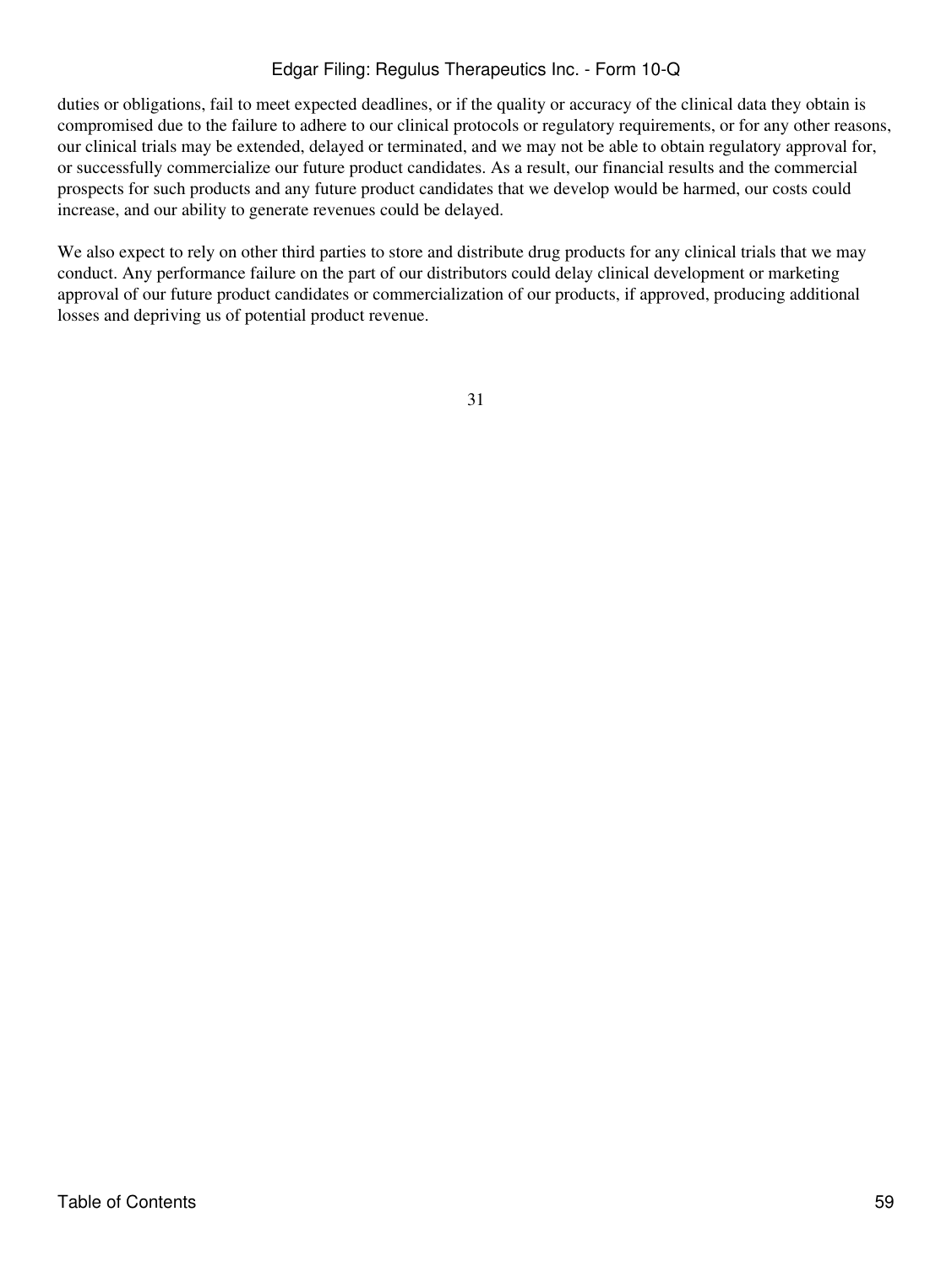duties or obligations, fail to meet expected deadlines, or if the quality or accuracy of the clinical data they obtain is compromised due to the failure to adhere to our clinical protocols or regulatory requirements, or for any other reasons, our clinical trials may be extended, delayed or terminated, and we may not be able to obtain regulatory approval for, or successfully commercialize our future product candidates. As a result, our financial results and the commercial prospects for such products and any future product candidates that we develop would be harmed, our costs could increase, and our ability to generate revenues could be delayed.

We also expect to rely on other third parties to store and distribute drug products for any clinical trials that we may conduct. Any performance failure on the part of our distributors could delay clinical development or marketing approval of our future product candidates or commercialization of our products, if approved, producing additional losses and depriving us of potential product revenue.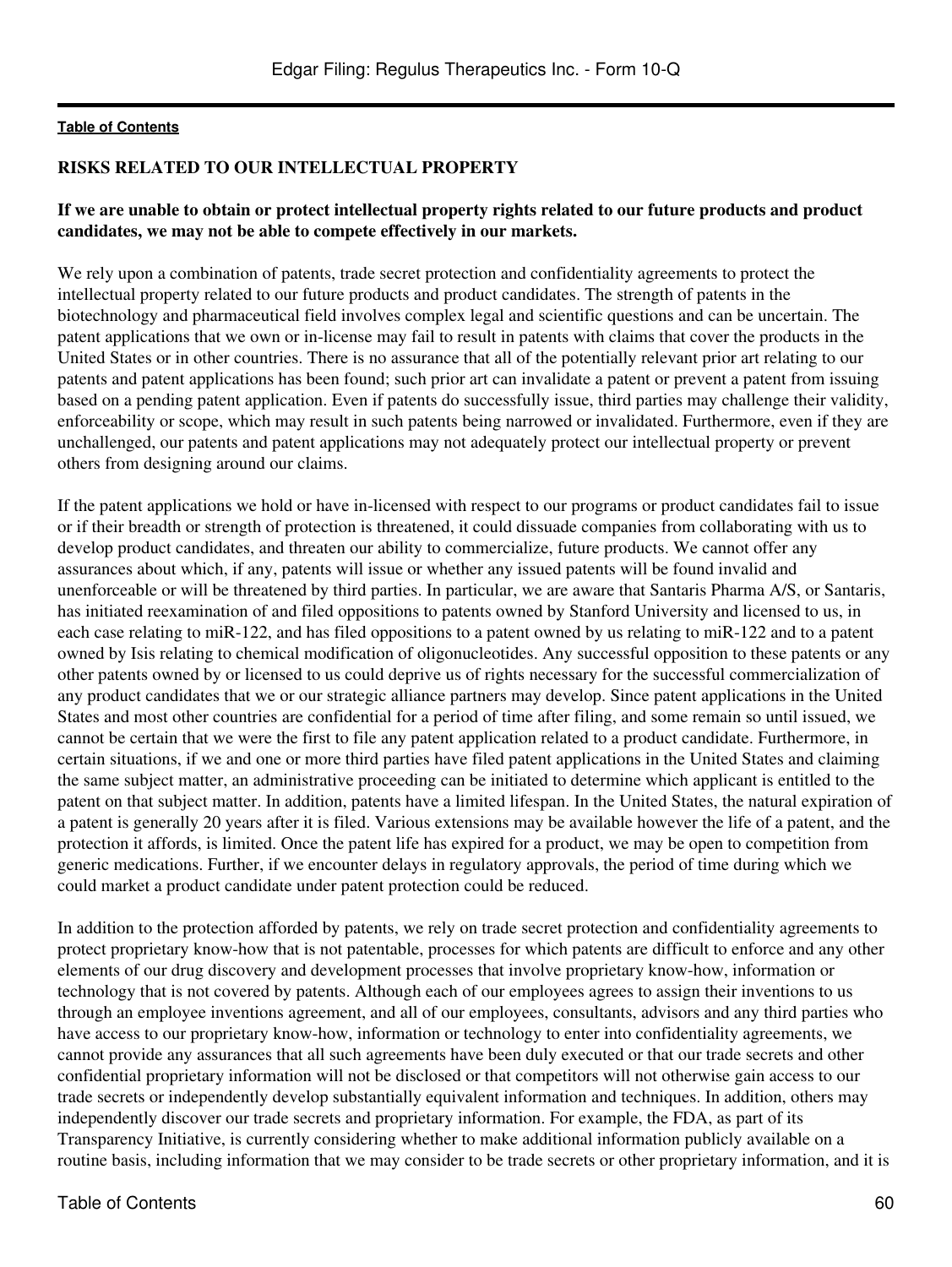## RISKS RELATED TO OUR INTELLECTUAL PROPERTY

### If we are unable to obtain or protect intellectual property rights related to our future products and product candidates, we may not be able to compete effectively in our markets.

We rely upon a combination of patents, trade secret protection and confidentiality agreements to protect the intellectual property related to our future products and product candidates. The strength of patents in the biotechnology and pharmaceutical field involves complex legal and scientific questions and can be uncertain. The patent applications that we own or in-license may fail to result in patents with claims that cover the products in the United States or in other countries. There is no assurance that all of the potentially relevant prior art relating to our patents and patent applications has been found; such prior art can invalidate a patent or prevent a patent from issuing based on a pending patent application. Even if patents do successfully issue, third parties may challenge their validity, enforceability or scope, which may result in such patents being narrowed or invalidated. Furthermore, even if they are unchallenged, our patents and patent applications may not adequately protect our intellectual property or prevent others from designing around our claims.

If the patent applications we hold or have in-licensed with respect to our programs or product candidates fail to issue or if their breadth or strength of protection is threatened, it could dissuade companies from collaborating with us to develop product candidates, and threaten our ability to commercialize, future products. We cannot offer any assurances about which, if any, patents will issue or whether any issued patents will be found invalid and unenforceable or will be threatened by third parties. In particular, we are aware that Santaris Pharma A/S, or Santaris, has initiated reexamination of and filed oppositions to patents owned by Stanford University and licensed to us, in each case relating to miR-122, and has filed oppositions to a patent owned by us relating to miR-122 and to a patent owned by Isis relating to chemical modification of oligonucleotides. Any successful opposition to these patents or any other patents owned by or licensed to us could deprive us of rights necessary for the successful commercialization of any product candidates that we or our strategic alliance partners may develop. Since patent applications in the United States and most other countries are confidential for a period of time after filing, and some remain so until issued, we cannot be certain that we were the first to file any patent application related to a product candidate. Furthermore, in certain situations, if we and one or more third parties have filed patent applications in the United States and claiming the same subject matter, an administrative proceeding can be initiated to determine which applicant is entitled to the patent on that subject matter. In addition, patents have a limited lifespan. In the United States, the natural expiration of a patent is generally 20 years after it is filed. Various extensions may be available however the life of a patent, and the protection it affords, is limited. Once the patent life has expired for a product, we may be open to competition from generic medications. Further, if we encounter delays in regulatory approvals, the period of time during which we could market a product candidate under patent protection could be reduced.

In addition to the protection afforded by patents, we rely on trade secret protection and confidentiality agreements to protect proprietary know-how that is not patentable, processes for which patents are difficult to enforce and any other elements of our drug discovery and development processes that involve proprietary know-how, information or technology that is not covered by patents. Although each of our employees agrees to assign their inventions to us through an employee inventions agreement, and all of our employees, consultants, advisors and any third parties who have access to our proprietary know-how, information or technology to enter into confidentiality agreements, we cannot provide any assurances that all such agreements have been duly executed or that our trade secrets and other confidential proprietary information will not be disclosed or that competitors will not otherwise gain access to our trade secrets or independently develop substantially equivalent information and techniques. In addition, others may independently discover our trade secrets and proprietary information. For example, the FDA, as part of its Transparency Initiative, is currently considering whether to make additional information publicly available on a routine basis, including information that we may consider to be trade secrets or other proprietary information, and it is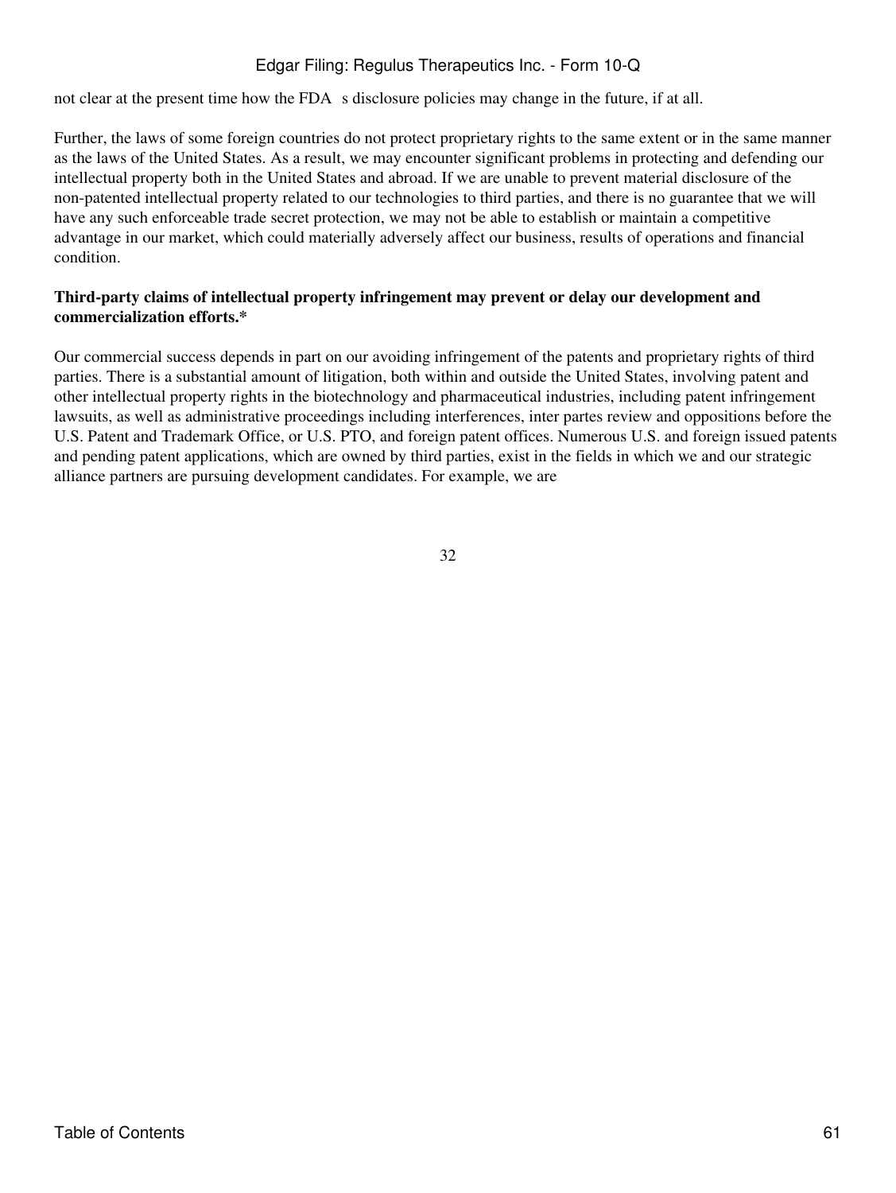not clear at the present time how the FDA s disclosure policies may change in the future, if at all.

Further, the laws of some foreign countries do not protect proprietary rights to the same extent or in the same manner as the laws of the United States. As a result, we may encounter significant problems in protecting and defending our intellectual property both in the United States and abroad. If we are unable to prevent material disclosure of the non-patented intellectual property related to our technologies to third parties, and there is no guarantee that we will have any such enforceable trade secret protection, we may not be able to establish or maintain a competitive advantage in our market, which could materially adversely affect our business, results of operations and financial condition.

**Third-party claims of intellectual property infringement may prevent or delay our development and commercialization efforts.***

Our commercial success depends in part on our avoiding infringement of the patents and proprietary rights of third parties. There is a substantial amount of litigation, both within and outside the United States, involving patent and other intellectual property rights in the biotechnology and pharmaceutical industries, including patent infringement lawsuits, as well as administrative proceedings including interferences, inter partes review and oppositions before the U.S. Patent and Trademark Office, or U.S. PTO, and foreign patent offices. Numerous U.S. and foreign issued patents and pending patent applications, which are owned by third parties, exist in the fields in which we and our strategic alliance partners are pursuing development candidates. For example, we are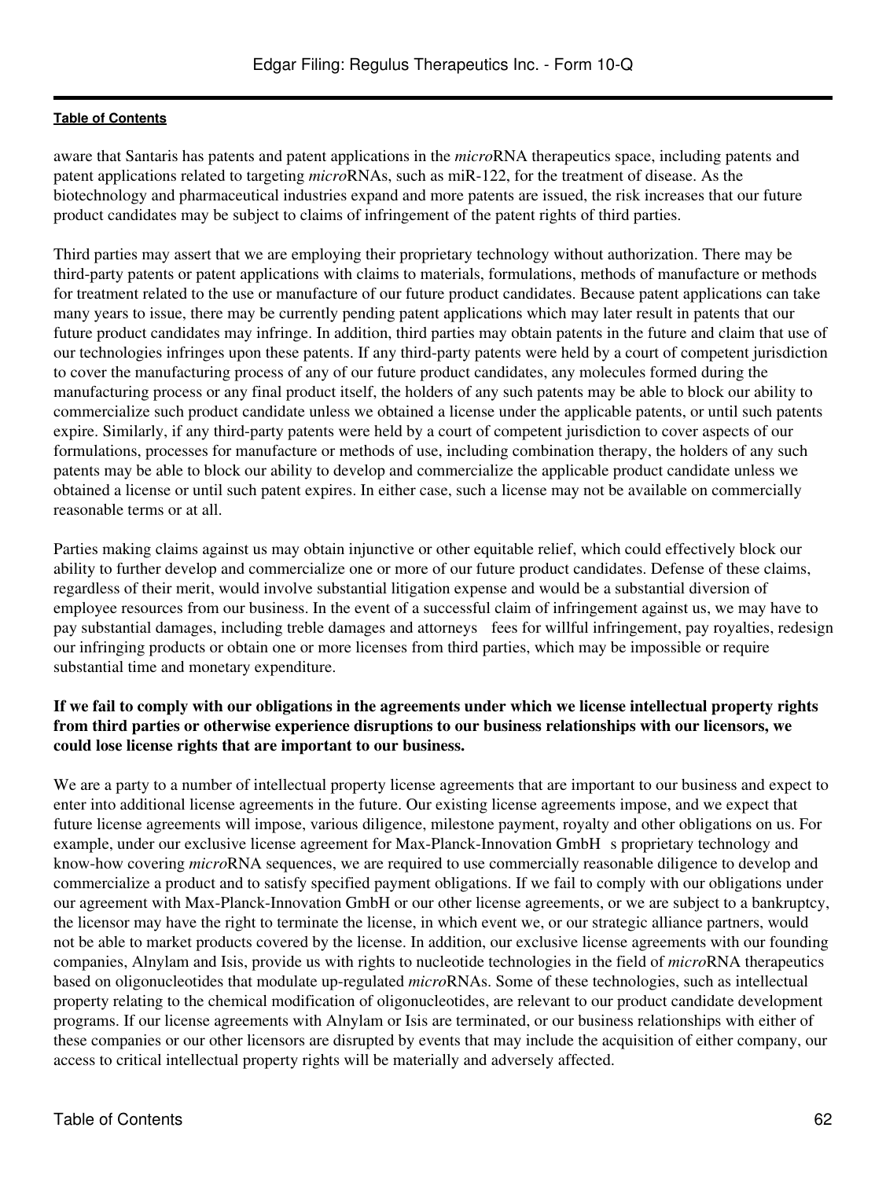aware that Santaris has patents and patent applications in the *micro*RNA therapeutics space, including patents and patent applications related to targeting *micro*RNAs, such as miR-122, for the treatment of disease. As the biotechnology and pharmaceutical industries expand and more patents are issued, the risk increases that our future product candidates may be subject to claims of infringement of the patent rights of third parties.

Third parties may assert that we are employing their proprietary technology without authorization. There may be third-party patents or patent applications with claims to materials, formulations, methods of manufacture or methods for treatment related to the use or manufacture of our future product candidates. Because patent applications can take many years to issue, there may be currently pending patent applications which may later result in patents that our future product candidates may infringe. In addition, third parties may obtain patents in the future and claim that use of our technologies infringes upon these patents. If any third-party patents were held by a court of competent jurisdiction to cover the manufacturing process of any of our future product candidates, any molecules formed during the manufacturing process or any final product itself, the holders of any such patents may be able to block our ability to commercialize such product candidate unless we obtained a license under the applicable patents, or until such patents expire. Similarly, if any third-party patents were held by a court of competent jurisdiction to cover aspects of our formulations, processes for manufacture or methods of use, including combination therapy, the holders of any such patents may be able to block our ability to develop and commercialize the applicable product candidate unless we obtained a license or until such patent expires. In either case, such a license may not be available on commercially reasonable terms or at all.

Parties making claims against us may obtain injunctive or other equitable relief, which could effectively block our ability to further develop and commercialize one or more of our future product candidates. Defense of these claims, regardless of their merit, would involve substantial litigation expense and would be a substantial diversion of employee resources from our business. In the event of a successful claim of infringement against us, we may have to pay substantial damages, including treble damages and attorneys fees for willful infringement, pay royalties, redesign our infringing products or obtain one or more licenses from third parties, which may be impossible or require substantial time and monetary expenditure.

**If we fail to comply with our obligations in the agreements under which we license intellectual property rights from third parties or otherwise experience disruptions to our business relationships with our licensors, we could lose license rights that are important to our business.**

We are a party to a number of intellectual property license agreements that are important to our business and expect to enter into additional license agreements in the future. Our existing license agreements impose, and we expect that future license agreements will impose, various diligence, milestone payment, royalty and other obligations on us. For example, under our exclusive license agreement for Max-Planck-Innovation GmbH s proprietary technology and know-how covering *micro*RNA sequences, we are required to use commercially reasonable diligence to develop and commercialize a product and to satisfy specified payment obligations. If we fail to comply with our obligations under our agreement with Max-Planck-Innovation GmbH or our other license agreements, or we are subject to a bankruptcy, the licensor may have the right to terminate the license, in which event we, or our strategic alliance partners, would not be able to market products covered by the license. In addition, our exclusive license agreements with our founding companies, Alnylam and Isis, provide us with rights to nucleotide technologies in the field of *micro*RNA therapeutics based on oligonucleotides that modulate up-regulated *micro*RNAs. Some of these technologies, such as intellectual property relating to the chemical modification of oligonucleotides, are relevant to our product candidate development programs. If our license agreements with Alnylam or Isis are terminated, or our business relationships with either of these companies or our other licensors are disrupted by events that may include the acquisition of either company, our access to critical intellectual property rights will be materially and adversely affected.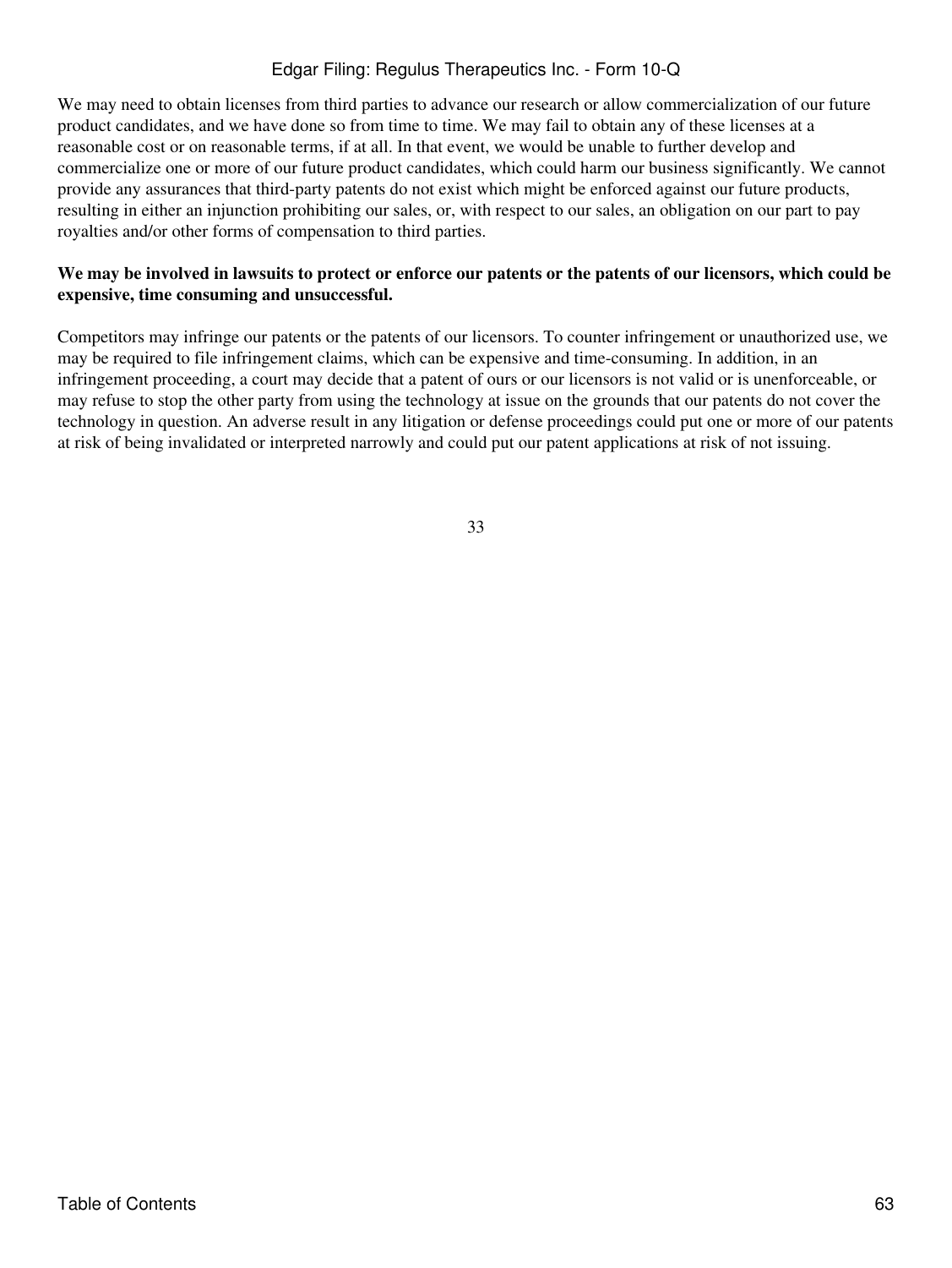We may need to obtain licenses from third parties to advance our research or allow commercialization of our future product candidates, and we have done so from time to time. We may fail to obtain any of these licenses at a reasonable cost or on reasonable terms, if at all. In that event, we would be unable to further develop and commercialize one or more of our future product candidates, which could harm our business significantly. We cannot provide any assurances that third-party patents do not exist which might be enforced against our future products, resulting in either an injunction prohibiting our sales, or, with respect to our sales, an obligation on our part to pay royalties and/or other forms of compensation to third parties.

**We may be involved in lawsuits to protect or enforce our patents or the patents of our licensors, which could be expensive, time consuming and unsuccessful.**

Competitors may infringe our patents or the patents of our licensors. To counter infringement or unauthorized use, we may be required to file infringement claims, which can be expensive and time-consuming. In addition, in an infringement proceeding, a court may decide that a patent of ours or our licensors is not valid or is unenforceable, or may refuse to stop the other party from using the technology at issue on the grounds that our patents do not cover the technology in question. An adverse result in any litigation or defense proceedings could put one or more of our patents at risk of being invalidated or interpreted narrowly and could put our patent applications at risk of not issuing.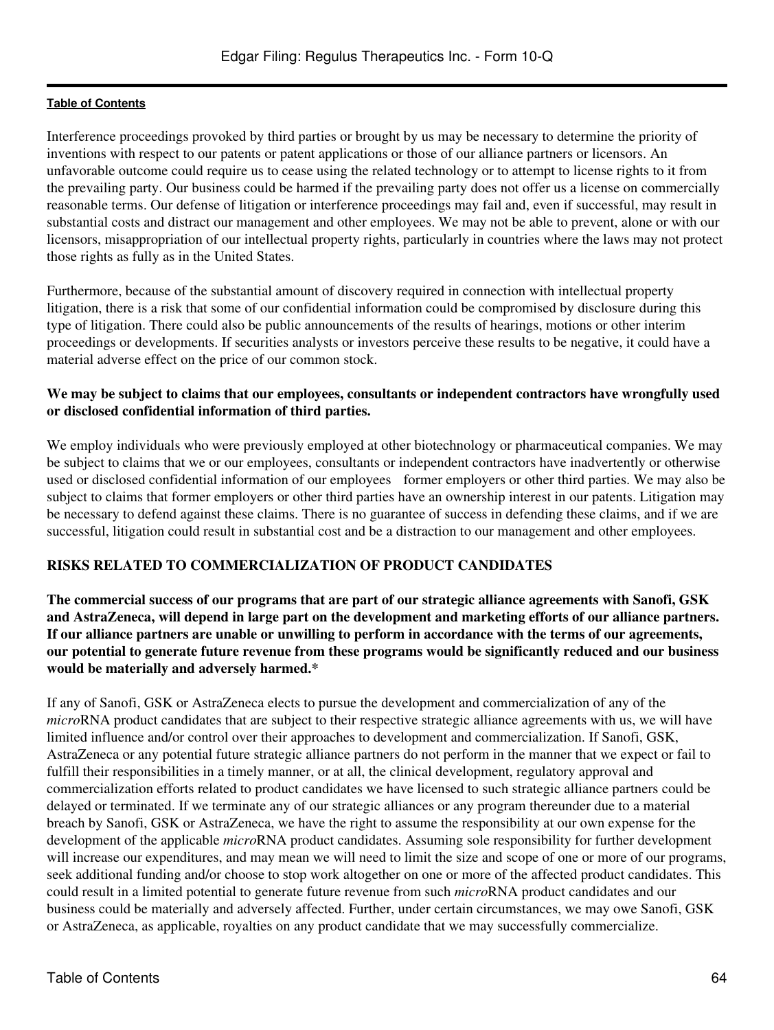Interference proceedings provoked by third parties or brought by us may be necessary to determine the priority of inventions with respect to our patents or patent applications or those of our alliance partners or licensors. An unfavorable outcome could require us to cease using the related technology or to attempt to license rights to it from the prevailing party. Our business could be harmed if the prevailing party does not offer us a license on commercially reasonable terms. Our defense of litigation or interference proceedings may fail and, even if successful, may result in substantial costs and distract our management and other employees. We may not be able to prevent, alone or with our licensors, misappropriation of our intellectual property rights, particularly in countries where the laws may not protect those rights as fully as in the United States.

Furthermore, because of the substantial amount of discovery required in connection with intellectual property litigation, there is a risk that some of our confidential information could be compromised by disclosure during this type of litigation. There could also be public announcements of the results of hearings, motions or other interim proceedings or developments. If securities analysts or investors perceive these results to be negative, it could have a material adverse effect on the price of our common stock.

**We may be subject to claims that our employees, consultants or independent contractors have wrongfully used or disclosed confidential information of third parties.**

We employ individuals who were previously employed at other biotechnology or pharmaceutical companies. We may be subject to claims that we or our employees, consultants or independent contractors have inadvertently or otherwise used or disclosed confidential information of our employees former employers or other third parties. We may also be subject to claims that former employers or other third parties have an ownership interest in our patents. Litigation may be necessary to defend against these claims. There is no guarantee of success in defending these claims, and if we are successful, litigation could result in substantial cost and be a distraction to our management and other employees.

## RISKS RELATED TO COMMERCIALIZATION OF PRODUCT CANDIDATES

**The commercial success of our programs that are part of our strategic alliance agreements with Sanofi, GSK and AstraZeneca, will depend in large part on the development and marketing efforts of our alliance partners. If our alliance partners are unable or unwilling to perform in accordance with the terms of our agreements, our potential to generate future revenue from these programs would be significantly reduced and our business would be materially and adversely harmed.***

If any of Sanofi, GSK or AstraZeneca elects to pursue the development and commercialization of any of the *micro*RNA product candidates that are subject to their respective strategic alliance agreements with us, we will have limited influence and/or control over their approaches to development and commercialization. If Sanofi, GSK, AstraZeneca or any potential future strategic alliance partners do not perform in the manner that we expect or fail to fulfill their responsibilities in a timely manner, or at all, the clinical development, regulatory approval and commercialization efforts related to product candidates we have licensed to such strategic alliance partners could be delayed or terminated. If we terminate any of our strategic alliances or any program thereunder due to a material breach by Sanofi, GSK or AstraZeneca, we have the right to assume the responsibility at our own expense for the development of the applicable *micro*RNA product candidates. Assuming sole responsibility for further development will increase our expenditures, and may mean we will need to limit the size and scope of one or more of our programs, seek additional funding and/or choose to stop work altogether on one or more of the affected product candidates. This could result in a limited potential to generate future revenue from such *micro*RNA product candidates and our business could be materially and adversely affected. Further, under certain circumstances, we may owe Sanofi, GSK or AstraZeneca, as applicable, royalties on any product candidate that we may successfully commercialize.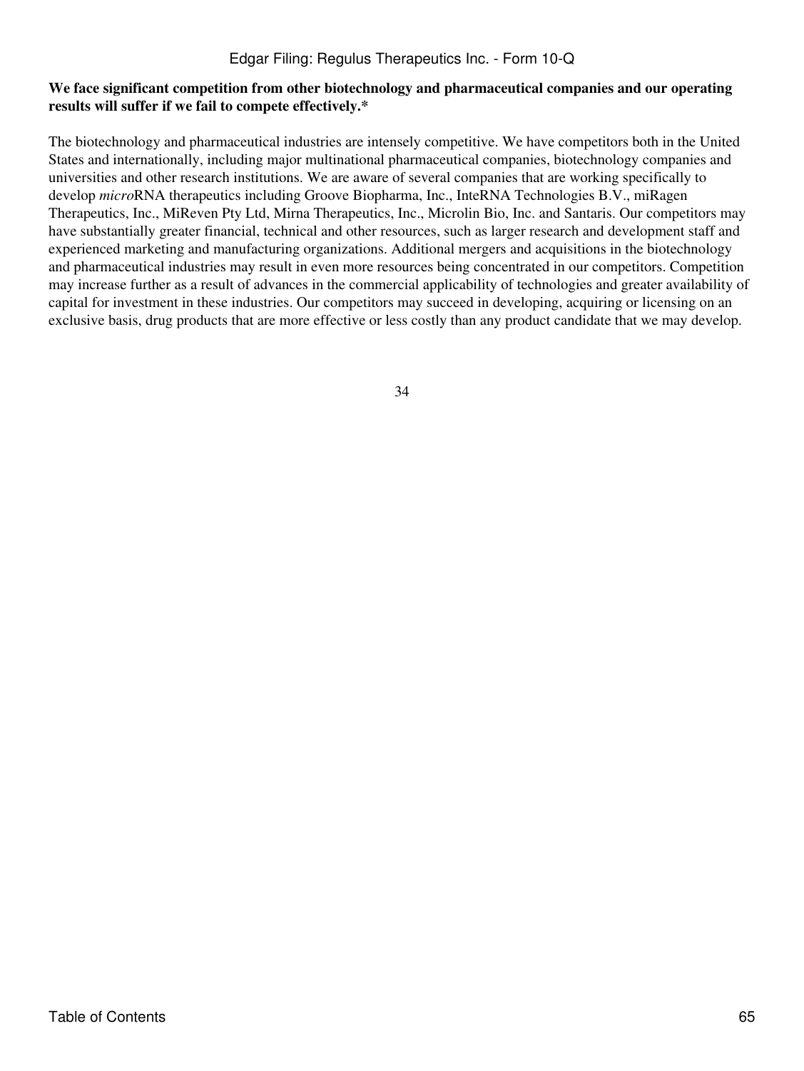**We face significant competition from other biotechnology and pharmaceutical companies and our operating results will suffer if we fail to compete effectively.***

The biotechnology and pharmaceutical industries are intensely competitive. We have competitors both in the United States and internationally, including major multinational pharmaceutical companies, biotechnology companies and universities and other research institutions. We are aware of several companies that are working specifically to develop *micro*RNA therapeutics including Groove Biopharma, Inc., InteRNA Technologies B.V., miRagen Therapeutics, Inc., MiReven Pty Ltd, Mirna Therapeutics, Inc., Microlin Bio, Inc. and Santaris. Our competitors may have substantially greater financial, technical and other resources, such as larger research and development staff and experienced marketing and manufacturing organizations. Additional mergers and acquisitions in the biotechnology and pharmaceutical industries may result in even more resources being concentrated in our competitors. Competition may increase further as a result of advances in the commercial applicability of technologies and greater availability of capital for investment in these industries. Our competitors may succeed in developing, acquiring or licensing on an exclusive basis, drug products that are more effective or less costly than any product candidate that we may develop.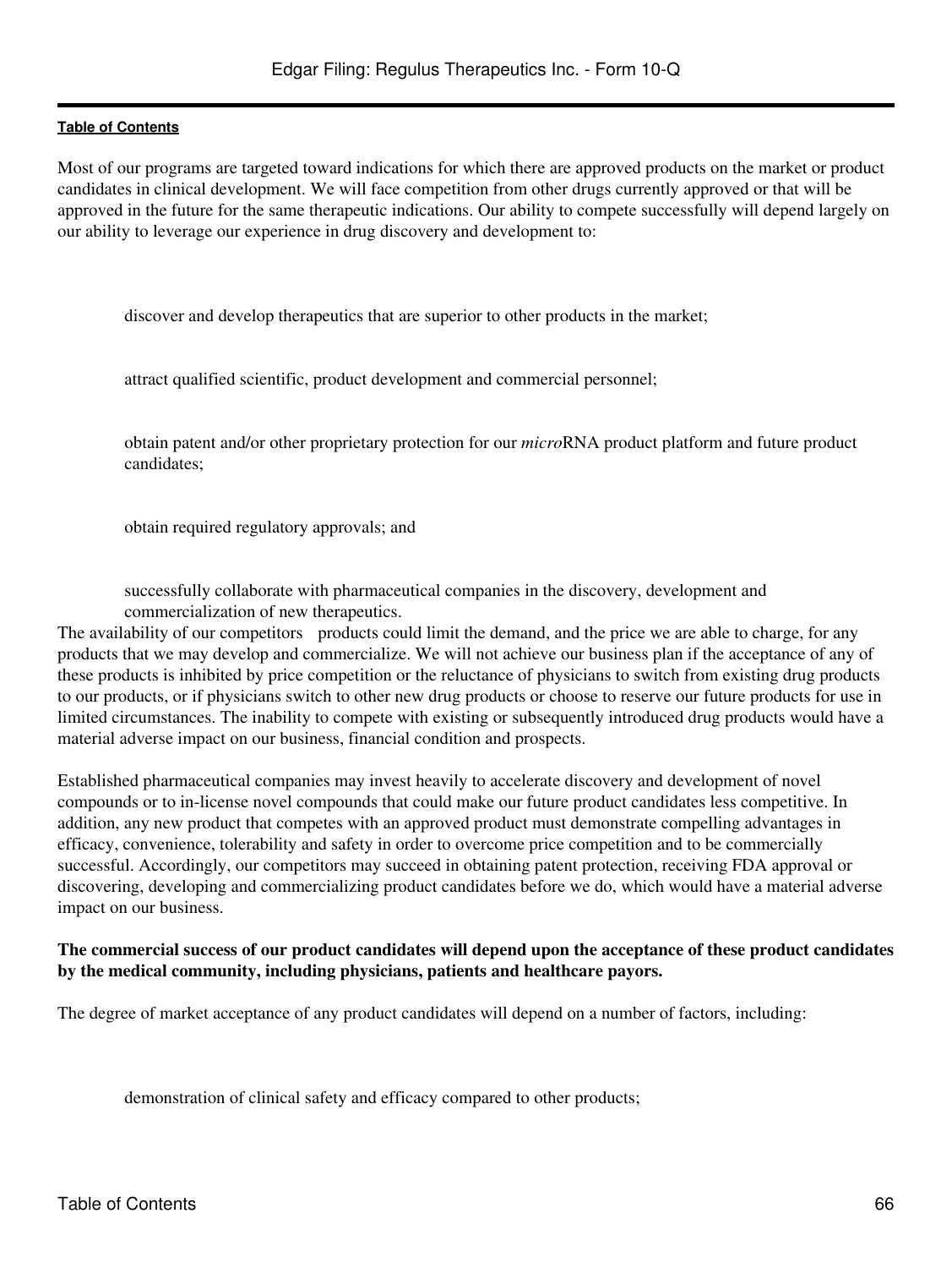Most of our programs are targeted toward indications for which there are approved products on the market or product candidates in clinical development. We will face competition from other drugs currently approved or that will be approved in the future for the same therapeutic indications. Our ability to compete successfully will depend largely on our ability to leverage our experience in drug discovery and development to:

- discover and develop therapeutics that are superior to other products in the market;
- attract qualified scientific, product development and commercial personnel;
- obtain patent and/or other proprietary protection for our *micro*RNA product platform and future product candidates;
- obtain required regulatory approvals; and
- successfully collaborate with pharmaceutical companies in the discovery, development and commercialization of new therapeutics.

The availability of our competitors products could limit the demand, and the price we are able to charge, for any products that we may develop and commercialize. We will not achieve our business plan if the acceptance of any of these products is inhibited by price competition or the reluctance of physicians to switch from existing drug products to our products, or if physicians switch to other new drug products or choose to reserve our future products for use in limited circumstances. The inability to compete with existing or subsequently introduced drug products would have a material adverse impact on our business, financial condition and prospects.

Established pharmaceutical companies may invest heavily to accelerate discovery and development of novel compounds or to in-license novel compounds that could make our future product candidates less competitive. In addition, any new product that competes with an approved product must demonstrate compelling advantages in efficacy, convenience, tolerability and safety in order to overcome price competition and to be commercially successful. Accordingly, our competitors may succeed in obtaining patent protection, receiving FDA approval or discovering, developing and commercializing product candidates before we do, which would have a material adverse impact on our business.

**The commercial success of our product candidates will depend upon the acceptance of these product candidates by the medical community, including physicians, patients and healthcare payors.**

The degree of market acceptance of any product candidates will depend on a number of factors, including:

- demonstration of clinical safety and efficacy compared to other products;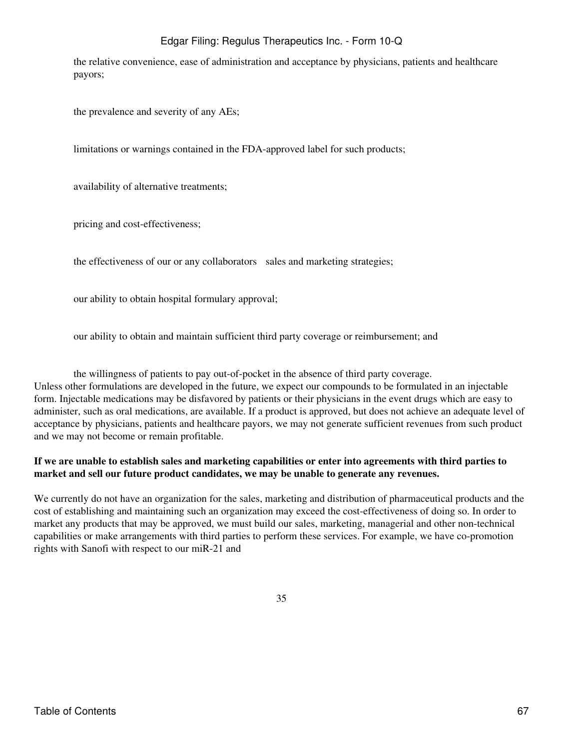- the relative convenience, ease of administration and acceptance by physicians, patients and healthcare payors;
- the prevalence and severity of any AEs;
- limitations or warnings contained in the FDA-approved label for such products;
- availability of alternative treatments;
- pricing and cost-effectiveness;
- the effectiveness of our or any collaborators sales and marketing strategies;
- our ability to obtain hospital formulary approval;
- our ability to obtain and maintain sufficient third party coverage or reimbursement; and
- the willingness of patients to pay out-of-pocket in the absence of third party coverage.

Unless other formulations are developed in the future, we expect our compounds to be formulated in an injectable form. Injectable medications may be disfavored by patients or their physicians in the event drugs which are easy to administer, such as oral medications, are available. If a product is approved, but does not achieve an adequate level of acceptance by physicians, patients and healthcare payors, we may not generate sufficient revenues from such product and we may not become or remain profitable.

**If we are unable to establish sales and marketing capabilities or enter into agreements with third parties to market and sell our future product candidates, we may be unable to generate any revenues.**

We currently do not have an organization for the sales, marketing and distribution of pharmaceutical products and the cost of establishing and maintaining such an organization may exceed the cost-effectiveness of doing so. In order to market any products that may be approved, we must build our sales, marketing, managerial and other non-technical capabilities or make arrangements with third parties to perform these services. For example, we have co-promotion rights with Sanofi with respect to our miR-21 and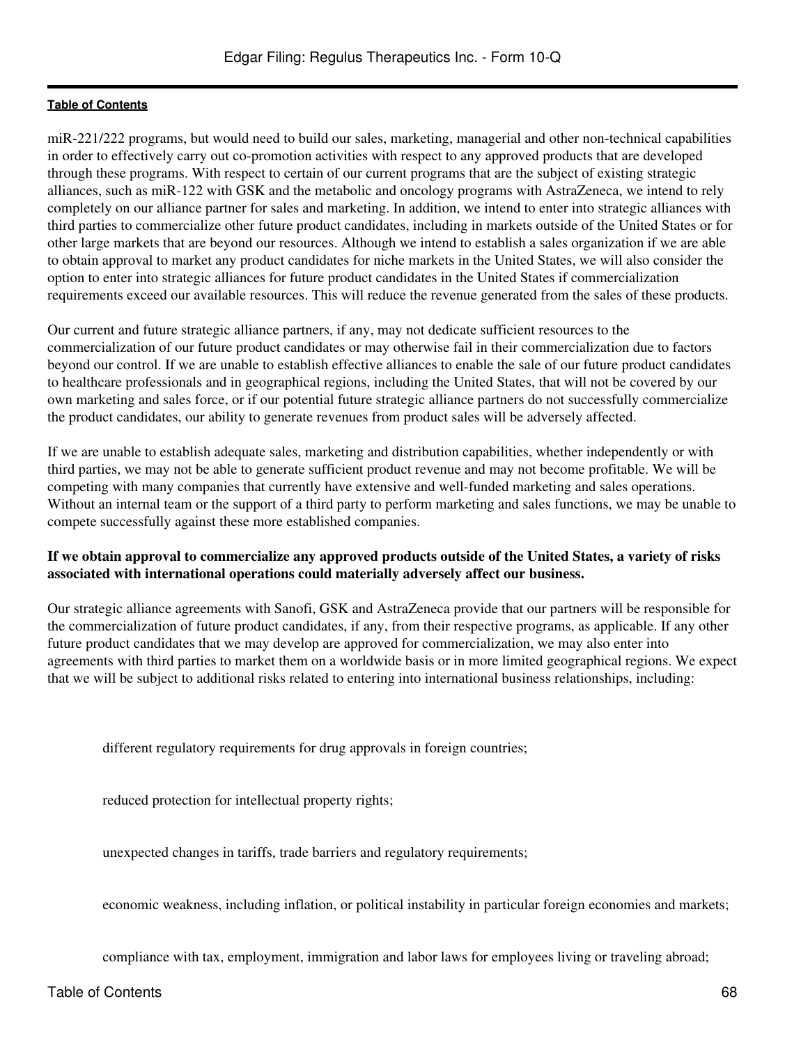miR-221/222 programs, but would need to build our sales, marketing, managerial and other non-technical capabilities in order to effectively carry out co-promotion activities with respect to any approved products that are developed through these programs. With respect to certain of our current programs that are the subject of existing strategic alliances, such as miR-122 with GSK and the metabolic and oncology programs with AstraZeneca, we intend to rely completely on our alliance partner for sales and marketing. In addition, we intend to enter into strategic alliances with third parties to commercialize other future product candidates, including in markets outside of the United States or for other large markets that are beyond our resources. Although we intend to establish a sales organization if we are able to obtain approval to market any product candidates for niche markets in the United States, we will also consider the option to enter into strategic alliances for future product candidates in the United States if commercialization requirements exceed our available resources. This will reduce the revenue generated from the sales of these products.

Our current and future strategic alliance partners, if any, may not dedicate sufficient resources to the commercialization of our future product candidates or may otherwise fail in their commercialization due to factors beyond our control. If we are unable to establish effective alliances to enable the sale of our future product candidates to healthcare professionals and in geographical regions, including the United States, that will not be covered by our own marketing and sales force, or if our potential future strategic alliance partners do not successfully commercialize the product candidates, our ability to generate revenues from product sales will be adversely affected.

If we are unable to establish adequate sales, marketing and distribution capabilities, whether independently or with third parties, we may not be able to generate sufficient product revenue and may not become profitable. We will be competing with many companies that currently have extensive and well-funded marketing and sales operations. Without an internal team or the support of a third party to perform marketing and sales functions, we may be unable to compete successfully against these more established companies.

**If we obtain approval to commercialize any approved products outside of the United States, a variety of risks associated with international operations could materially adversely affect our business.**

Our strategic alliance agreements with Sanofi, GSK and AstraZeneca provide that our partners will be responsible for the commercialization of future product candidates, if any, from their respective programs, as applicable. If any other future product candidates that we may develop are approved for commercialization, we may also enter into agreements with third parties to market them on a worldwide basis or in more limited geographical regions. We expect that we will be subject to additional risks related to entering into international business relationships, including:

- different regulatory requirements for drug approvals in foreign countries;
- reduced protection for intellectual property rights;
- unexpected changes in tariffs, trade barriers and regulatory requirements;
- economic weakness, including inflation, or political instability in particular foreign economies and markets;
- compliance with tax, employment, immigration and labor laws for employees living or traveling abroad;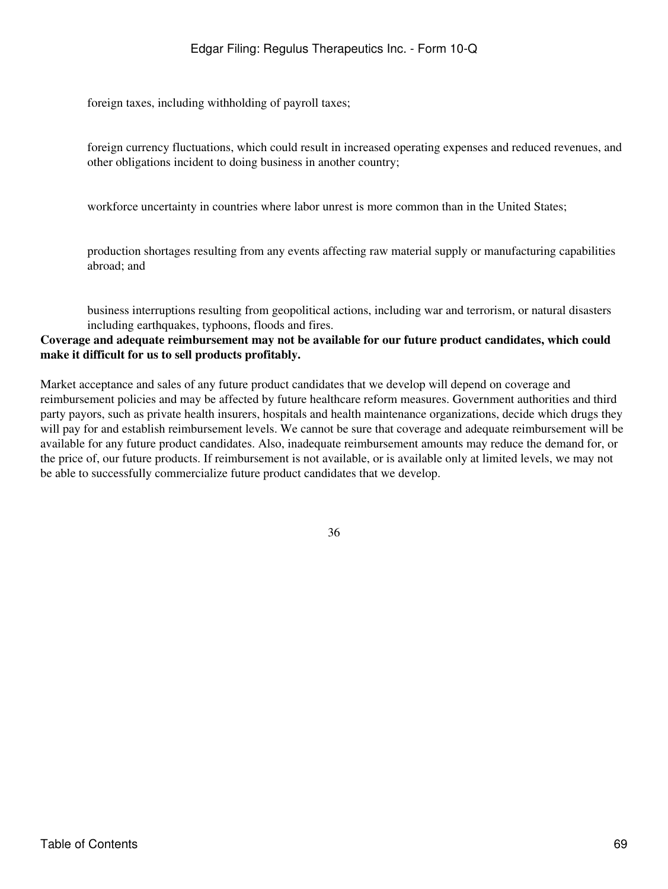- foreign taxes, including withholding of payroll taxes;
- foreign currency fluctuations, which could result in increased operating expenses and reduced revenues, and other obligations incident to doing business in another country;
- workforce uncertainty in countries where labor unrest is more common than in the United States;
- production shortages resulting from any events affecting raw material supply or manufacturing capabilities abroad; and
- business interruptions resulting from geopolitical actions, including war and terrorism, or natural disasters including earthquakes, typhoons, floods and fires.

**Coverage and adequate reimbursement may not be available for our future product candidates, which could make it difficult for us to sell products profitably.**

Market acceptance and sales of any future product candidates that we develop will depend on coverage and reimbursement policies and may be affected by future healthcare reform measures. Government authorities and third party payors, such as private health insurers, hospitals and health maintenance organizations, decide which drugs they will pay for and establish reimbursement levels. We cannot be sure that coverage and adequate reimbursement will be available for any future product candidates. Also, inadequate reimbursement amounts may reduce the demand for, or the price of, our future products. If reimbursement is not available, or is available only at limited levels, we may not be able to successfully commercialize future product candidates that we develop.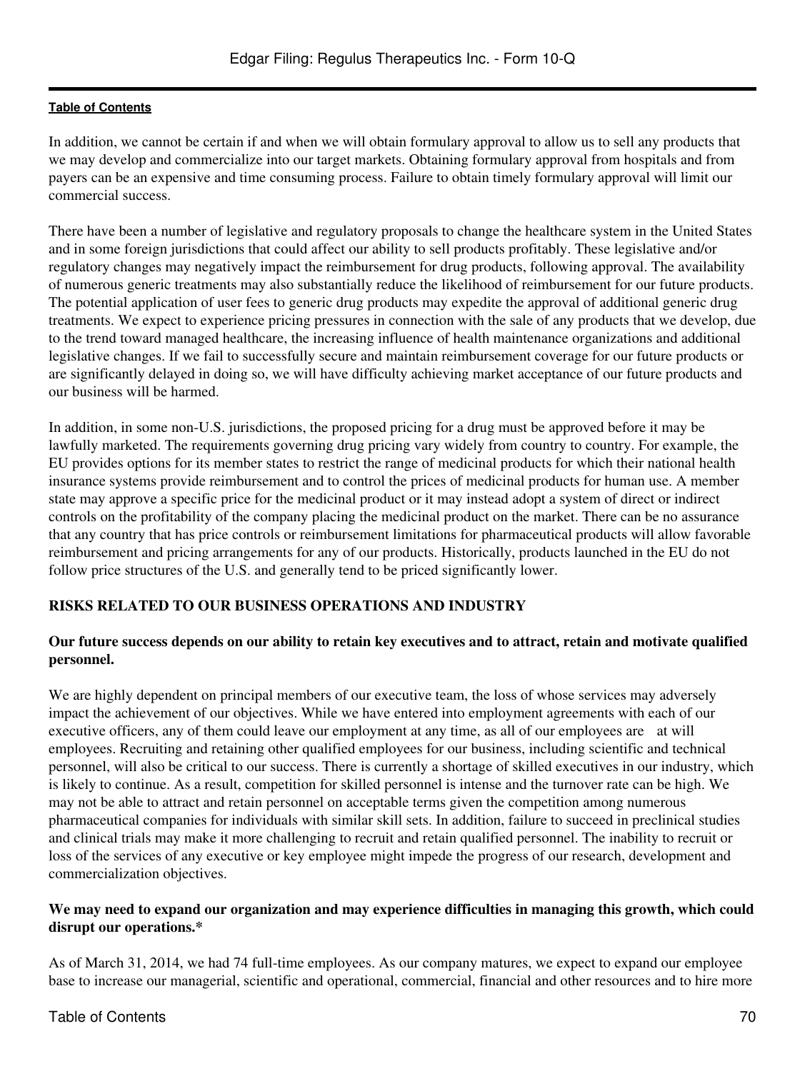In addition, we cannot be certain if and when we will obtain formulary approval to allow us to sell any products that we may develop and commercialize into our target markets. Obtaining formulary approval from hospitals and from payers can be an expensive and time consuming process. Failure to obtain timely formulary approval will limit our commercial success.

There have been a number of legislative and regulatory proposals to change the healthcare system in the United States and in some foreign jurisdictions that could affect our ability to sell products profitably. These legislative and/or regulatory changes may negatively impact the reimbursement for drug products, following approval. The availability of numerous generic treatments may also substantially reduce the likelihood of reimbursement for our future products. The potential application of user fees to generic drug products may expedite the approval of additional generic drug treatments. We expect to experience pricing pressures in connection with the sale of any products that we develop, due to the trend toward managed healthcare, the increasing influence of health maintenance organizations and additional legislative changes. If we fail to successfully secure and maintain reimbursement coverage for our future products or are significantly delayed in doing so, we will have difficulty achieving market acceptance of our future products and our business will be harmed.

In addition, in some non-U.S. jurisdictions, the proposed pricing for a drug must be approved before it may be lawfully marketed. The requirements governing drug pricing vary widely from country to country. For example, the EU provides options for its member states to restrict the range of medicinal products for which their national health insurance systems provide reimbursement and to control the prices of medicinal products for human use. A member state may approve a specific price for the medicinal product or it may instead adopt a system of direct or indirect controls on the profitability of the company placing the medicinal product on the market. There can be no assurance that any country that has price controls or reimbursement limitations for pharmaceutical products will allow favorable reimbursement and pricing arrangements for any of our products. Historically, products launched in the EU do not follow price structures of the U.S. and generally tend to be priced significantly lower.

## RISKS RELATED TO OUR BUSINESS OPERATIONS AND INDUSTRY

**Our future success depends on our ability to retain key executives and to attract, retain and motivate qualified personnel.**

We are highly dependent on principal members of our executive team, the loss of whose services may adversely impact the achievement of our objectives. While we have entered into employment agreements with each of our executive officers, any of them could leave our employment at any time, as all of our employees are at will employees. Recruiting and retaining other qualified employees for our business, including scientific and technical personnel, will also be critical to our success. There is currently a shortage of skilled executives in our industry, which is likely to continue. As a result, competition for skilled personnel is intense and the turnover rate can be high. We may not be able to attract and retain personnel on acceptable terms given the competition among numerous pharmaceutical companies for individuals with similar skill sets. In addition, failure to succeed in preclinical studies and clinical trials may make it more challenging to recruit and retain qualified personnel. The inability to recruit or loss of the services of any executive or key employee might impede the progress of our research, development and commercialization objectives.

**We may need to expand our organization and may experience difficulties in managing this growth, which could disrupt our operations.***

As of March 31, 2014, we had 74 full-time employees. As our company matures, we expect to expand our employee base to increase our managerial, scientific and operational, commercial, financial and other resources and to hire more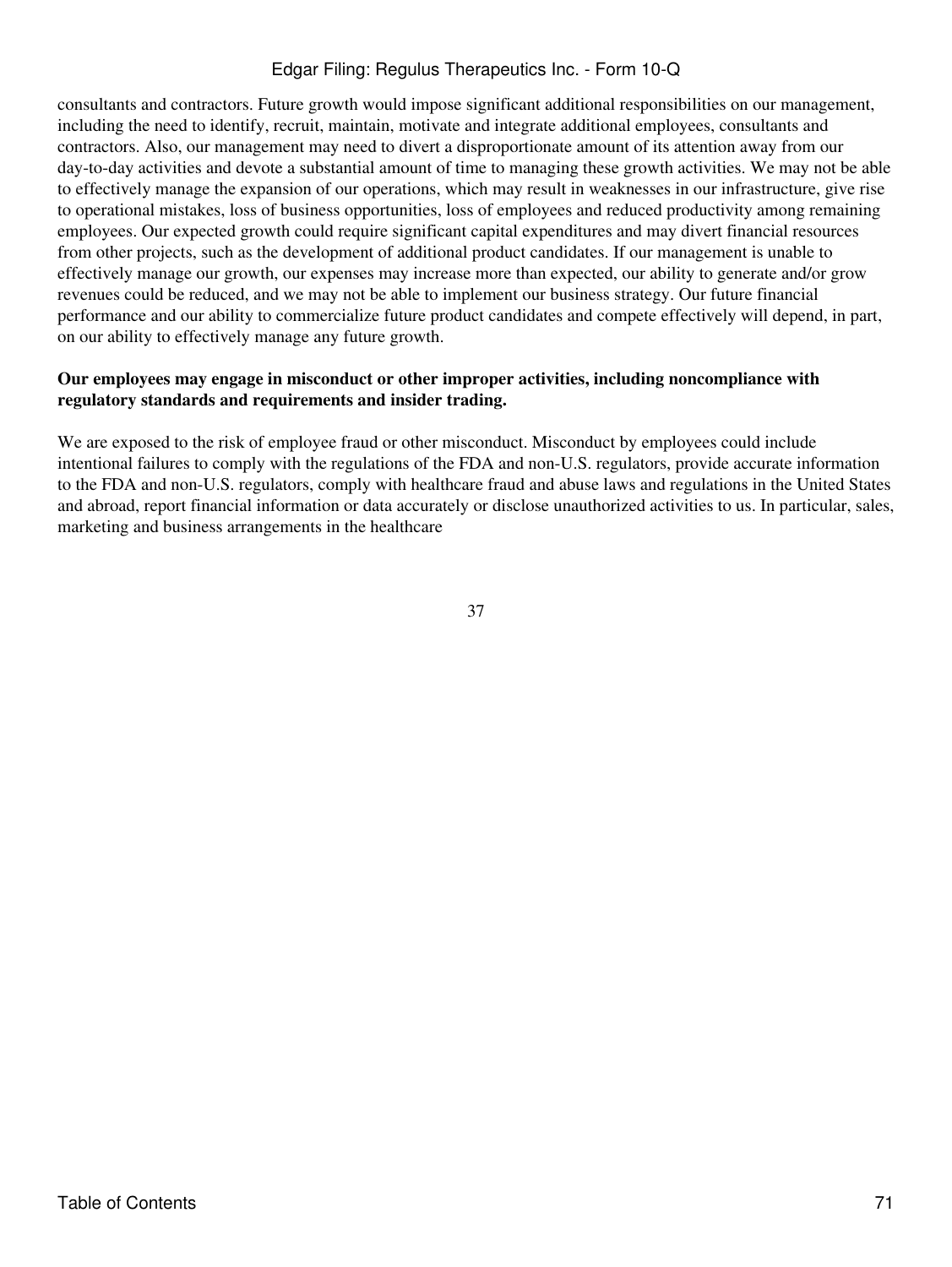consultants and contractors. Future growth would impose significant additional responsibilities on our management, including the need to identify, recruit, maintain, motivate and integrate additional employees, consultants and contractors. Also, our management may need to divert a disproportionate amount of its attention away from our day-to-day activities and devote a substantial amount of time to managing these growth activities. We may not be able to effectively manage the expansion of our operations, which may result in weaknesses in our infrastructure, give rise to operational mistakes, loss of business opportunities, loss of employees and reduced productivity among remaining employees. Our expected growth could require significant capital expenditures and may divert financial resources from other projects, such as the development of additional product candidates. If our management is unable to effectively manage our growth, our expenses may increase more than expected, our ability to generate and/or grow revenues could be reduced, and we may not be able to implement our business strategy. Our future financial performance and our ability to commercialize future product candidates and compete effectively will depend, in part, on our ability to effectively manage any future growth.

**Our employees may engage in misconduct or other improper activities, including noncompliance with regulatory standards and requirements and insider trading.**

We are exposed to the risk of employee fraud or other misconduct. Misconduct by employees could include intentional failures to comply with the regulations of the FDA and non-U.S. regulators, provide accurate information to the FDA and non-U.S. regulators, comply with healthcare fraud and abuse laws and regulations in the United States and abroad, report financial information or data accurately or disclose unauthorized activities to us. In particular, sales, marketing and business arrangements in the healthcare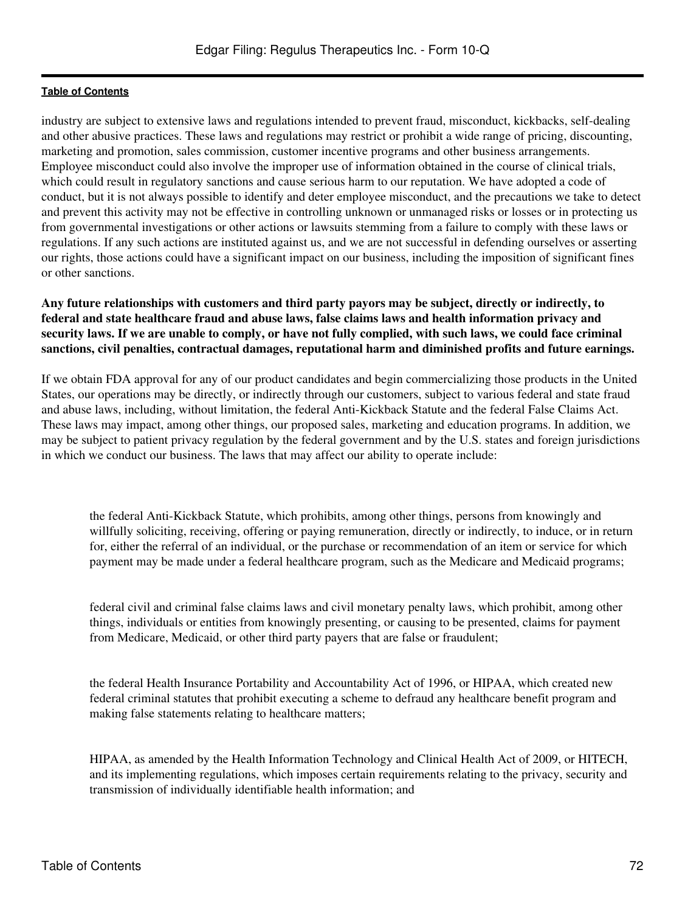industry are subject to extensive laws and regulations intended to prevent fraud, misconduct, kickbacks, self-dealing and other abusive practices. These laws and regulations may restrict or prohibit a wide range of pricing, discounting, marketing and promotion, sales commission, customer incentive programs and other business arrangements. Employee misconduct could also involve the improper use of information obtained in the course of clinical trials, which could result in regulatory sanctions and cause serious harm to our reputation. We have adopted a code of conduct, but it is not always possible to identify and deter employee misconduct, and the precautions we take to detect and prevent this activity may not be effective in controlling unknown or unmanaged risks or losses or in protecting us from governmental investigations or other actions or lawsuits stemming from a failure to comply with these laws or regulations. If any such actions are instituted against us, and we are not successful in defending ourselves or asserting our rights, those actions could have a significant impact on our business, including the imposition of significant fines or other sanctions.

**Any future relationships with customers and third party payors may be subject, directly or indirectly, to federal and state healthcare fraud and abuse laws, false claims laws and health information privacy and security laws. If we are unable to comply, or have not fully complied, with such laws, we could face criminal sanctions, civil penalties, contractual damages, reputational harm and diminished profits and future earnings.**

If we obtain FDA approval for any of our product candidates and begin commercializing those products in the United States, our operations may be directly, or indirectly through our customers, subject to various federal and state fraud and abuse laws, including, without limitation, the federal Anti-Kickback Statute and the federal False Claims Act. These laws may impact, among other things, our proposed sales, marketing and education programs. In addition, we may be subject to patient privacy regulation by the federal government and by the U.S. states and foreign jurisdictions in which we conduct our business. The laws that may affect our ability to operate include:

- the federal Anti-Kickback Statute, which prohibits, among other things, persons from knowingly and willfully soliciting, receiving, offering or paying remuneration, directly or indirectly, to induce, or in return for, either the referral of an individual, or the purchase or recommendation of an item or service for which payment may be made under a federal healthcare program, such as the Medicare and Medicaid programs;

- federal civil and criminal false claims laws and civil monetary penalty laws, which prohibit, among other things, individuals or entities from knowingly presenting, or causing to be presented, claims for payment from Medicare, Medicaid, or other third party payers that are false or fraudulent;

- the federal Health Insurance Portability and Accountability Act of 1996, or HIPAA, which created new federal criminal statutes that prohibit executing a scheme to defraud any healthcare benefit program and making false statements relating to healthcare matters;

- HIPAA, as amended by the Health Information Technology and Clinical Health Act of 2009, or HITECH, and its implementing regulations, which imposes certain requirements relating to the privacy, security and transmission of individually identifiable health information; and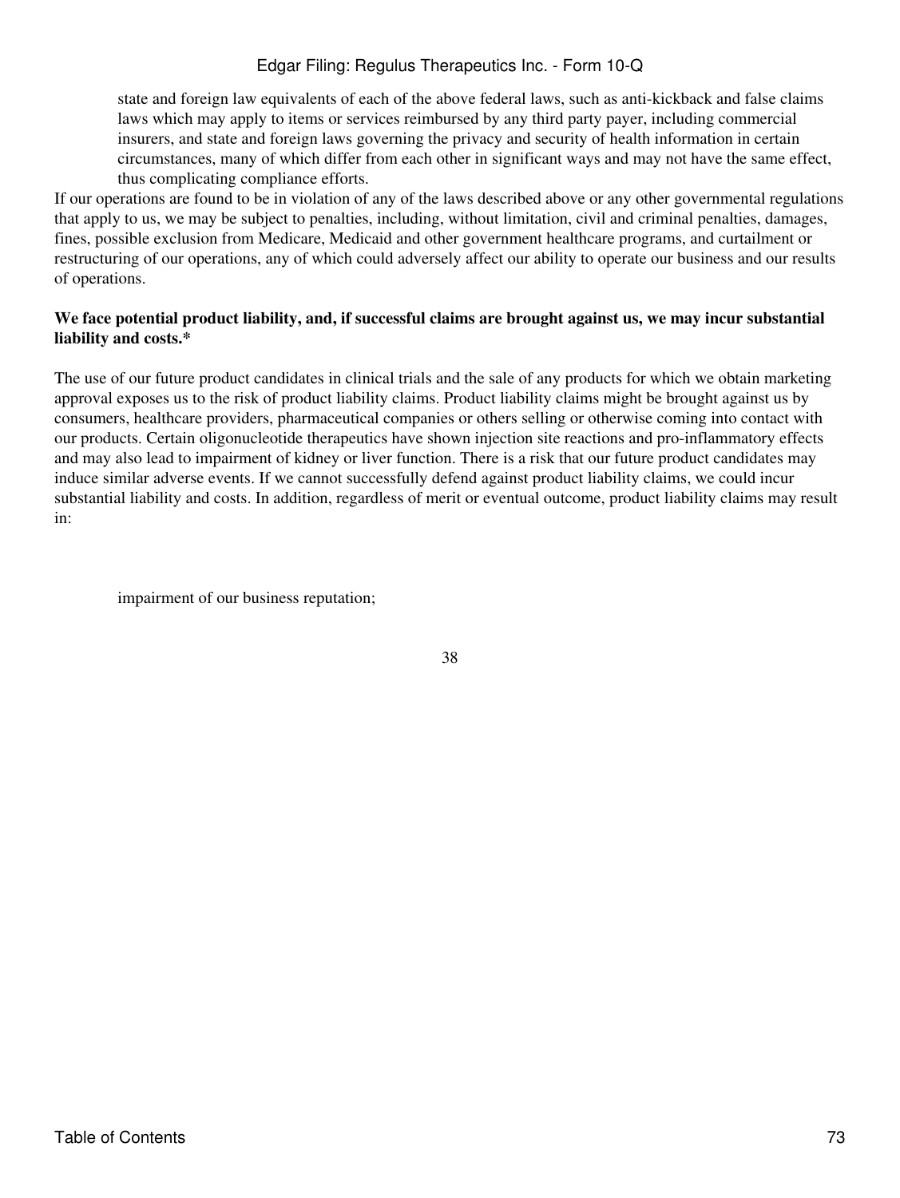- state and foreign law equivalents of each of the above federal laws, such as anti-kickback and false claims laws which may apply to items or services reimbursed by any third party payer, including commercial insurers, and state and foreign laws governing the privacy and security of health information in certain circumstances, many of which differ from each other in significant ways and may not have the same effect, thus complicating compliance efforts.

If our operations are found to be in violation of any of the laws described above or any other governmental regulations that apply to us, we may be subject to penalties, including, without limitation, civil and criminal penalties, damages, fines, possible exclusion from Medicare, Medicaid and other government healthcare programs, and curtailment or restructuring of our operations, any of which could adversely affect our ability to operate our business and our results of operations.

**We face potential product liability, and, if successful claims are brought against us, we may incur substantial liability and costs.***

The use of our future product candidates in clinical trials and the sale of any products for which we obtain marketing approval exposes us to the risk of product liability claims. Product liability claims might be brought against us by consumers, healthcare providers, pharmaceutical companies or others selling or otherwise coming into contact with our products. Certain oligonucleotide therapeutics have shown injection site reactions and pro-inflammatory effects and may also lead to impairment of kidney or liver function. There is a risk that our future product candidates may induce similar adverse events. If we cannot successfully defend against product liability claims, we could incur substantial liability and costs. In addition, regardless of merit or eventual outcome, product liability claims may result in:

- impairment of our business reputation;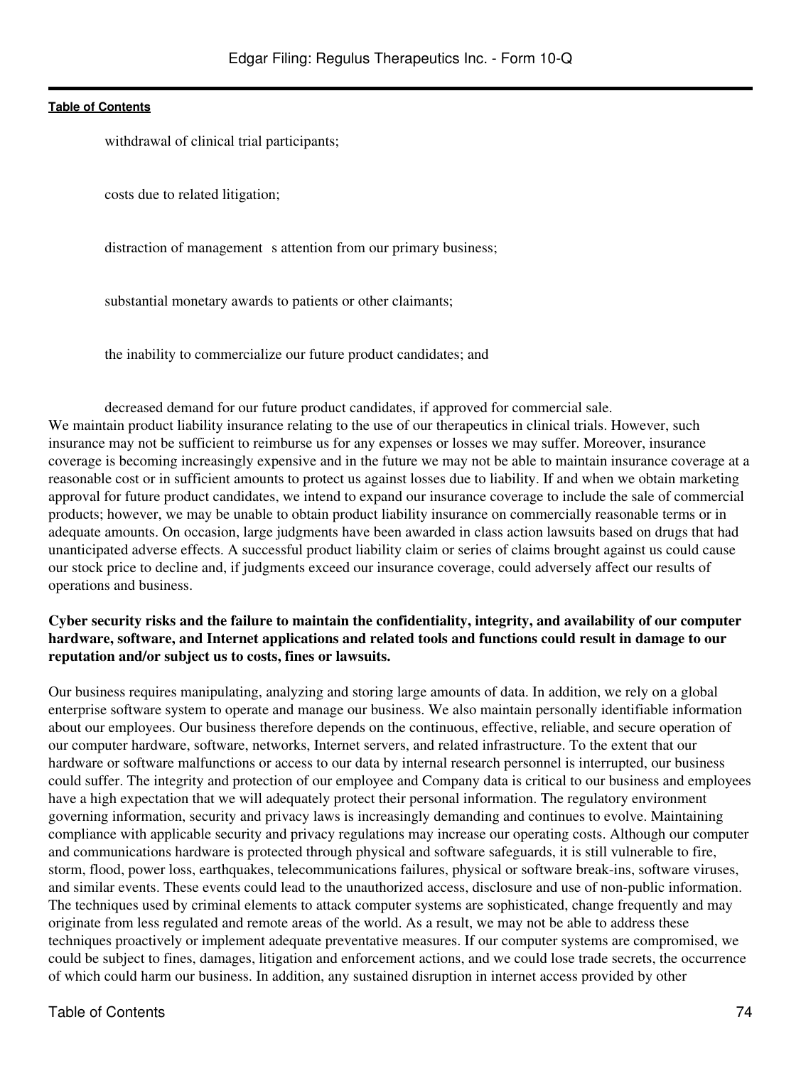- withdrawal of clinical trial participants;
- costs due to related litigation;
- distraction of management s attention from our primary business;
- substantial monetary awards to patients or other claimants;
- the inability to commercialize our future product candidates; and
- decreased demand for our future product candidates, if approved for commercial sale.

We maintain product liability insurance relating to the use of our therapeutics in clinical trials. However, such insurance may not be sufficient to reimburse us for any expenses or losses we may suffer. Moreover, insurance coverage is becoming increasingly expensive and in the future we may not be able to maintain insurance coverage at a reasonable cost or in sufficient amounts to protect us against losses due to liability. If and when we obtain marketing approval for future product candidates, we intend to expand our insurance coverage to include the sale of commercial products; however, we may be unable to obtain product liability insurance on commercially reasonable terms or in adequate amounts. On occasion, large judgments have been awarded in class action lawsuits based on drugs that had unanticipated adverse effects. A successful product liability claim or series of claims brought against us could cause our stock price to decline and, if judgments exceed our insurance coverage, could adversely affect our results of operations and business.

**Cyber security risks and the failure to maintain the confidentiality, integrity, and availability of our computer hardware, software, and Internet applications and related tools and functions could result in damage to our reputation and/or subject us to costs, fines or lawsuits.**

Our business requires manipulating, analyzing and storing large amounts of data. In addition, we rely on a global enterprise software system to operate and manage our business. We also maintain personally identifiable information about our employees. Our business therefore depends on the continuous, effective, reliable, and secure operation of our computer hardware, software, networks, Internet servers, and related infrastructure. To the extent that our hardware or software malfunctions or access to our data by internal research personnel is interrupted, our business could suffer. The integrity and protection of our employee and Company data is critical to our business and employees have a high expectation that we will adequately protect their personal information. The regulatory environment governing information, security and privacy laws is increasingly demanding and continues to evolve. Maintaining compliance with applicable security and privacy regulations may increase our operating costs. Although our computer and communications hardware is protected through physical and software safeguards, it is still vulnerable to fire, storm, flood, power loss, earthquakes, telecommunications failures, physical or software break-ins, software viruses, and similar events. These events could lead to the unauthorized access, disclosure and use of non-public information. The techniques used by criminal elements to attack computer systems are sophisticated, change frequently and may originate from less regulated and remote areas of the world. As a result, we may not be able to address these techniques proactively or implement adequate preventative measures. If our computer systems are compromised, we could be subject to fines, damages, litigation and enforcement actions, and we could lose trade secrets, the occurrence of which could harm our business. In addition, any sustained disruption in internet access provided by other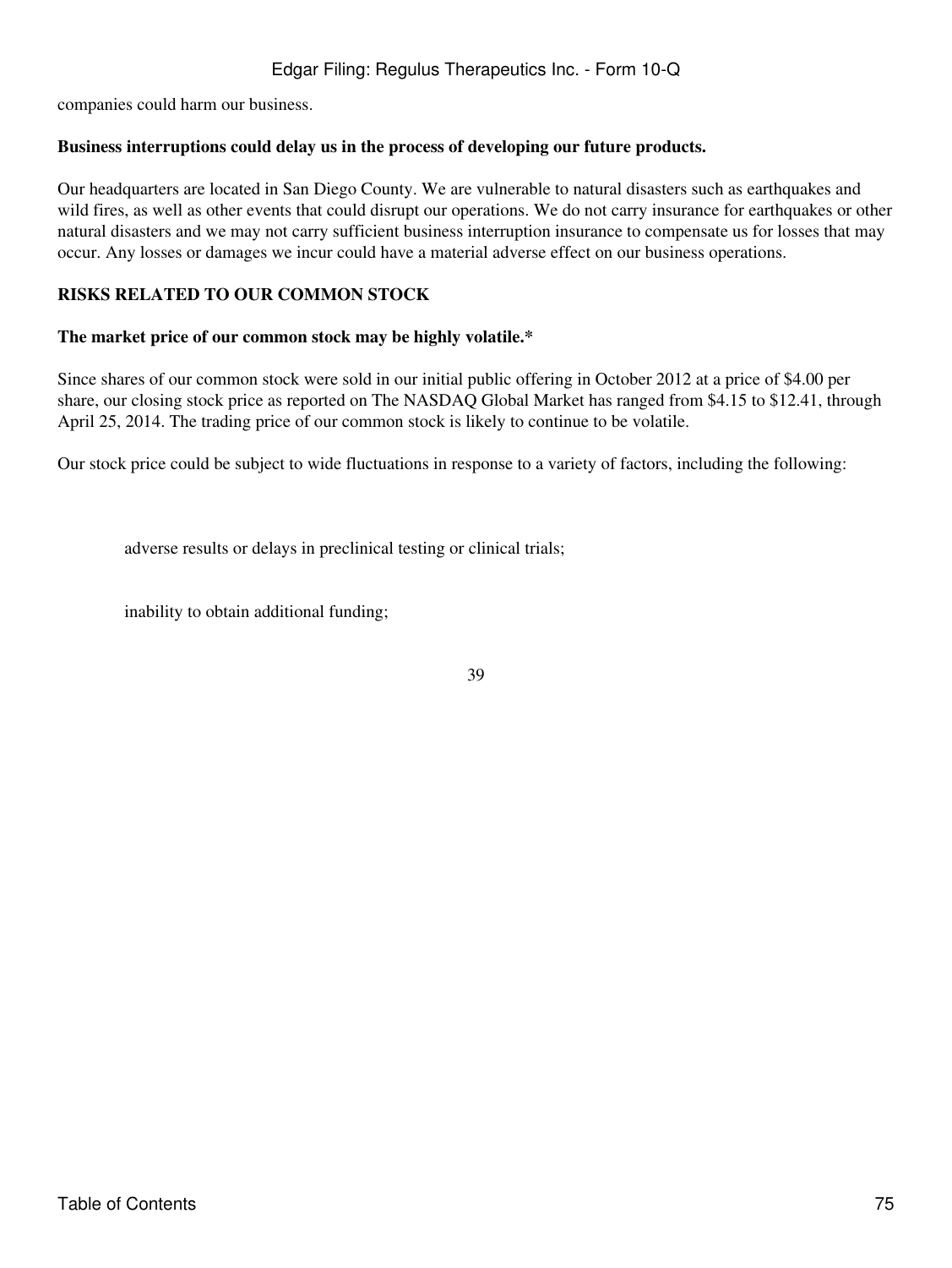companies could harm our business.

**Business interruptions could delay us in the process of developing our future products.**

Our headquarters are located in San Diego County. We are vulnerable to natural disasters such as earthquakes and wild fires, as well as other events that could disrupt our operations. We do not carry insurance for earthquakes or other natural disasters and we may not carry sufficient business interruption insurance to compensate us for losses that may occur. Any losses or damages we incur could have a material adverse effect on our business operations.

**RISKS RELATED TO OUR COMMON STOCK**

**The market price of our common stock may be highly volatile.***

Since shares of our common stock were sold in our initial public offering in October 2012 at a price of $4.00 per share, our closing stock price as reported on The NASDAQ Global Market has ranged from $4.15 to $12.41, through April 25, 2014. The trading price of our common stock is likely to continue to be volatile.

Our stock price could be subject to wide fluctuations in response to a variety of factors, including the following:

- adverse results or delays in preclinical testing or clinical trials;
- inability to obtain additional funding;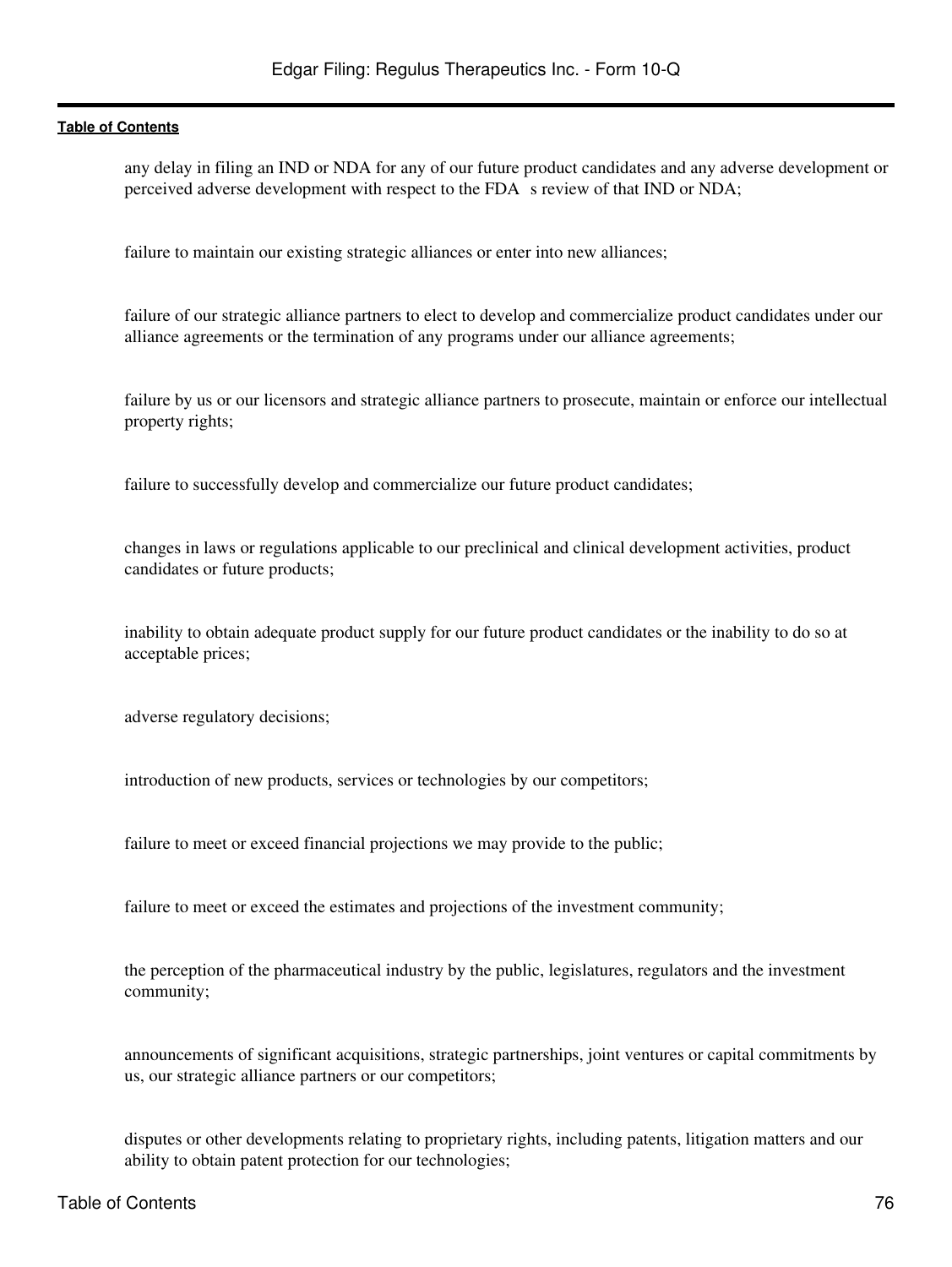- any delay in filing an IND or NDA for any of our future product candidates and any adverse development or perceived adverse development with respect to the FDA s review of that IND or NDA;
- failure to maintain our existing strategic alliances or enter into new alliances;
- failure of our strategic alliance partners to elect to develop and commercialize product candidates under our alliance agreements or the termination of any programs under our alliance agreements;
- failure by us or our licensors and strategic alliance partners to prosecute, maintain or enforce our intellectual property rights;
- failure to successfully develop and commercialize our future product candidates;
- changes in laws or regulations applicable to our preclinical and clinical development activities, product candidates or future products;
- inability to obtain adequate product supply for our future product candidates or the inability to do so at acceptable prices;
- adverse regulatory decisions;
- introduction of new products, services or technologies by our competitors;
- failure to meet or exceed financial projections we may provide to the public;
- failure to meet or exceed the estimates and projections of the investment community;
- the perception of the pharmaceutical industry by the public, legislatures, regulators and the investment community;
- announcements of significant acquisitions, strategic partnerships, joint ventures or capital commitments by us, our strategic alliance partners or our competitors;
- disputes or other developments relating to proprietary rights, including patents, litigation matters and our ability to obtain patent protection for our technologies;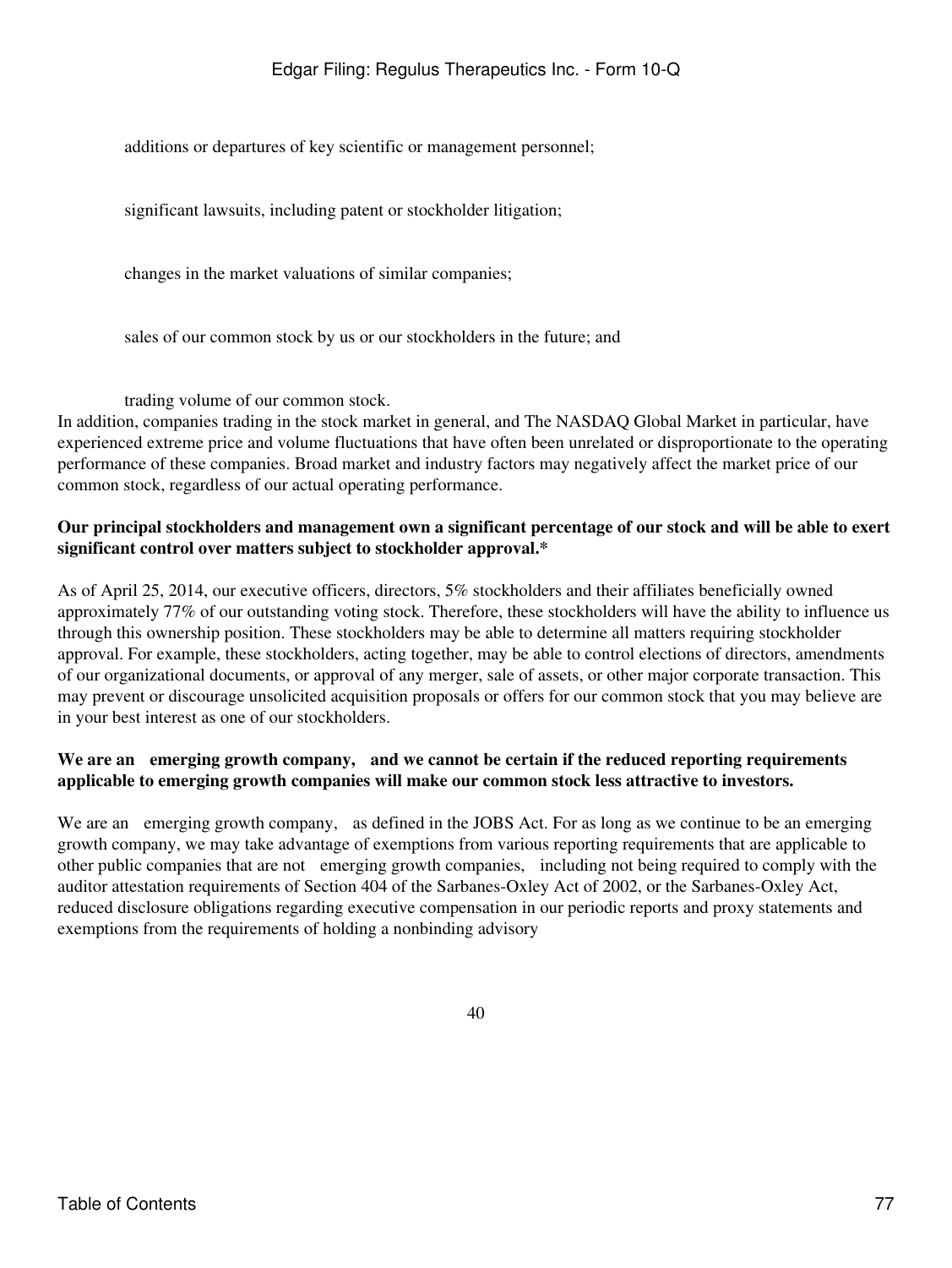- additions or departures of key scientific or management personnel;
- significant lawsuits, including patent or stockholder litigation;
- changes in the market valuations of similar companies;
- sales of our common stock by us or our stockholders in the future; and
- trading volume of our common stock.

In addition, companies trading in the stock market in general, and The NASDAQ Global Market in particular, have experienced extreme price and volume fluctuations that have often been unrelated or disproportionate to the operating performance of these companies. Broad market and industry factors may negatively affect the market price of our common stock, regardless of our actual operating performance.

**Our principal stockholders and management own a significant percentage of our stock and will be able to exert significant control over matters subject to stockholder approval.***

As of April 25, 2014, our executive officers, directors, 5% stockholders and their affiliates beneficially owned approximately 77% of our outstanding voting stock. Therefore, these stockholders will have the ability to influence us through this ownership position. These stockholders may be able to determine all matters requiring stockholder approval. For example, these stockholders, acting together, may be able to control elections of directors, amendments of our organizational documents, or approval of any merger, sale of assets, or other major corporate transaction. This may prevent or discourage unsolicited acquisition proposals or offers for our common stock that you may believe are in your best interest as one of our stockholders.

**We are an emerging growth company, and we cannot be certain if the reduced reporting requirements applicable to emerging growth companies will make our common stock less attractive to investors.**

We are an emerging growth company, as defined in the JOBS Act. For as long as we continue to be an emerging growth company, we may take advantage of exemptions from various reporting requirements that are applicable to other public companies that are not emerging growth companies, including not being required to comply with the auditor attestation requirements of Section 404 of the Sarbanes-Oxley Act of 2002, or the Sarbanes-Oxley Act, reduced disclosure obligations regarding executive compensation in our periodic reports and proxy statements and exemptions from the requirements of holding a nonbinding advisory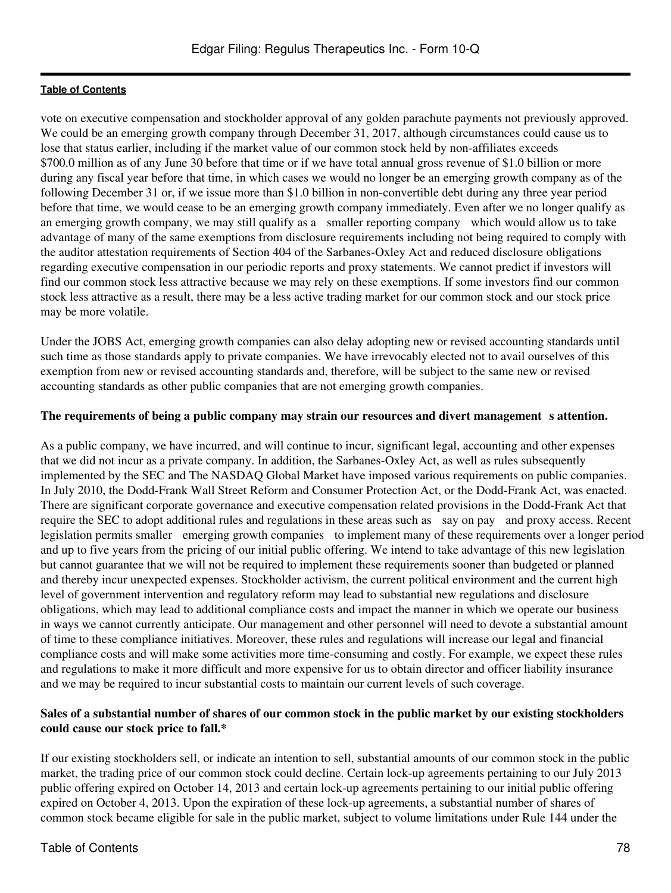vote on executive compensation and stockholder approval of any golden parachute payments not previously approved. We could be an emerging growth company through December 31, 2017, although circumstances could cause us to lose that status earlier, including if the market value of our common stock held by non-affiliates exceeds $700.0 million as of any June 30 before that time or if we have total annual gross revenue of $1.0 billion or more during any fiscal year before that time, in which cases we would no longer be an emerging growth company as of the following December 31 or, if we issue more than $1.0 billion in non-convertible debt during any three year period before that time, we would cease to be an emerging growth company immediately. Even after we no longer qualify as an emerging growth company, we may still qualify as a smaller reporting company which would allow us to take advantage of many of the same exemptions from disclosure requirements including not being required to comply with the auditor attestation requirements of Section 404 of the Sarbanes-Oxley Act and reduced disclosure obligations regarding executive compensation in our periodic reports and proxy statements. We cannot predict if investors will find our common stock less attractive because we may rely on these exemptions. If some investors find our common stock less attractive as a result, there may be a less active trading market for our common stock and our stock price may be more volatile.

Under the JOBS Act, emerging growth companies can also delay adopting new or revised accounting standards until such time as those standards apply to private companies. We have irrevocably elected not to avail ourselves of this exemption from new or revised accounting standards and, therefore, will be subject to the same new or revised accounting standards as other public companies that are not emerging growth companies.

**The requirements of being a public company may strain our resources and divert management s attention.**

As a public company, we have incurred, and will continue to incur, significant legal, accounting and other expenses that we did not incur as a private company. In addition, the Sarbanes-Oxley Act, as well as rules subsequently implemented by the SEC and The NASDAQ Global Market have imposed various requirements on public companies. In July 2010, the Dodd-Frank Wall Street Reform and Consumer Protection Act, or the Dodd-Frank Act, was enacted. There are significant corporate governance and executive compensation related provisions in the Dodd-Frank Act that require the SEC to adopt additional rules and regulations in these areas such as say on pay and proxy access. Recent legislation permits smaller emerging growth companies to implement many of these requirements over a longer period and up to five years from the pricing of our initial public offering. We intend to take advantage of this new legislation but cannot guarantee that we will not be required to implement these requirements sooner than budgeted or planned and thereby incur unexpected expenses. Stockholder activism, the current political environment and the current high level of government intervention and regulatory reform may lead to substantial new regulations and disclosure obligations, which may lead to additional compliance costs and impact the manner in which we operate our business in ways we cannot currently anticipate. Our management and other personnel will need to devote a substantial amount of time to these compliance initiatives. Moreover, these rules and regulations will increase our legal and financial compliance costs and will make some activities more time-consuming and costly. For example, we expect these rules and regulations to make it more difficult and more expensive for us to obtain director and officer liability insurance and we may be required to incur substantial costs to maintain our current levels of such coverage.

**Sales of a substantial number of shares of our common stock in the public market by our existing stockholders could cause our stock price to fall.***

If our existing stockholders sell, or indicate an intention to sell, substantial amounts of our common stock in the public market, the trading price of our common stock could decline. Certain lock-up agreements pertaining to our July 2013 public offering expired on October 14, 2013 and certain lock-up agreements pertaining to our initial public offering expired on October 4, 2013. Upon the expiration of these lock-up agreements, a substantial number of shares of common stock became eligible for sale in the public market, subject to volume limitations under Rule 144 under the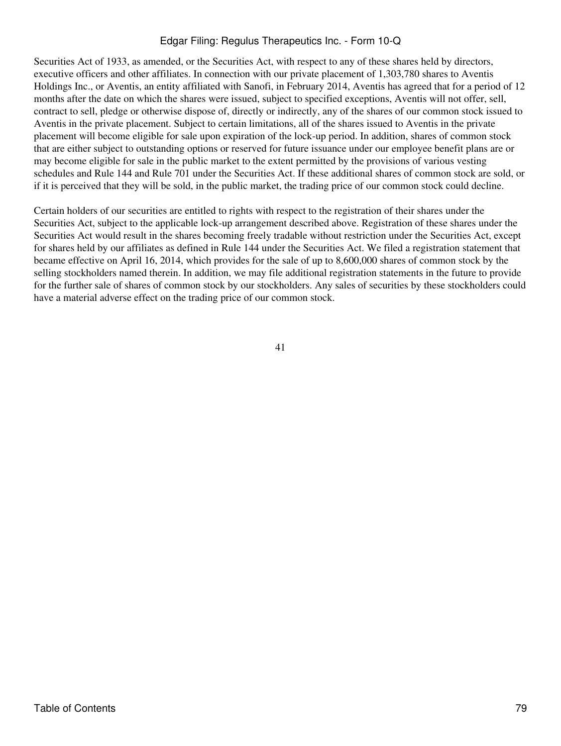Securities Act of 1933, as amended, or the Securities Act, with respect to any of these shares held by directors, executive officers and other affiliates. In connection with our private placement of 1,303,780 shares to Aventis Holdings Inc., or Aventis, an entity affiliated with Sanofi, in February 2014, Aventis has agreed that for a period of 12 months after the date on which the shares were issued, subject to specified exceptions, Aventis will not offer, sell, contract to sell, pledge or otherwise dispose of, directly or indirectly, any of the shares of our common stock issued to Aventis in the private placement. Subject to certain limitations, all of the shares issued to Aventis in the private placement will become eligible for sale upon expiration of the lock-up period. In addition, shares of common stock that are either subject to outstanding options or reserved for future issuance under our employee benefit plans are or may become eligible for sale in the public market to the extent permitted by the provisions of various vesting schedules and Rule 144 and Rule 701 under the Securities Act. If these additional shares of common stock are sold, or if it is perceived that they will be sold, in the public market, the trading price of our common stock could decline.

Certain holders of our securities are entitled to rights with respect to the registration of their shares under the Securities Act, subject to the applicable lock-up arrangement described above. Registration of these shares under the Securities Act would result in the shares becoming freely tradable without restriction under the Securities Act, except for shares held by our affiliates as defined in Rule 144 under the Securities Act. We filed a registration statement that became effective on April 16, 2014, which provides for the sale of up to 8,600,000 shares of common stock by the selling stockholders named therein. In addition, we may file additional registration statements in the future to provide for the further sale of shares of common stock by our stockholders. Any sales of securities by these stockholders could have a material adverse effect on the trading price of our common stock.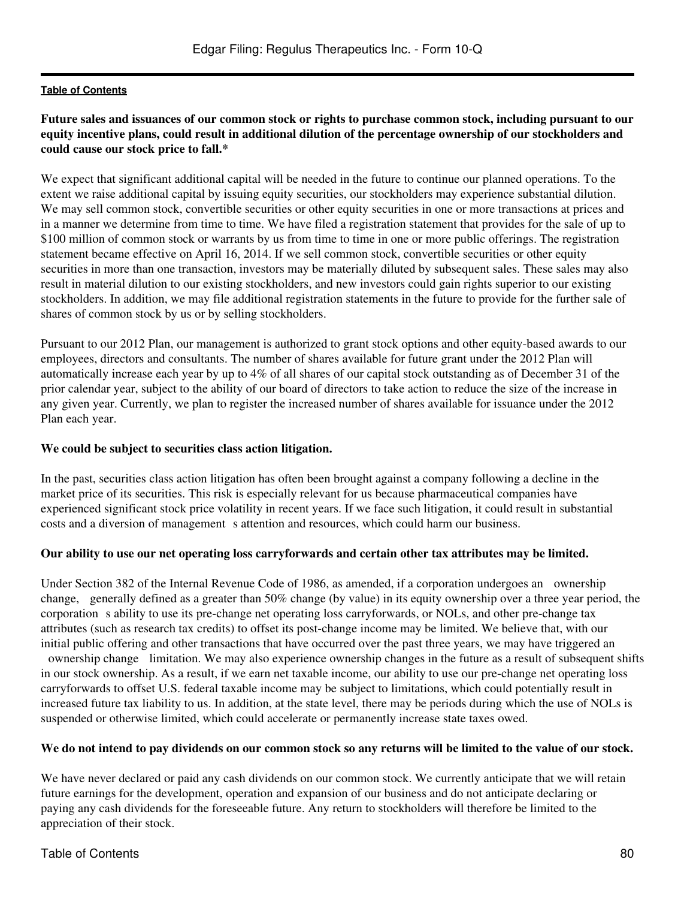**Future sales and issuances of our common stock or rights to purchase common stock, including pursuant to our equity incentive plans, could result in additional dilution of the percentage ownership of our stockholders and could cause our stock price to fall.***

We expect that significant additional capital will be needed in the future to continue our planned operations. To the extent we raise additional capital by issuing equity securities, our stockholders may experience substantial dilution. We may sell common stock, convertible securities or other equity securities in one or more transactions at prices and in a manner we determine from time to time. We have filed a registration statement that provides for the sale of up to $100 million of common stock or warrants by us from time to time in one or more public offerings. The registration statement became effective on April 16, 2014. If we sell common stock, convertible securities or other equity securities in more than one transaction, investors may be materially diluted by subsequent sales. These sales may also result in material dilution to our existing stockholders, and new investors could gain rights superior to our existing stockholders. In addition, we may file additional registration statements in the future to provide for the further sale of shares of common stock by us or by selling stockholders.

Pursuant to our 2012 Plan, our management is authorized to grant stock options and other equity-based awards to our employees, directors and consultants. The number of shares available for future grant under the 2012 Plan will automatically increase each year by up to 4% of all shares of our capital stock outstanding as of December 31 of the prior calendar year, subject to the ability of our board of directors to take action to reduce the size of the increase in any given year. Currently, we plan to register the increased number of shares available for issuance under the 2012 Plan each year.

**We could be subject to securities class action litigation.**

In the past, securities class action litigation has often been brought against a company following a decline in the market price of its securities. This risk is especially relevant for us because pharmaceutical companies have experienced significant stock price volatility in recent years. If we face such litigation, it could result in substantial costs and a diversion of management s attention and resources, which could harm our business.

**Our ability to use our net operating loss carryforwards and certain other tax attributes may be limited.**

Under Section 382 of the Internal Revenue Code of 1986, as amended, if a corporation undergoes an ownership change, generally defined as a greater than 50% change (by value) in its equity ownership over a three year period, the corporation s ability to use its pre-change net operating loss carryforwards, or NOLs, and other pre-change tax attributes (such as research tax credits) to offset its post-change income may be limited. We believe that, with our initial public offering and other transactions that have occurred over the past three years, we may have triggered an ownership change limitation. We may also experience ownership changes in the future as a result of subsequent shifts in our stock ownership. As a result, if we earn net taxable income, our ability to use our pre-change net operating loss carryforwards to offset U.S. federal taxable income may be subject to limitations, which could potentially result in increased future tax liability to us. In addition, at the state level, there may be periods during which the use of NOLs is suspended or otherwise limited, which could accelerate or permanently increase state taxes owed.

**We do not intend to pay dividends on our common stock so any returns will be limited to the value of our stock.**

We have never declared or paid any cash dividends on our common stock. We currently anticipate that we will retain future earnings for the development, operation and expansion of our business and do not anticipate declaring or paying any cash dividends for the foreseeable future. Any return to stockholders will therefore be limited to the appreciation of their stock.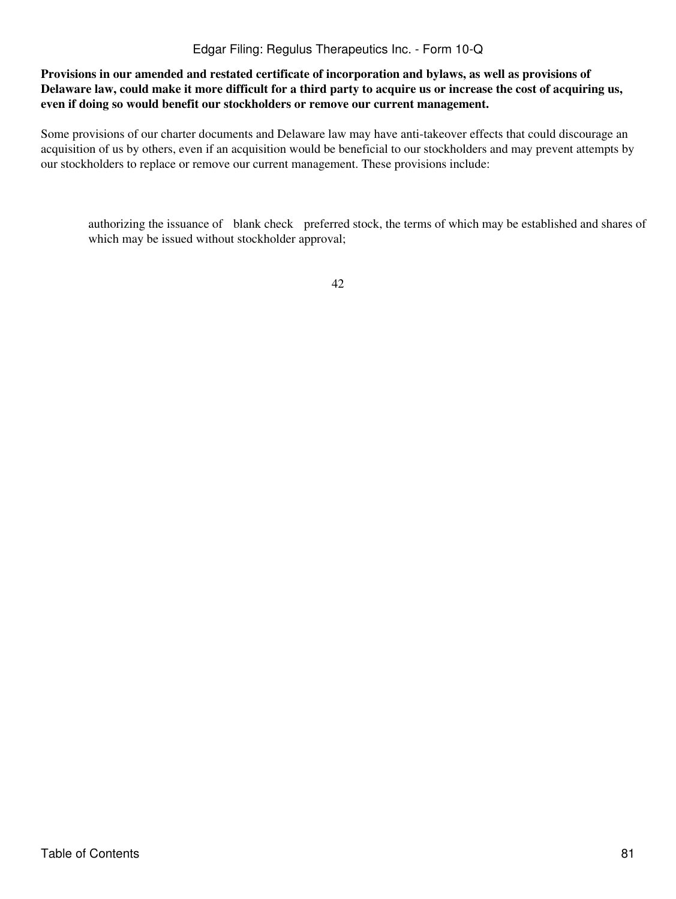**Provisions in our amended and restated certificate of incorporation and bylaws, as well as provisions of Delaware law, could make it more difficult for a third party to acquire us or increase the cost of acquiring us, even if doing so would benefit our stockholders or remove our current management.**

Some provisions of our charter documents and Delaware law may have anti-takeover effects that could discourage an acquisition of us by others, even if an acquisition would be beneficial to our stockholders and may prevent attempts by our stockholders to replace or remove our current management. These provisions include:

- authorizing the issuance of "blank check" preferred stock, the terms of which may be established and shares of which may be issued without stockholder approval;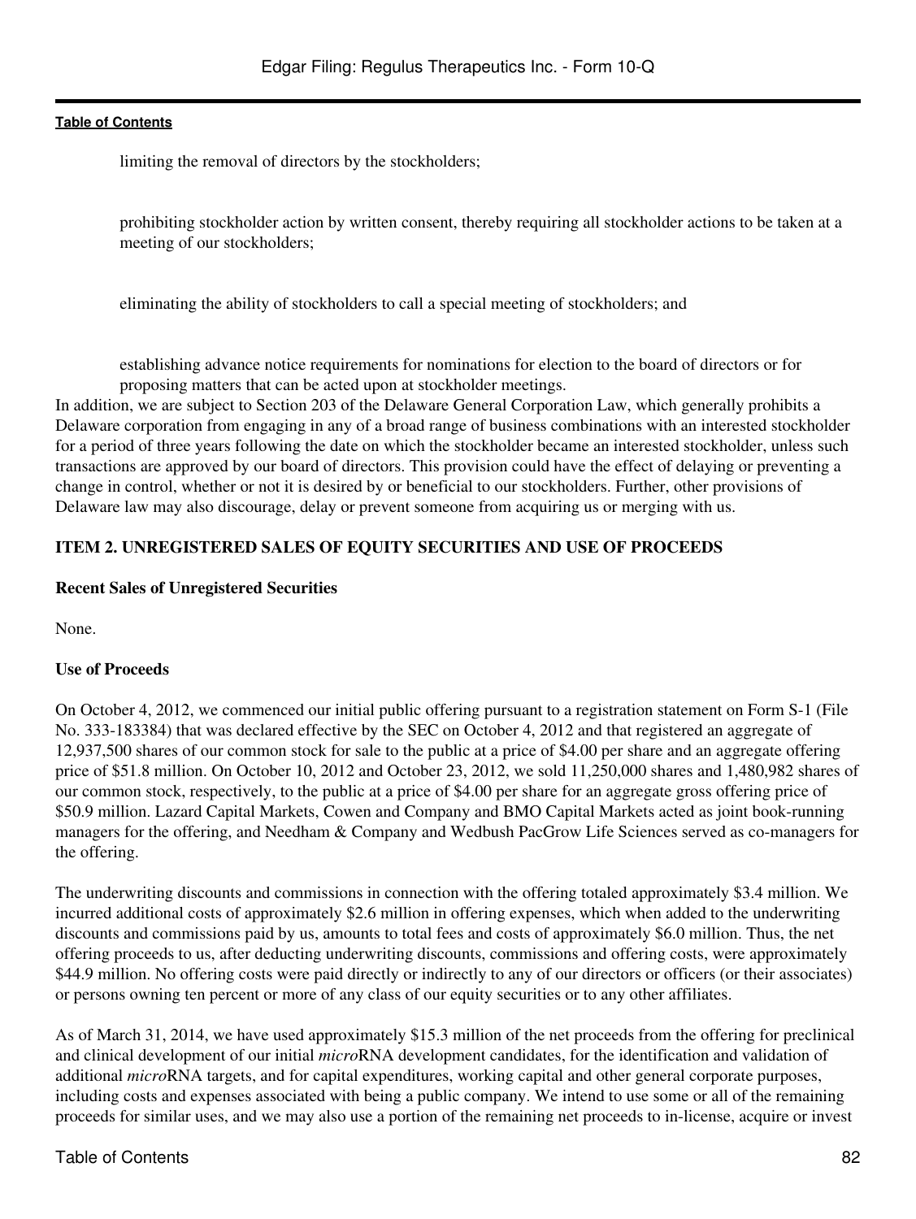- limiting the removal of directors by the stockholders;
- prohibiting stockholder action by written consent, thereby requiring all stockholder actions to be taken at a meeting of our stockholders;
- eliminating the ability of stockholders to call a special meeting of stockholders; and
- establishing advance notice requirements for nominations for election to the board of directors or for proposing matters that can be acted upon at stockholder meetings.

In addition, we are subject to Section 203 of the Delaware General Corporation Law, which generally prohibits a Delaware corporation from engaging in any of a broad range of business combinations with an interested stockholder for a period of three years following the date on which the stockholder became an interested stockholder, unless such transactions are approved by our board of directors. This provision could have the effect of delaying or preventing a change in control, whether or not it is desired by or beneficial to our stockholders. Further, other provisions of Delaware law may also discourage, delay or prevent someone from acquiring us or merging with us.

## ITEM 2. UNREGISTERED SALES OF EQUITY SECURITIES AND USE OF PROCEEDS

**Recent Sales of Unregistered Securities**

None.

**Use of Proceeds**

On October 4, 2012, we commenced our initial public offering pursuant to a registration statement on Form S-1 (File No. 333-183384) that was declared effective by the SEC on October 4, 2012 and that registered an aggregate of 12,937,500 shares of our common stock for sale to the public at a price of $4.00 per share and an aggregate offering price of $51.8 million. On October 10, 2012 and October 23, 2012, we sold 11,250,000 shares and 1,480,982 shares of our common stock, respectively, to the public at a price of $4.00 per share for an aggregate gross offering price of $50.9 million. Lazard Capital Markets, Cowen and Company and BMO Capital Markets acted as joint book-running managers for the offering, and Needham & Company and Wedbush PacGrow Life Sciences served as co-managers for the offering.

The underwriting discounts and commissions in connection with the offering totaled approximately $3.4 million. We incurred additional costs of approximately $2.6 million in offering expenses, which when added to the underwriting discounts and commissions paid by us, amounts to total fees and costs of approximately $6.0 million. Thus, the net offering proceeds to us, after deducting underwriting discounts, commissions and offering costs, were approximately $44.9 million. No offering costs were paid directly or indirectly to any of our directors or officers (or their associates) or persons owning ten percent or more of any class of our equity securities or to any other affiliates.

As of March 31, 2014, we have used approximately $15.3 million of the net proceeds from the offering for preclinical and clinical development of our initial *micro*RNA development candidates, for the identification and validation of additional *micro*RNA targets, and for capital expenditures, working capital and other general corporate purposes, including costs and expenses associated with being a public company. We intend to use some or all of the remaining proceeds for similar uses, and we may also use a portion of the remaining net proceeds to in-license, acquire or invest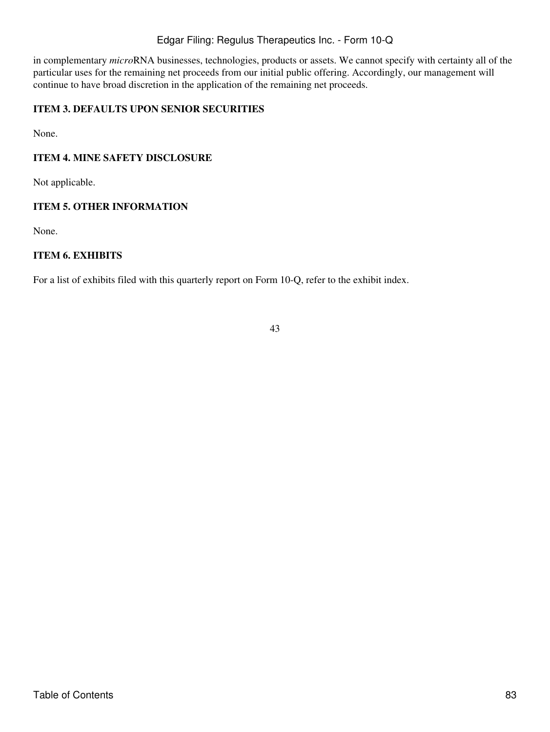in complementary *micro*RNA businesses, technologies, products or assets. We cannot specify with certainty all of the particular uses for the remaining net proceeds from our initial public offering. Accordingly, our management will continue to have broad discretion in the application of the remaining net proceeds.

### ITEM 3. DEFAULTS UPON SENIOR SECURITIES

None.

### ITEM 4. MINE SAFETY DISCLOSURE

Not applicable.

### ITEM 5. OTHER INFORMATION

None.

### ITEM 6. EXHIBITS

For a list of exhibits filed with this quarterly report on Form 10-Q, refer to the exhibit index.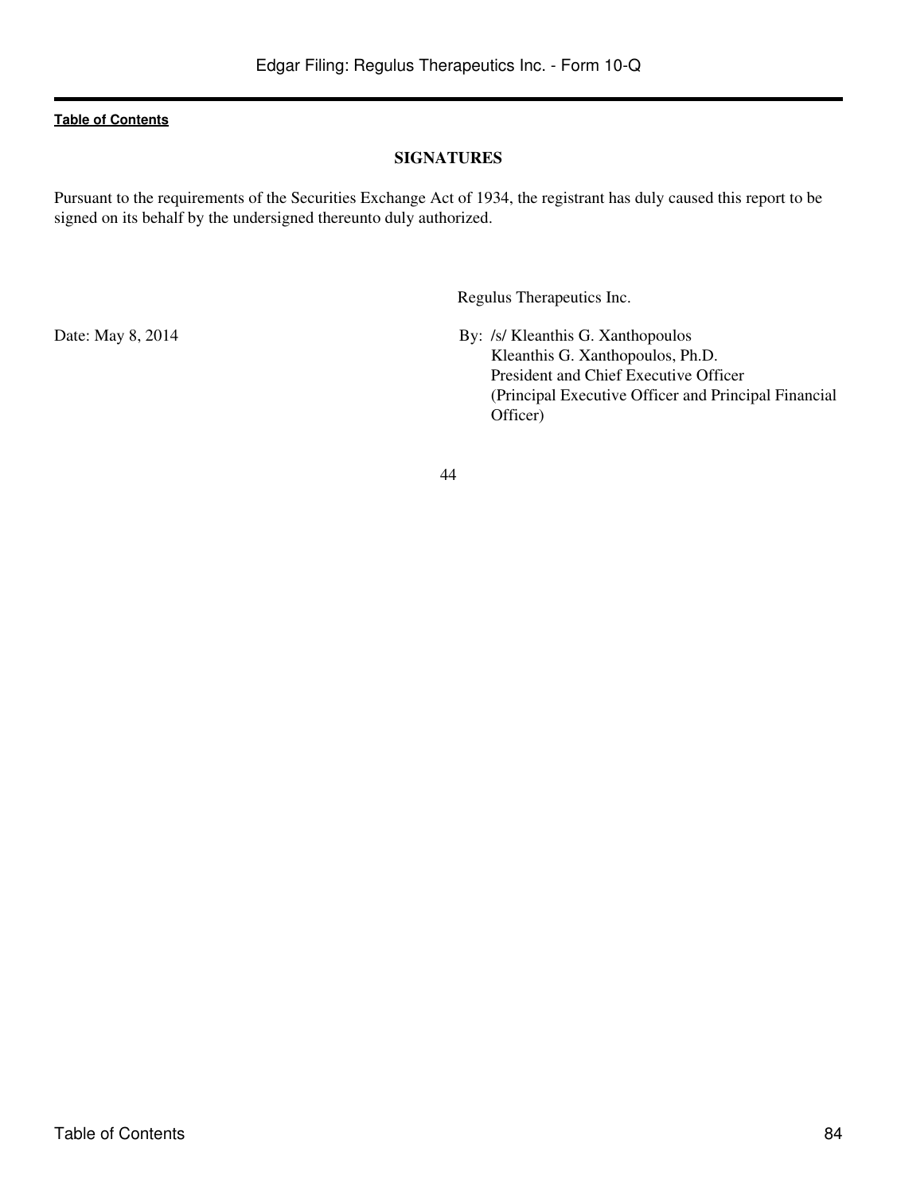## SIGNATURES

Pursuant to the requirements of the Securities Exchange Act of 1934, the registrant has duly caused this report to be signed on its behalf by the undersigned thereunto duly authorized.

Regulus Therapeutics Inc.

Date: May 8, 2014

By: /s/ Kleanthis G. Xanthopoulos
Kleanthis G. Xanthopoulos, Ph.D.
President and Chief Executive Officer
(Principal Executive Officer and Principal Financial Officer)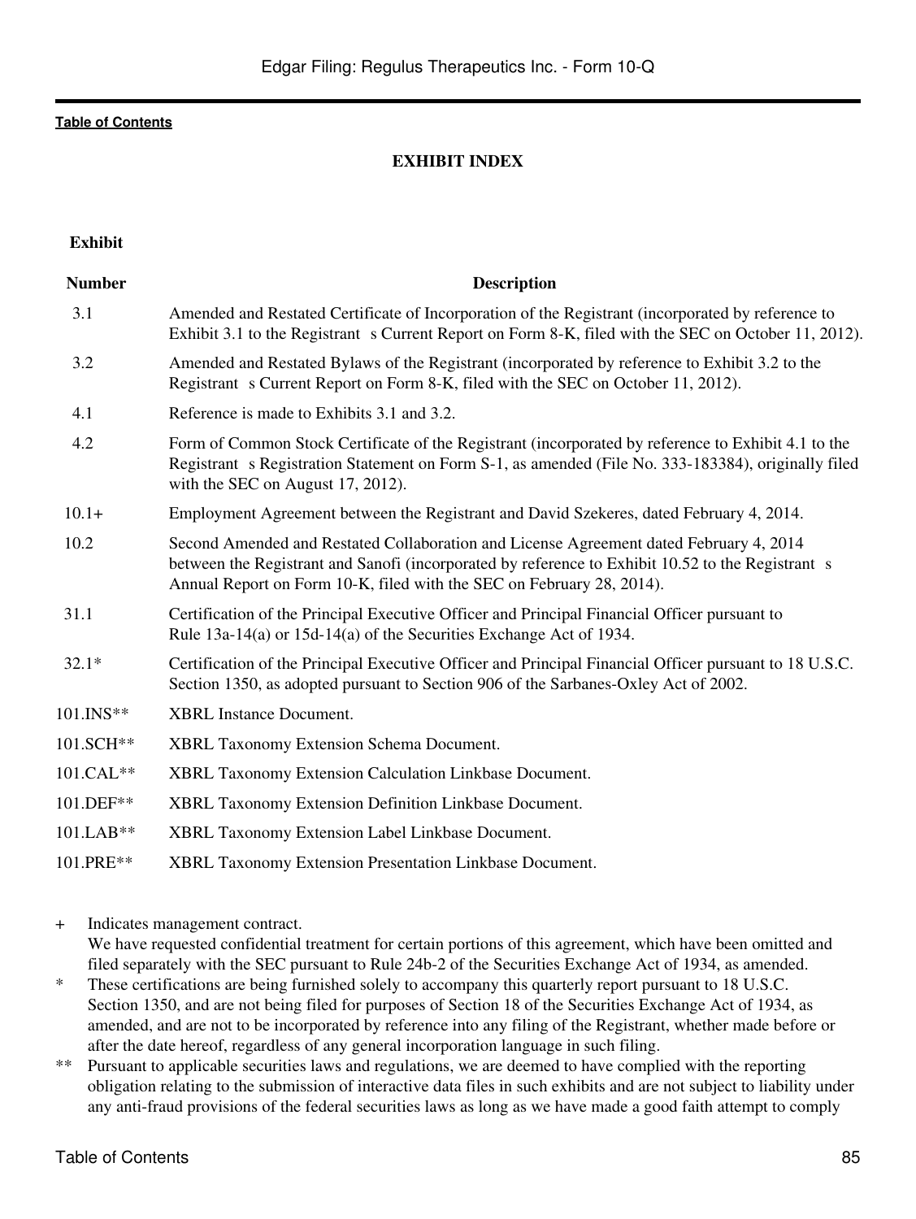[Table of Contents](#)

## EXHIBIT INDEX

| Exhibit Number | Description |
| --- | --- |
| 3.1 | Amended and Restated Certificate of Incorporation of the Registrant (incorporated by reference to Exhibit 3.1 to the Registrant s Current Report on Form 8-K, filed with the SEC on October 11, 2012). |
| 3.2 | Amended and Restated Bylaws of the Registrant (incorporated by reference to Exhibit 3.2 to the Registrant s Current Report on Form 8-K, filed with the SEC on October 11, 2012). |
| 4.1 | Reference is made to Exhibits 3.1 and 3.2. |
| 4.2 | Form of Common Stock Certificate of the Registrant (incorporated by reference to Exhibit 4.1 to the Registrant s Registration Statement on Form S-1, as amended (File No. 333-183384), originally filed with the SEC on August 17, 2012). |
| 10.1+ | Employment Agreement between the Registrant and David Szekeres, dated February 4, 2014. |
| 10.2 | Second Amended and Restated Collaboration and License Agreement dated February 4, 2014 between the Registrant and Sanofi (incorporated by reference to Exhibit 10.52 to the Registrant s Annual Report on Form 10-K, filed with the SEC on February 28, 2014). |
| 31.1 | Certification of the Principal Executive Officer and Principal Financial Officer pursuant to Rule 13a-14(a) or 15d-14(a) of the Securities Exchange Act of 1934. |
| 32.1* | Certification of the Principal Executive Officer and Principal Financial Officer pursuant to 18 U.S.C. Section 1350, as adopted pursuant to Section 906 of the Sarbanes-Oxley Act of 2002. |
| 101.INS** | XBRL Instance Document. |
| 101.SCH** | XBRL Taxonomy Extension Schema Document. |
| 101.CAL** | XBRL Taxonomy Extension Calculation Linkbase Document. |
| 101.DEF** | XBRL Taxonomy Extension Definition Linkbase Document. |
| 101.LAB** | XBRL Taxonomy Extension Label Linkbase Document. |
| 101.PRE** | XBRL Taxonomy Extension Presentation Linkbase Document. |

+ Indicates management contract.
  We have requested confidential treatment for certain portions of this agreement, which have been omitted and filed separately with the SEC pursuant to Rule 24b-2 of the Securities Exchange Act of 1934, as amended.

\* These certifications are being furnished solely to accompany this quarterly report pursuant to 18 U.S.C. Section 1350, and are not being filed for purposes of Section 18 of the Securities Exchange Act of 1934, as amended, and are not to be incorporated by reference into any filing of the Registrant, whether made before or after the date hereof, regardless of any general incorporation language in such filing.

\*\* Pursuant to applicable securities laws and regulations, we are deemed to have complied with the reporting obligation relating to the submission of interactive data files in such exhibits and are not subject to liability under any anti-fraud provisions of the federal securities laws as long as we have made a good faith attempt to comply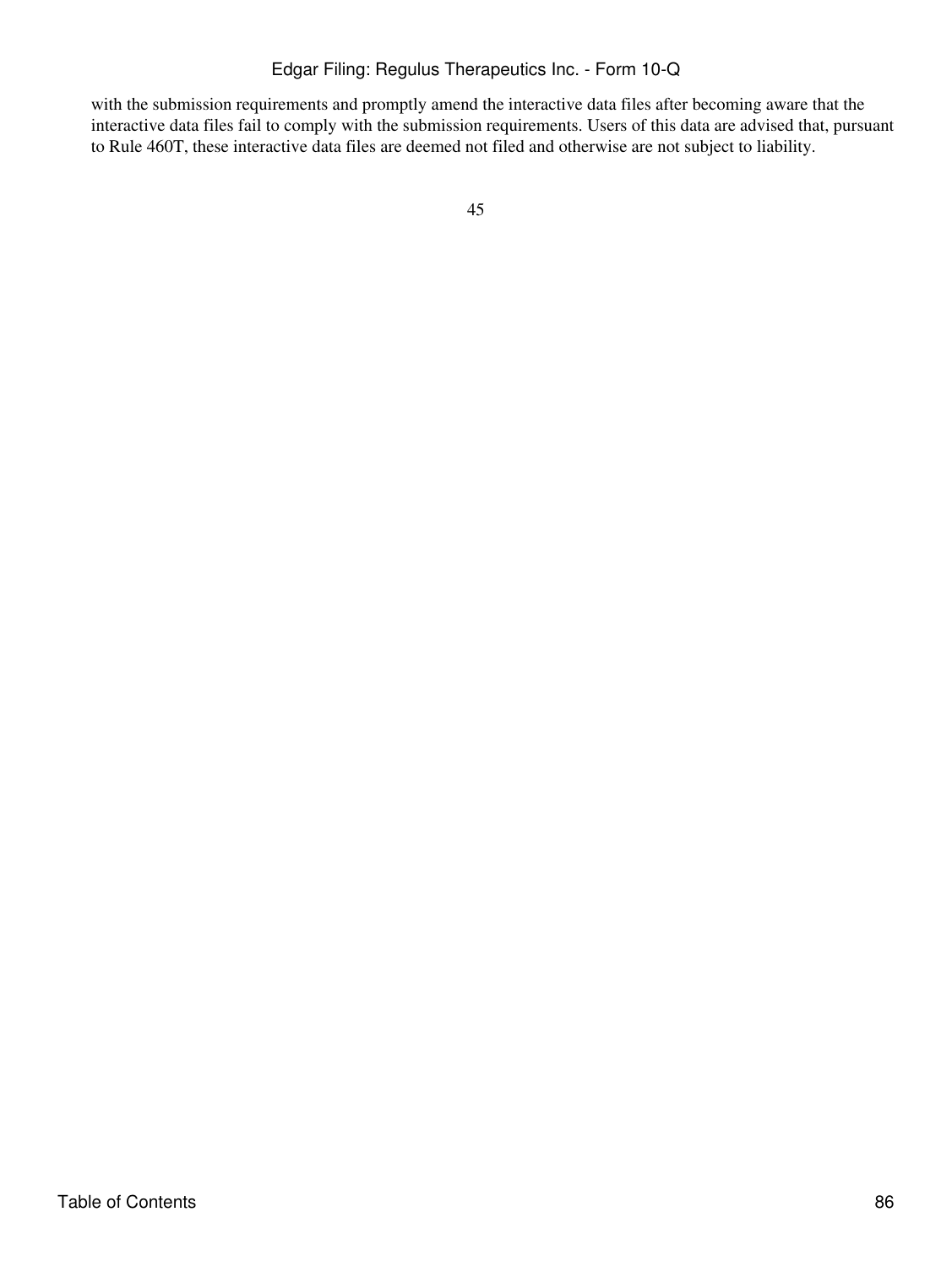with the submission requirements and promptly amend the interactive data files after becoming aware that the interactive data files fail to comply with the submission requirements. Users of this data are advised that, pursuant to Rule 460T, these interactive data files are deemed not filed and otherwise are not subject to liability.